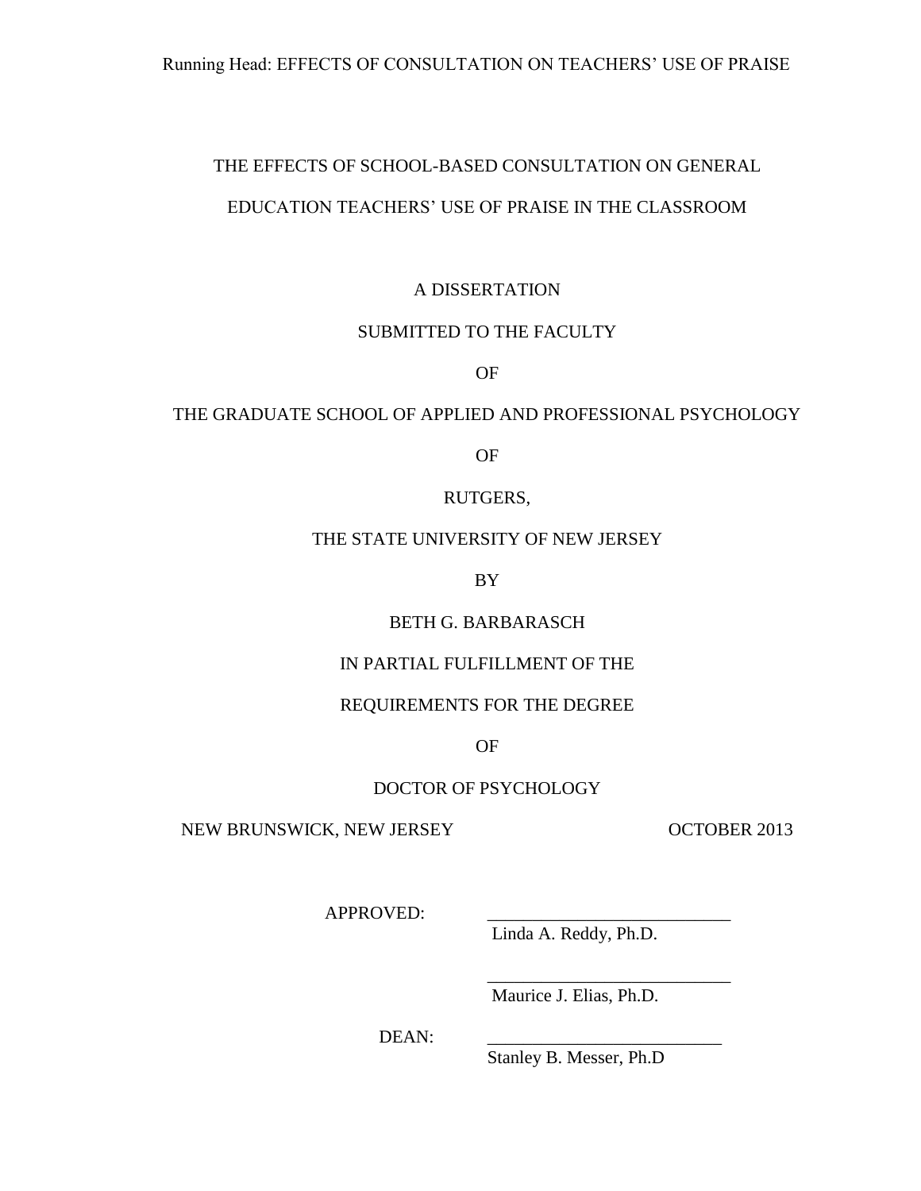# THE EFFECTS OF SCHOOL-BASED CONSULTATION ON GENERAL EDUCATION TEACHERS' USE OF PRAISE IN THE CLASSROOM

A DISSERTATION

SUBMITTED TO THE FACULTY

OF

THE GRADUATE SCHOOL OF APPLIED AND PROFESSIONAL PSYCHOLOGY

OF

RUTGERS,

THE STATE UNIVERSITY OF NEW JERSEY

BY

BETH G. BARBARASCH

IN PARTIAL FULFILLMENT OF THE

REQUIREMENTS FOR THE DEGREE

OF

DOCTOR OF PSYCHOLOGY

NEW BRUNSWICK, NEW JERSEY OCTOBER 2013

APPROVED: ___________________________
Linda A. Reddy, Ph.D.

___________________________
Maurice J. Elias, Ph.D.

DEAN: ___________________________
Stanley B. Messer, Ph.D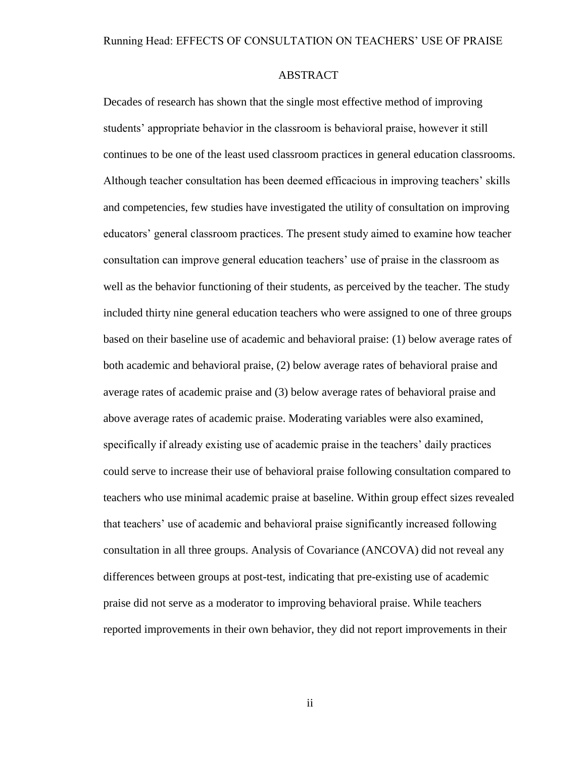# ABSTRACT

Decades of research has shown that the single most effective method of improving students' appropriate behavior in the classroom is behavioral praise, however it still continues to be one of the least used classroom practices in general education classrooms. Although teacher consultation has been deemed efficacious in improving teachers' skills and competencies, few studies have investigated the utility of consultation on improving educators' general classroom practices. The present study aimed to examine how teacher consultation can improve general education teachers' use of praise in the classroom as well as the behavior functioning of their students, as perceived by the teacher. The study included thirty nine general education teachers who were assigned to one of three groups based on their baseline use of academic and behavioral praise: (1) below average rates of both academic and behavioral praise, (2) below average rates of behavioral praise and average rates of academic praise and (3) below average rates of behavioral praise and above average rates of academic praise. Moderating variables were also examined, specifically if already existing use of academic praise in the teachers' daily practices could serve to increase their use of behavioral praise following consultation compared to teachers who use minimal academic praise at baseline. Within group effect sizes revealed that teachers' use of academic and behavioral praise significantly increased following consultation in all three groups. Analysis of Covariance (ANCOVA) did not reveal any differences between groups at post-test, indicating that pre-existing use of academic praise did not serve as a moderator to improving behavioral praise. While teachers reported improvements in their own behavior, they did not report improvements in their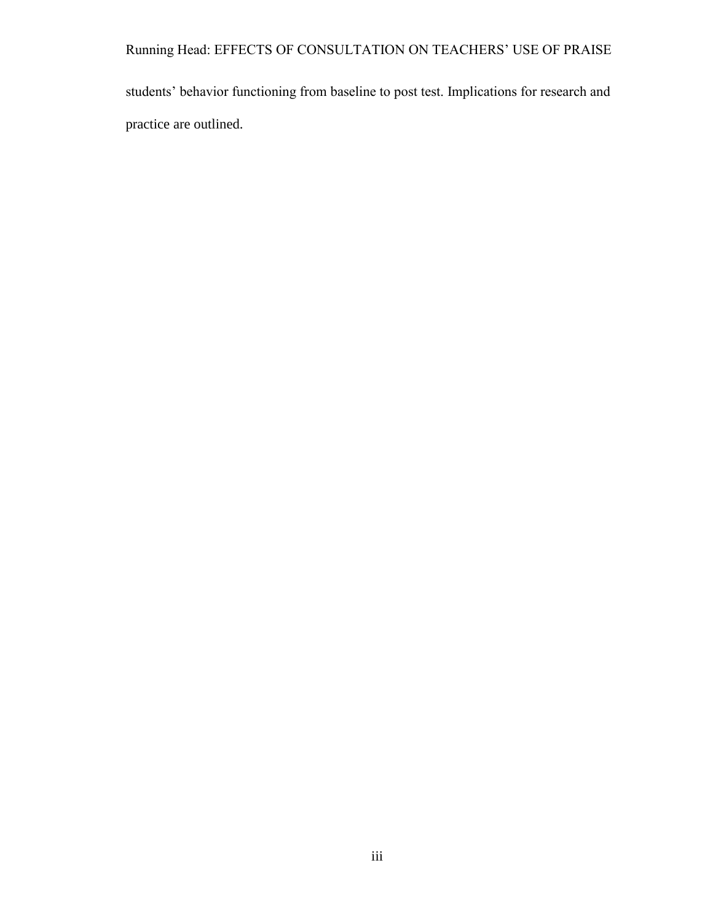students' behavior functioning from baseline to post test. Implications for research and practice are outlined.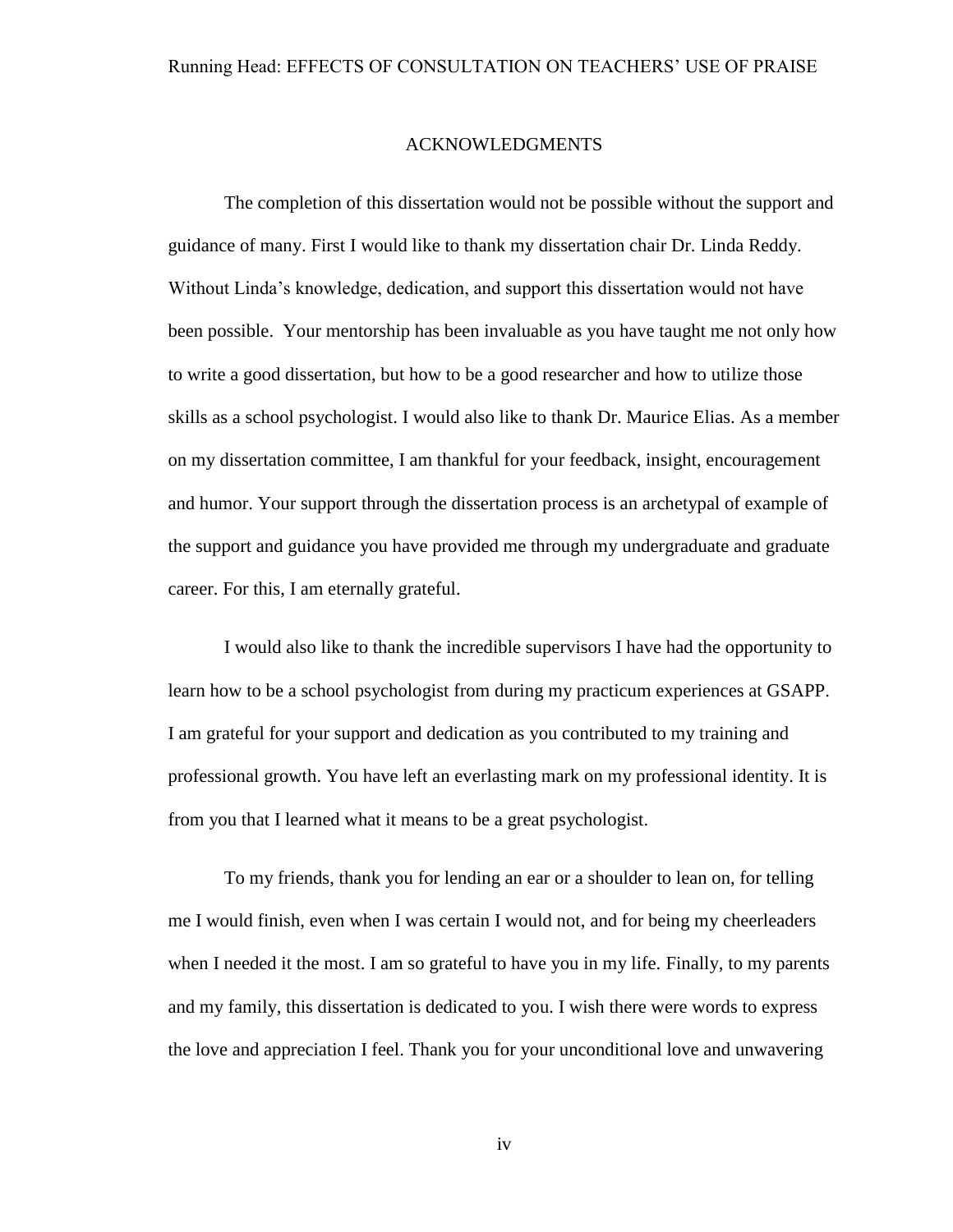# ACKNOWLEDGMENTS

The completion of this dissertation would not be possible without the support and guidance of many. First I would like to thank my dissertation chair Dr. Linda Reddy. Without Linda's knowledge, dedication, and support this dissertation would not have been possible. Your mentorship has been invaluable as you have taught me not only how to write a good dissertation, but how to be a good researcher and how to utilize those skills as a school psychologist. I would also like to thank Dr. Maurice Elias. As a member on my dissertation committee, I am thankful for your feedback, insight, encouragement and humor. Your support through the dissertation process is an archetypal of example of the support and guidance you have provided me through my undergraduate and graduate career. For this, I am eternally grateful.

I would also like to thank the incredible supervisors I have had the opportunity to learn how to be a school psychologist from during my practicum experiences at GSAPP. I am grateful for your support and dedication as you contributed to my training and professional growth. You have left an everlasting mark on my professional identity. It is from you that I learned what it means to be a great psychologist.

To my friends, thank you for lending an ear or a shoulder to lean on, for telling me I would finish, even when I was certain I would not, and for being my cheerleaders when I needed it the most. I am so grateful to have you in my life. Finally, to my parents and my family, this dissertation is dedicated to you. I wish there were words to express the love and appreciation I feel. Thank you for your unconditional love and unwavering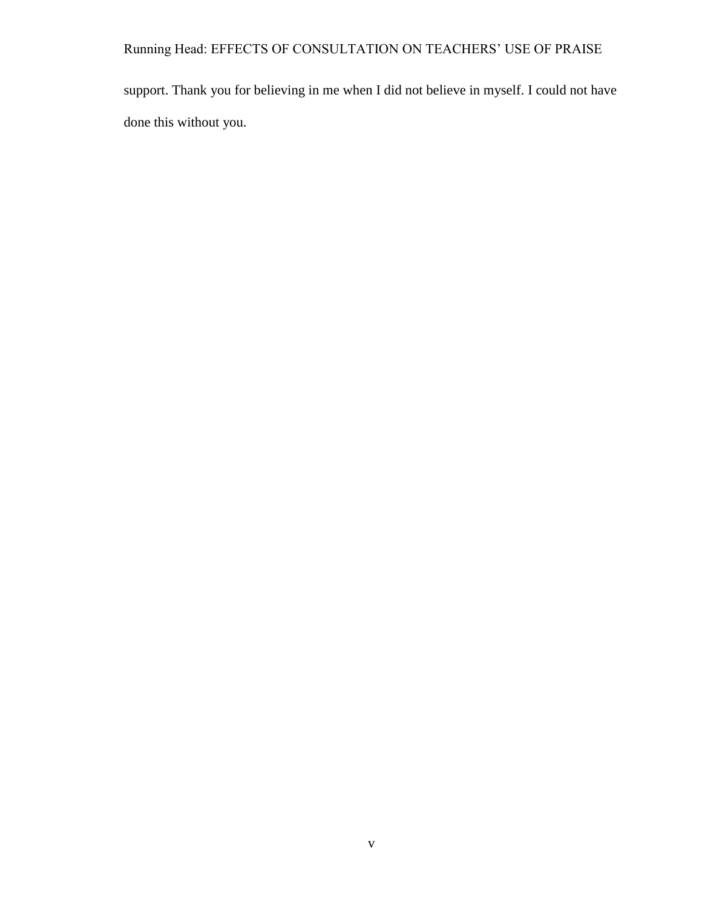support. Thank you for believing in me when I did not believe in myself. I could not have done this without you.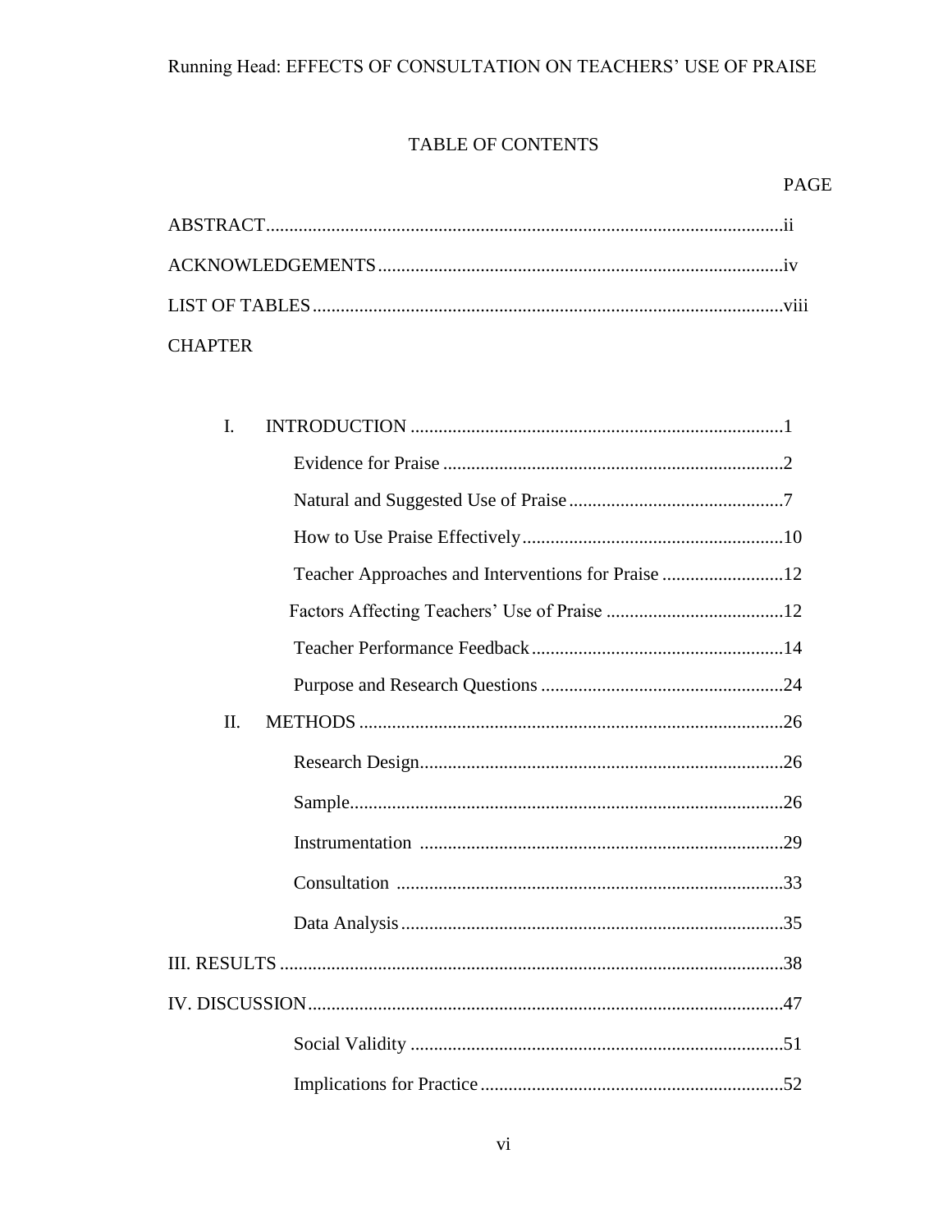# TABLE OF CONTENTS

PAGE

ABSTRACT.......................................................................................................ii

ACKNOWLEDGEMENTS......................................................................................iv

LIST OF TABLES...............................................................................................viii

CHAPTER

I. INTRODUCTION ..............................................................................1

- Evidence for Praise ........................................................................2
- Natural and Suggested Use of Praise .............................................7
- How to Use Praise Effectively.......................................................10
- Teacher Approaches and Interventions for Praise ..........................12
- Factors Affecting Teachers' Use of Praise .....................................12
- Teacher Performance Feedback.....................................................14
- Purpose and Research Questions ...................................................24

II. METHODS ..........................................................................................26

- Research Design.............................................................................26
- Sample............................................................................................26
- Instrumentation .............................................................................29
- Consultation ..................................................................................33
- Data Analysis.................................................................................35

III. RESULTS ...........................................................................................38

IV. DISCUSSION.....................................................................................47

- Social Validity ...............................................................................51
- Implications for Practice................................................................52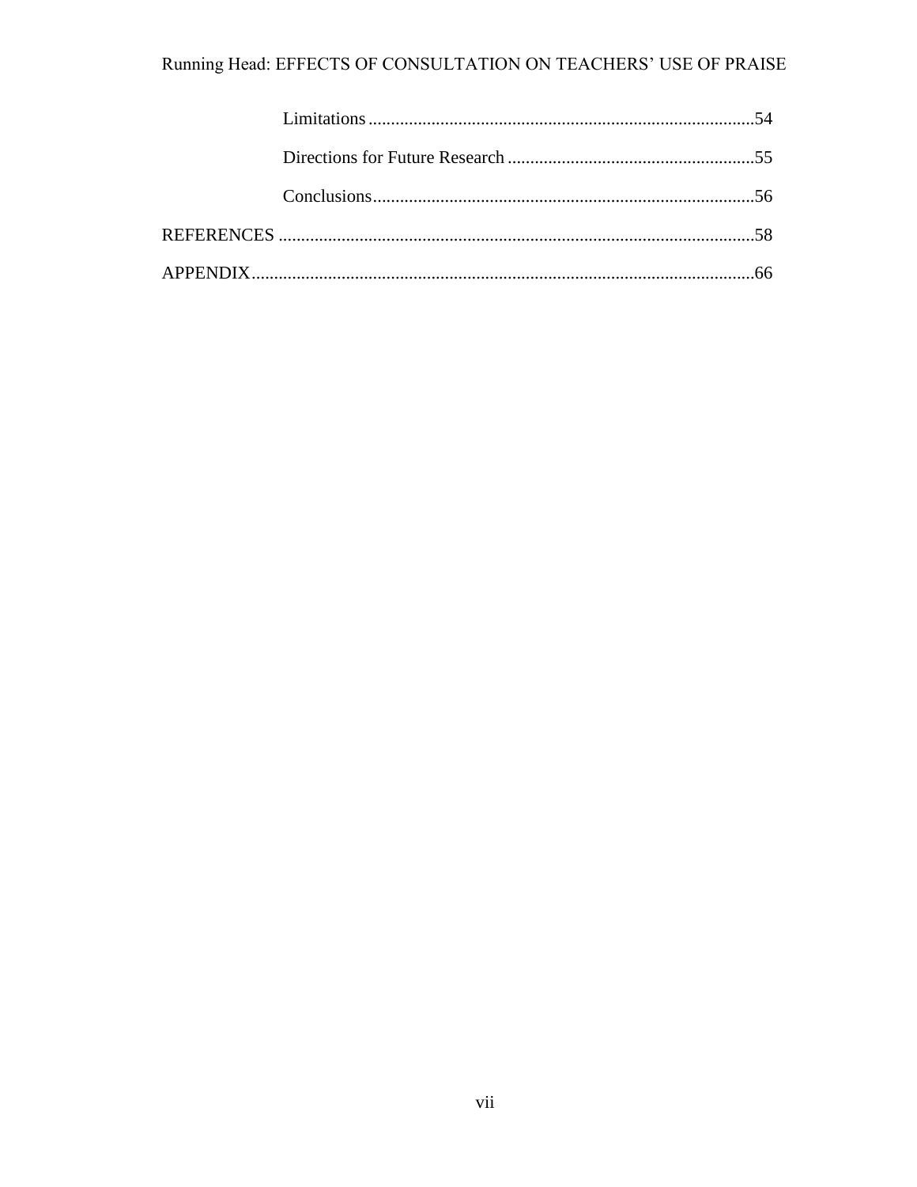Limitations ....................................................................................54

Directions for Future Research ......................................................55

Conclusions....................................................................................56

REFERENCES ........................................................................................................58

APPENDIX...............................................................................................................66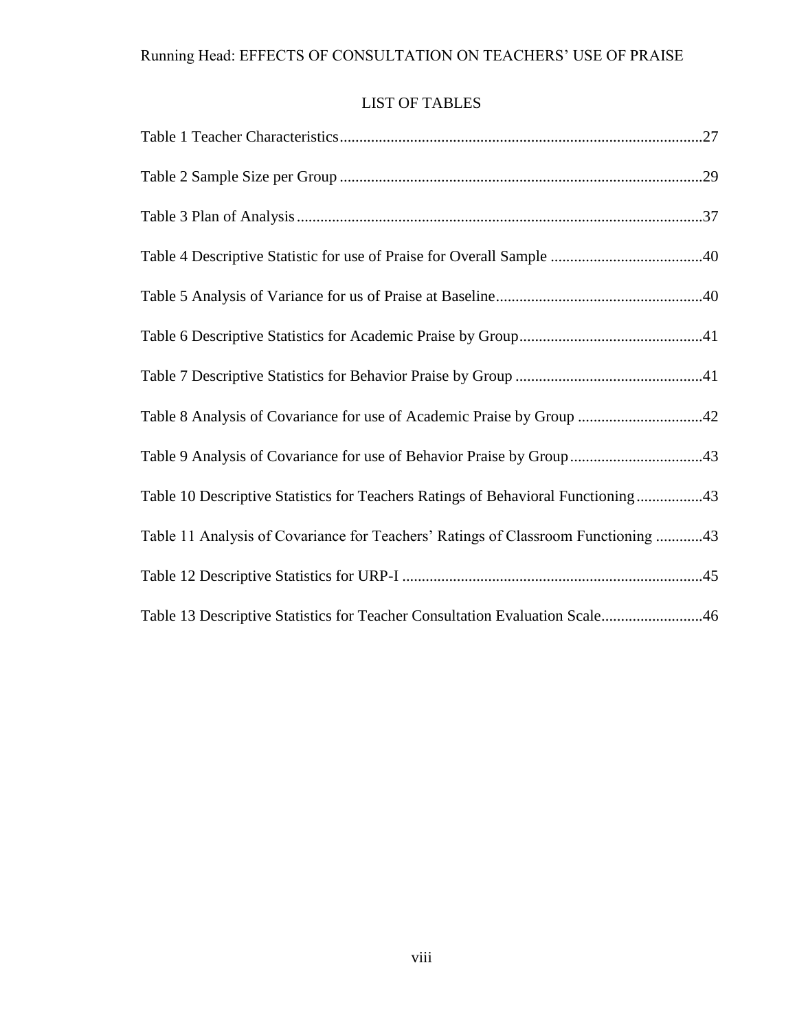# LIST OF TABLES

Table 1 Teacher Characteristics............................................................................................27

Table 2 Sample Size per Group ............................................................................................29

Table 3 Plan of Analysis.......................................................................................................37

Table 4 Descriptive Statistic for use of Praise for Overall Sample .......................................40

Table 5 Analysis of Variance for us of Praise at Baseline....................................................40

Table 6 Descriptive Statistics for Academic Praise by Group...............................................41

Table 7 Descriptive Statistics for Behavior Praise by Group ................................................41

Table 8 Analysis of Covariance for use of Academic Praise by Group ................................42

Table 9 Analysis of Covariance for use of Behavior Praise by Group..................................43

Table 10 Descriptive Statistics for Teachers Ratings of Behavioral Functioning.................43

Table 11 Analysis of Covariance for Teachers' Ratings of Classroom Functioning ............43

Table 12 Descriptive Statistics for URP-I ............................................................................45

Table 13 Descriptive Statistics for Teacher Consultation Evaluation Scale..........................46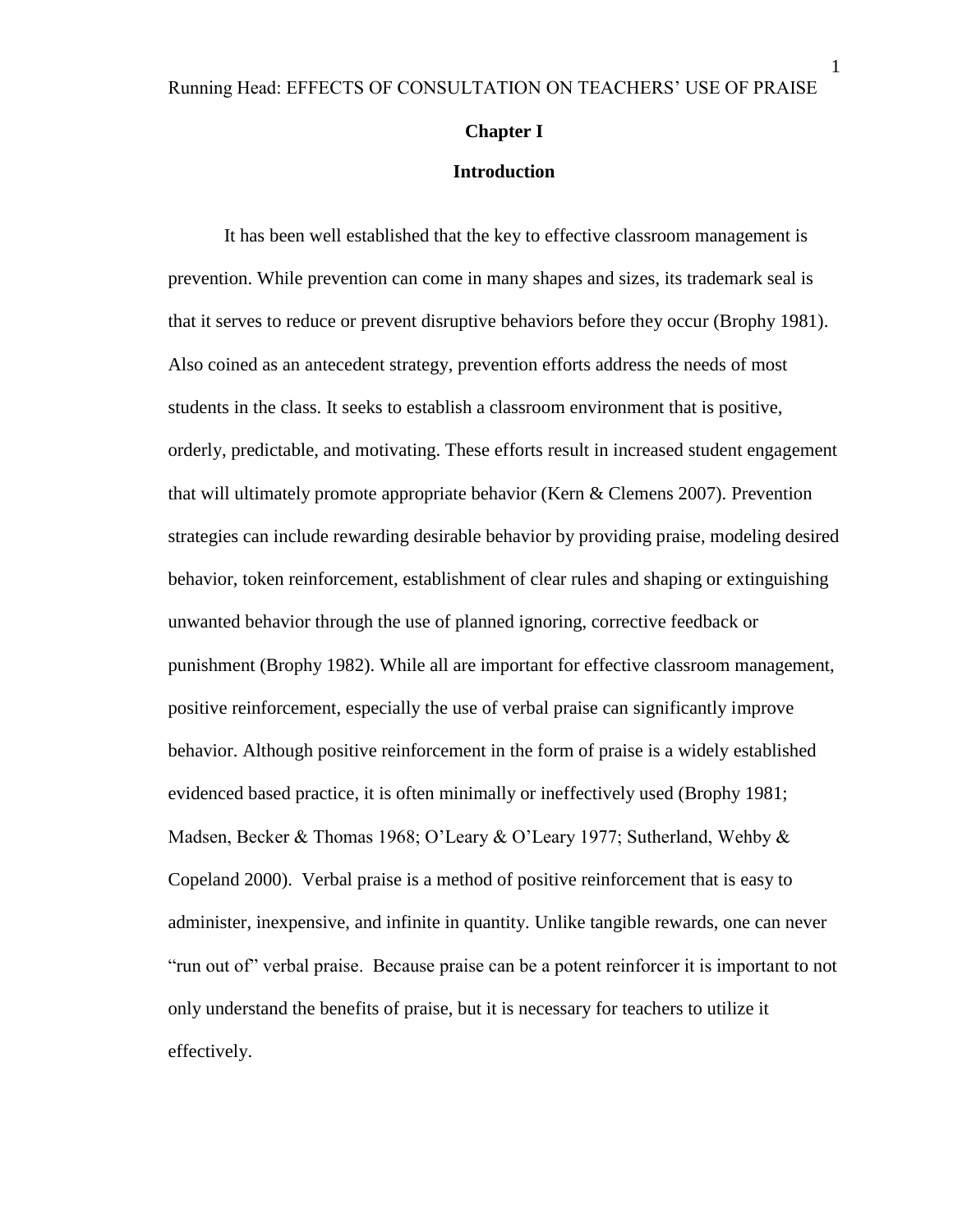# Chapter I

## Introduction

It has been well established that the key to effective classroom management is prevention. While prevention can come in many shapes and sizes, its trademark seal is that it serves to reduce or prevent disruptive behaviors before they occur (Brophy 1981). Also coined as an antecedent strategy, prevention efforts address the needs of most students in the class. It seeks to establish a classroom environment that is positive, orderly, predictable, and motivating. These efforts result in increased student engagement that will ultimately promote appropriate behavior (Kern & Clemens 2007). Prevention strategies can include rewarding desirable behavior by providing praise, modeling desired behavior, token reinforcement, establishment of clear rules and shaping or extinguishing unwanted behavior through the use of planned ignoring, corrective feedback or punishment (Brophy 1982). While all are important for effective classroom management, positive reinforcement, especially the use of verbal praise can significantly improve behavior. Although positive reinforcement in the form of praise is a widely established evidenced based practice, it is often minimally or ineffectively used (Brophy 1981; Madsen, Becker & Thomas 1968; O'Leary & O'Leary 1977; Sutherland, Wehby & Copeland 2000). Verbal praise is a method of positive reinforcement that is easy to administer, inexpensive, and infinite in quantity. Unlike tangible rewards, one can never "run out of" verbal praise. Because praise can be a potent reinforcer it is important to not only understand the benefits of praise, but it is necessary for teachers to utilize it effectively.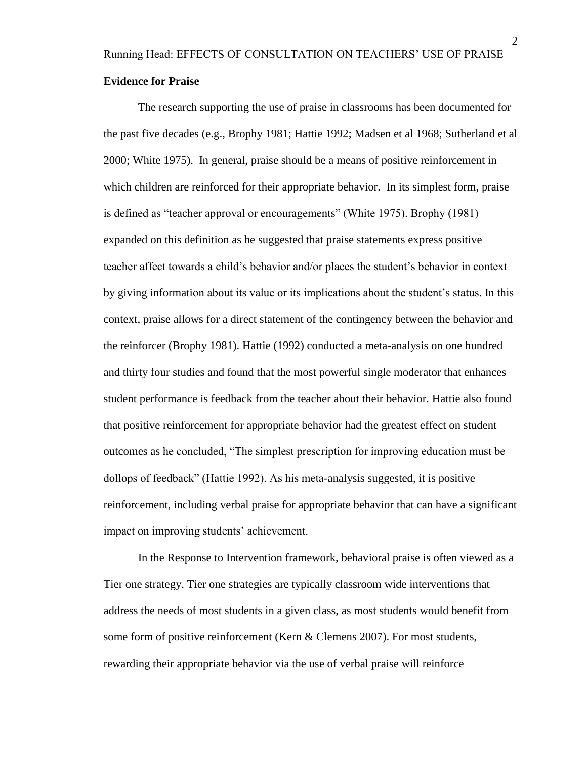**Evidence for Praise**

The research supporting the use of praise in classrooms has been documented for the past five decades (e.g., Brophy 1981; Hattie 1992; Madsen et al 1968; Sutherland et al 2000; White 1975). In general, praise should be a means of positive reinforcement in which children are reinforced for their appropriate behavior. In its simplest form, praise is defined as "teacher approval or encouragements" (White 1975). Brophy (1981) expanded on this definition as he suggested that praise statements express positive teacher affect towards a child's behavior and/or places the student's behavior in context by giving information about its value or its implications about the student's status. In this context, praise allows for a direct statement of the contingency between the behavior and the reinforcer (Brophy 1981). Hattie (1992) conducted a meta-analysis on one hundred and thirty four studies and found that the most powerful single moderator that enhances student performance is feedback from the teacher about their behavior. Hattie also found that positive reinforcement for appropriate behavior had the greatest effect on student outcomes as he concluded, "The simplest prescription for improving education must be dollops of feedback" (Hattie 1992). As his meta-analysis suggested, it is positive reinforcement, including verbal praise for appropriate behavior that can have a significant impact on improving students' achievement.

In the Response to Intervention framework, behavioral praise is often viewed as a Tier one strategy. Tier one strategies are typically classroom wide interventions that address the needs of most students in a given class, as most students would benefit from some form of positive reinforcement (Kern & Clemens 2007). For most students, rewarding their appropriate behavior via the use of verbal praise will reinforce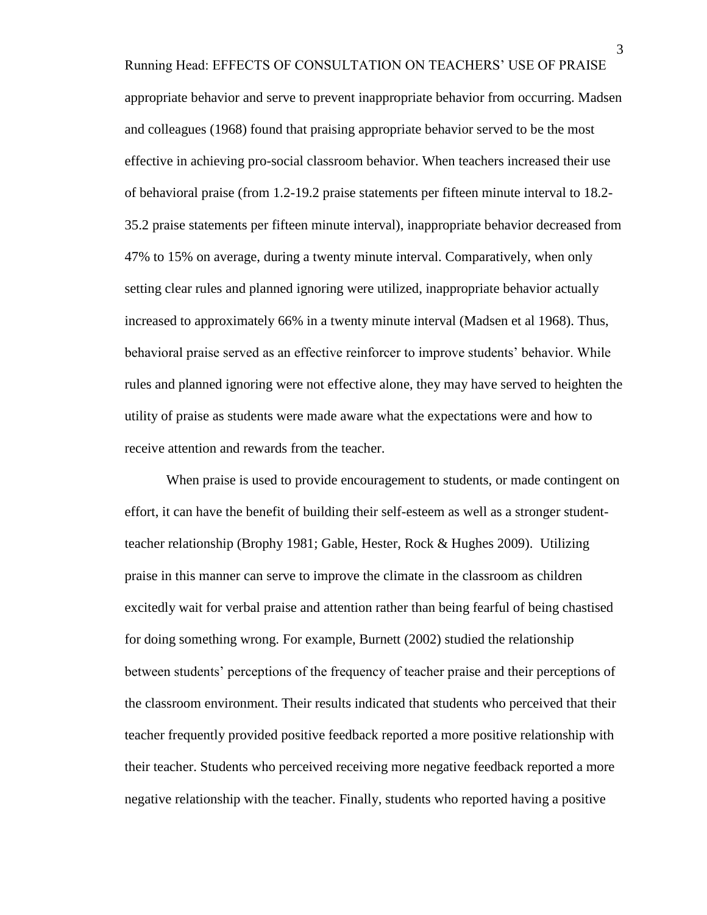appropriate behavior and serve to prevent inappropriate behavior from occurring. Madsen and colleagues (1968) found that praising appropriate behavior served to be the most effective in achieving pro-social classroom behavior. When teachers increased their use of behavioral praise (from 1.2-19.2 praise statements per fifteen minute interval to 18.2-35.2 praise statements per fifteen minute interval), inappropriate behavior decreased from 47% to 15% on average, during a twenty minute interval. Comparatively, when only setting clear rules and planned ignoring were utilized, inappropriate behavior actually increased to approximately 66% in a twenty minute interval (Madsen et al 1968). Thus, behavioral praise served as an effective reinforcer to improve students' behavior. While rules and planned ignoring were not effective alone, they may have served to heighten the utility of praise as students were made aware what the expectations were and how to receive attention and rewards from the teacher.

When praise is used to provide encouragement to students, or made contingent on effort, it can have the benefit of building their self-esteem as well as a stronger student-teacher relationship (Brophy 1981; Gable, Hester, Rock & Hughes 2009). Utilizing praise in this manner can serve to improve the climate in the classroom as children excitedly wait for verbal praise and attention rather than being fearful of being chastised for doing something wrong. For example, Burnett (2002) studied the relationship between students' perceptions of the frequency of teacher praise and their perceptions of the classroom environment. Their results indicated that students who perceived that their teacher frequently provided positive feedback reported a more positive relationship with their teacher. Students who perceived receiving more negative feedback reported a more negative relationship with the teacher. Finally, students who reported having a positive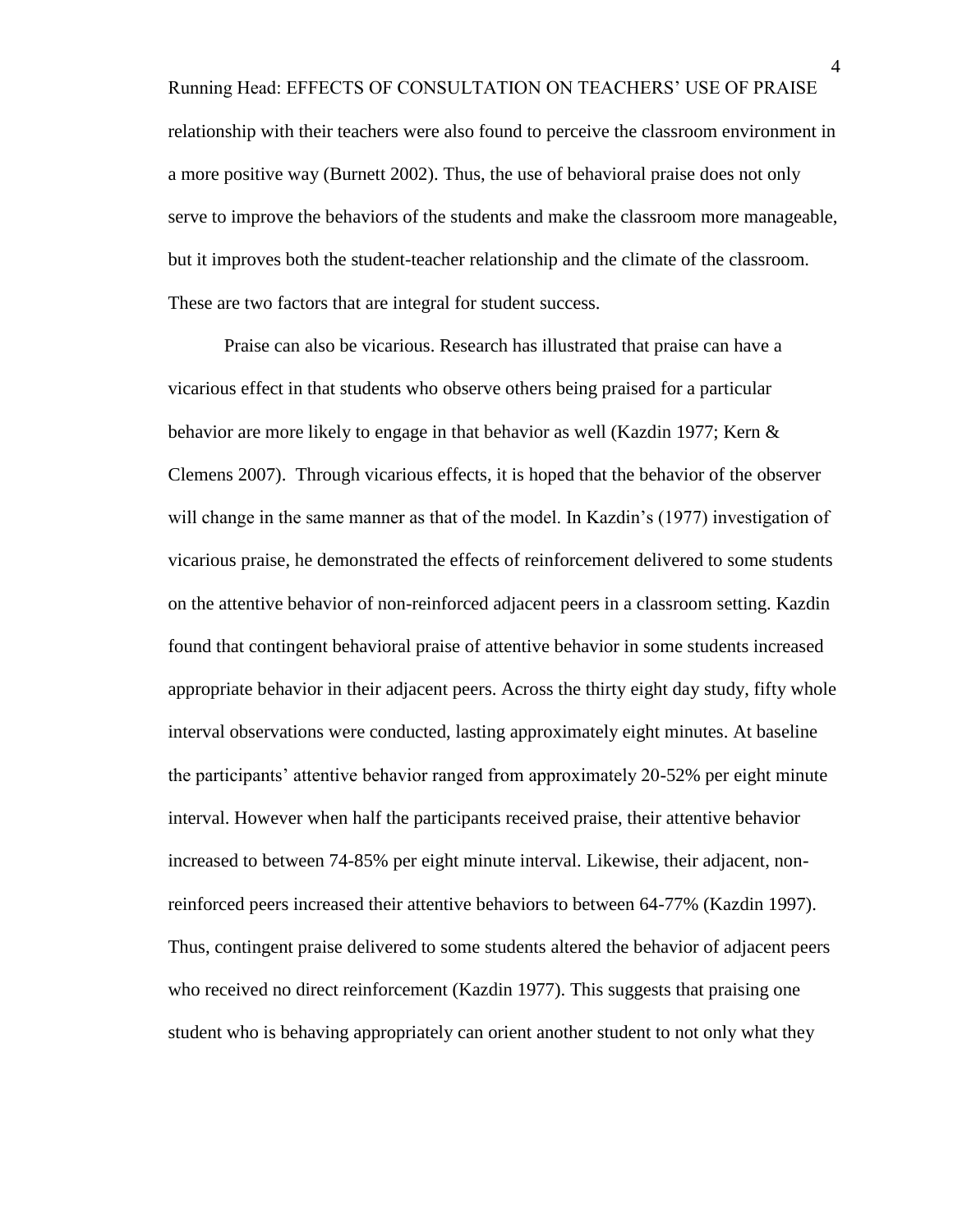relationship with their teachers were also found to perceive the classroom environment in a more positive way (Burnett 2002). Thus, the use of behavioral praise does not only serve to improve the behaviors of the students and make the classroom more manageable, but it improves both the student-teacher relationship and the climate of the classroom. These are two factors that are integral for student success.

Praise can also be vicarious. Research has illustrated that praise can have a vicarious effect in that students who observe others being praised for a particular behavior are more likely to engage in that behavior as well (Kazdin 1977; Kern & Clemens 2007). Through vicarious effects, it is hoped that the behavior of the observer will change in the same manner as that of the model. In Kazdin's (1977) investigation of vicarious praise, he demonstrated the effects of reinforcement delivered to some students on the attentive behavior of non-reinforced adjacent peers in a classroom setting. Kazdin found that contingent behavioral praise of attentive behavior in some students increased appropriate behavior in their adjacent peers. Across the thirty eight day study, fifty whole interval observations were conducted, lasting approximately eight minutes. At baseline the participants' attentive behavior ranged from approximately 20-52% per eight minute interval. However when half the participants received praise, their attentive behavior increased to between 74-85% per eight minute interval. Likewise, their adjacent, non-reinforced peers increased their attentive behaviors to between 64-77% (Kazdin 1997). Thus, contingent praise delivered to some students altered the behavior of adjacent peers who received no direct reinforcement (Kazdin 1977). This suggests that praising one student who is behaving appropriately can orient another student to not only what they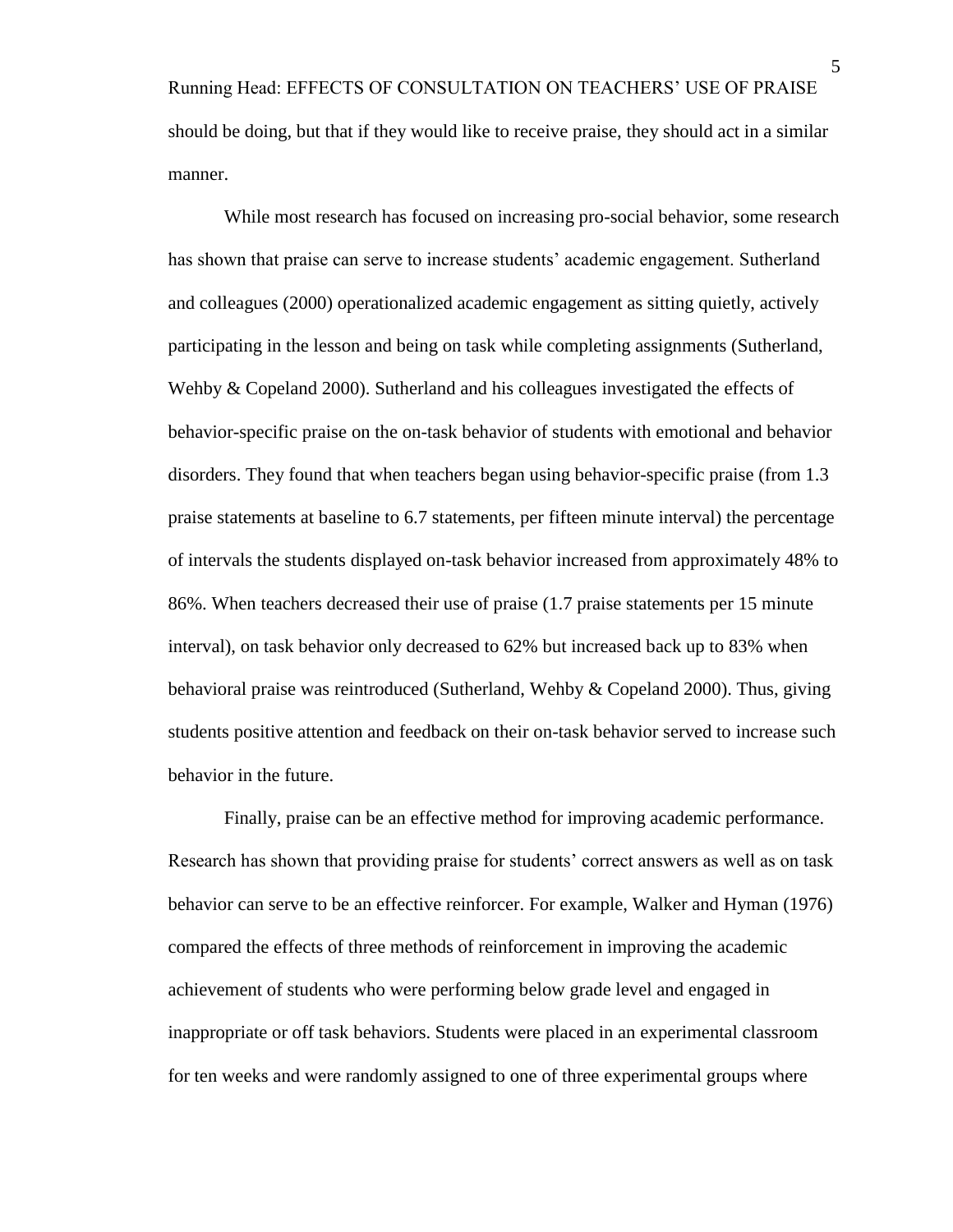should be doing, but that if they would like to receive praise, they should act in a similar manner.

While most research has focused on increasing pro-social behavior, some research has shown that praise can serve to increase students' academic engagement. Sutherland and colleagues (2000) operationalized academic engagement as sitting quietly, actively participating in the lesson and being on task while completing assignments (Sutherland, Wehby & Copeland 2000). Sutherland and his colleagues investigated the effects of behavior-specific praise on the on-task behavior of students with emotional and behavior disorders. They found that when teachers began using behavior-specific praise (from 1.3 praise statements at baseline to 6.7 statements, per fifteen minute interval) the percentage of intervals the students displayed on-task behavior increased from approximately 48% to 86%. When teachers decreased their use of praise (1.7 praise statements per 15 minute interval), on task behavior only decreased to 62% but increased back up to 83% when behavioral praise was reintroduced (Sutherland, Wehby & Copeland 2000). Thus, giving students positive attention and feedback on their on-task behavior served to increase such behavior in the future.

Finally, praise can be an effective method for improving academic performance. Research has shown that providing praise for students' correct answers as well as on task behavior can serve to be an effective reinforcer. For example, Walker and Hyman (1976) compared the effects of three methods of reinforcement in improving the academic achievement of students who were performing below grade level and engaged in inappropriate or off task behaviors. Students were placed in an experimental classroom for ten weeks and were randomly assigned to one of three experimental groups where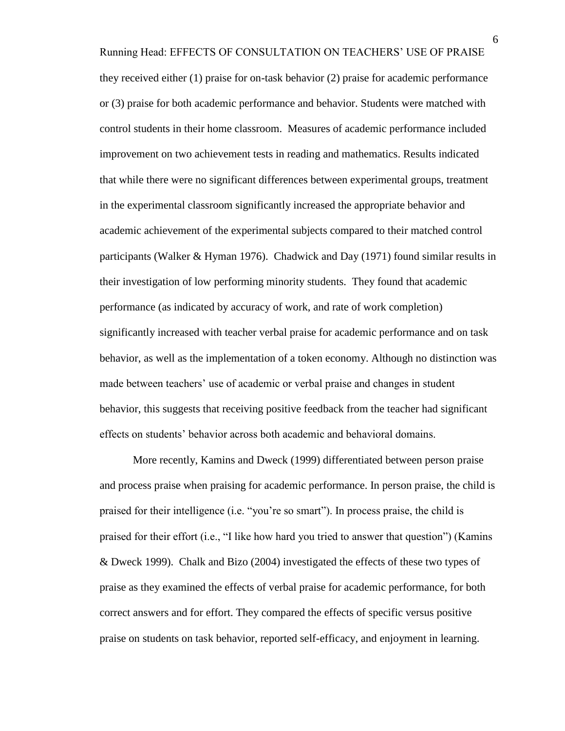they received either (1) praise for on-task behavior (2) praise for academic performance or (3) praise for both academic performance and behavior. Students were matched with control students in their home classroom. Measures of academic performance included improvement on two achievement tests in reading and mathematics. Results indicated that while there were no significant differences between experimental groups, treatment in the experimental classroom significantly increased the appropriate behavior and academic achievement of the experimental subjects compared to their matched control participants (Walker & Hyman 1976). Chadwick and Day (1971) found similar results in their investigation of low performing minority students. They found that academic performance (as indicated by accuracy of work, and rate of work completion) significantly increased with teacher verbal praise for academic performance and on task behavior, as well as the implementation of a token economy. Although no distinction was made between teachers' use of academic or verbal praise and changes in student behavior, this suggests that receiving positive feedback from the teacher had significant effects on students' behavior across both academic and behavioral domains.

More recently, Kamins and Dweck (1999) differentiated between person praise and process praise when praising for academic performance. In person praise, the child is praised for their intelligence (i.e. "you're so smart"). In process praise, the child is praised for their effort (i.e., "I like how hard you tried to answer that question") (Kamins & Dweck 1999). Chalk and Bizo (2004) investigated the effects of these two types of praise as they examined the effects of verbal praise for academic performance, for both correct answers and for effort. They compared the effects of specific versus positive praise on students on task behavior, reported self-efficacy, and enjoyment in learning.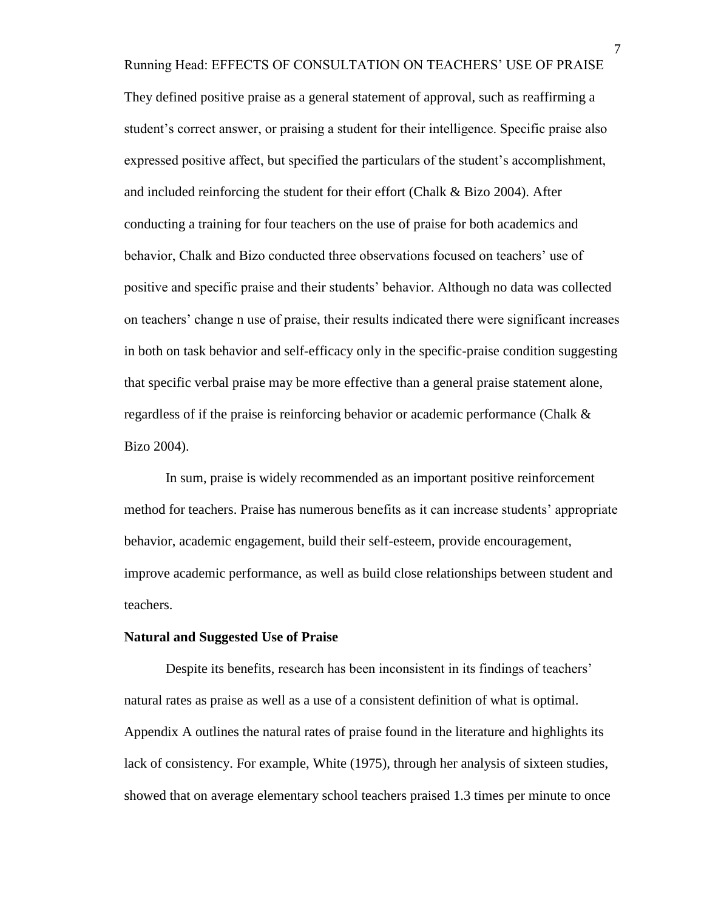They defined positive praise as a general statement of approval, such as reaffirming a student's correct answer, or praising a student for their intelligence. Specific praise also expressed positive affect, but specified the particulars of the student's accomplishment, and included reinforcing the student for their effort (Chalk & Bizo 2004). After conducting a training for four teachers on the use of praise for both academics and behavior, Chalk and Bizo conducted three observations focused on teachers' use of positive and specific praise and their students' behavior. Although no data was collected on teachers' change n use of praise, their results indicated there were significant increases in both on task behavior and self-efficacy only in the specific-praise condition suggesting that specific verbal praise may be more effective than a general praise statement alone, regardless of if the praise is reinforcing behavior or academic performance (Chalk & Bizo 2004).

In sum, praise is widely recommended as an important positive reinforcement method for teachers. Praise has numerous benefits as it can increase students' appropriate behavior, academic engagement, build their self-esteem, provide encouragement, improve academic performance, as well as build close relationships between student and teachers.

**Natural and Suggested Use of Praise**

Despite its benefits, research has been inconsistent in its findings of teachers' natural rates as praise as well as a use of a consistent definition of what is optimal. Appendix A outlines the natural rates of praise found in the literature and highlights its lack of consistency. For example, White (1975), through her analysis of sixteen studies, showed that on average elementary school teachers praised 1.3 times per minute to once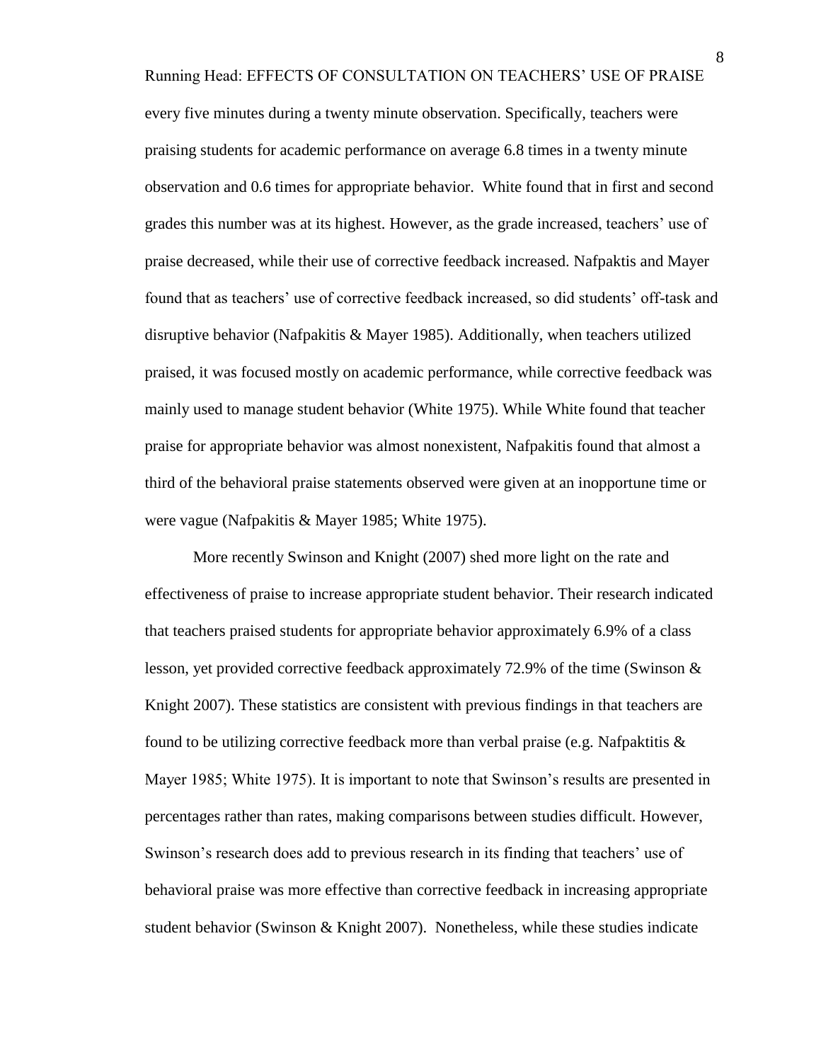every five minutes during a twenty minute observation. Specifically, teachers were praising students for academic performance on average 6.8 times in a twenty minute observation and 0.6 times for appropriate behavior. White found that in first and second grades this number was at its highest. However, as the grade increased, teachers' use of praise decreased, while their use of corrective feedback increased. Nafpaktis and Mayer found that as teachers' use of corrective feedback increased, so did students' off-task and disruptive behavior (Nafpakitis & Mayer 1985). Additionally, when teachers utilized praised, it was focused mostly on academic performance, while corrective feedback was mainly used to manage student behavior (White 1975). While White found that teacher praise for appropriate behavior was almost nonexistent, Nafpakitis found that almost a third of the behavioral praise statements observed were given at an inopportune time or were vague (Nafpakitis & Mayer 1985; White 1975).

More recently Swinson and Knight (2007) shed more light on the rate and effectiveness of praise to increase appropriate student behavior. Their research indicated that teachers praised students for appropriate behavior approximately 6.9% of a class lesson, yet provided corrective feedback approximately 72.9% of the time (Swinson & Knight 2007). These statistics are consistent with previous findings in that teachers are found to be utilizing corrective feedback more than verbal praise (e.g. Nafpaktitis & Mayer 1985; White 1975). It is important to note that Swinson's results are presented in percentages rather than rates, making comparisons between studies difficult. However, Swinson's research does add to previous research in its finding that teachers' use of behavioral praise was more effective than corrective feedback in increasing appropriate student behavior (Swinson & Knight 2007). Nonetheless, while these studies indicate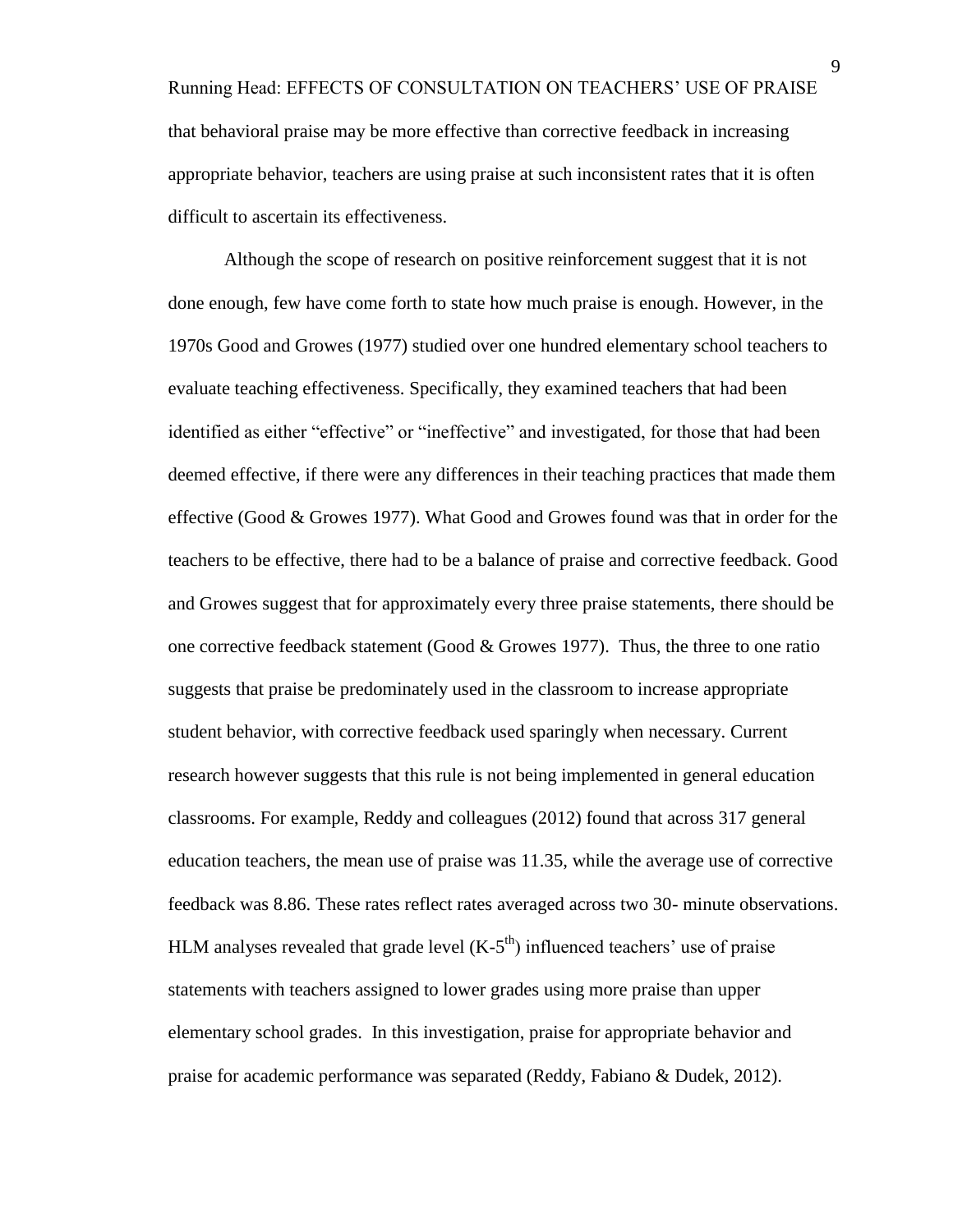that behavioral praise may be more effective than corrective feedback in increasing appropriate behavior, teachers are using praise at such inconsistent rates that it is often difficult to ascertain its effectiveness.

Although the scope of research on positive reinforcement suggest that it is not done enough, few have come forth to state how much praise is enough. However, in the 1970s Good and Growes (1977) studied over one hundred elementary school teachers to evaluate teaching effectiveness. Specifically, they examined teachers that had been identified as either "effective" or "ineffective" and investigated, for those that had been deemed effective, if there were any differences in their teaching practices that made them effective (Good & Growes 1977). What Good and Growes found was that in order for the teachers to be effective, there had to be a balance of praise and corrective feedback. Good and Growes suggest that for approximately every three praise statements, there should be one corrective feedback statement (Good & Growes 1977). Thus, the three to one ratio suggests that praise be predominately used in the classroom to increase appropriate student behavior, with corrective feedback used sparingly when necessary. Current research however suggests that this rule is not being implemented in general education classrooms. For example, Reddy and colleagues (2012) found that across 317 general education teachers, the mean use of praise was 11.35, while the average use of corrective feedback was 8.86. These rates reflect rates averaged across two 30- minute observations. HLM analyses revealed that grade level (K-5$^{th}$) influenced teachers' use of praise statements with teachers assigned to lower grades using more praise than upper elementary school grades. In this investigation, praise for appropriate behavior and praise for academic performance was separated (Reddy, Fabiano & Dudek, 2012).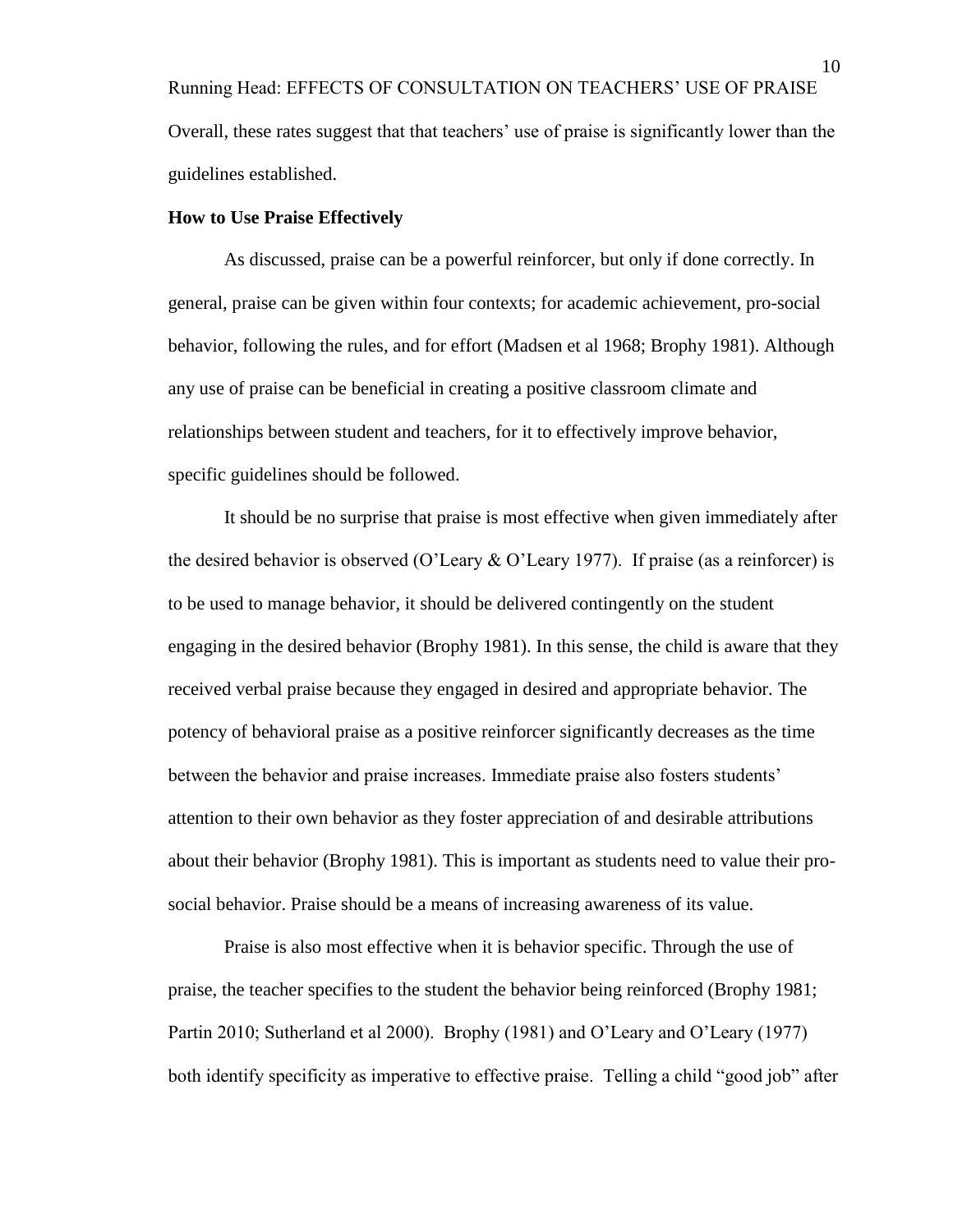Overall, these rates suggest that that teachers' use of praise is significantly lower than the guidelines established.

**How to Use Praise Effectively**

As discussed, praise can be a powerful reinforcer, but only if done correctly. In general, praise can be given within four contexts; for academic achievement, pro-social behavior, following the rules, and for effort (Madsen et al 1968; Brophy 1981). Although any use of praise can be beneficial in creating a positive classroom climate and relationships between student and teachers, for it to effectively improve behavior, specific guidelines should be followed.

It should be no surprise that praise is most effective when given immediately after the desired behavior is observed (O'Leary & O'Leary 1977). If praise (as a reinforcer) is to be used to manage behavior, it should be delivered contingently on the student engaging in the desired behavior (Brophy 1981). In this sense, the child is aware that they received verbal praise because they engaged in desired and appropriate behavior. The potency of behavioral praise as a positive reinforcer significantly decreases as the time between the behavior and praise increases. Immediate praise also fosters students' attention to their own behavior as they foster appreciation of and desirable attributions about their behavior (Brophy 1981). This is important as students need to value their pro-social behavior. Praise should be a means of increasing awareness of its value.

Praise is also most effective when it is behavior specific. Through the use of praise, the teacher specifies to the student the behavior being reinforced (Brophy 1981; Partin 2010; Sutherland et al 2000). Brophy (1981) and O'Leary and O'Leary (1977) both identify specificity as imperative to effective praise. Telling a child "good job" after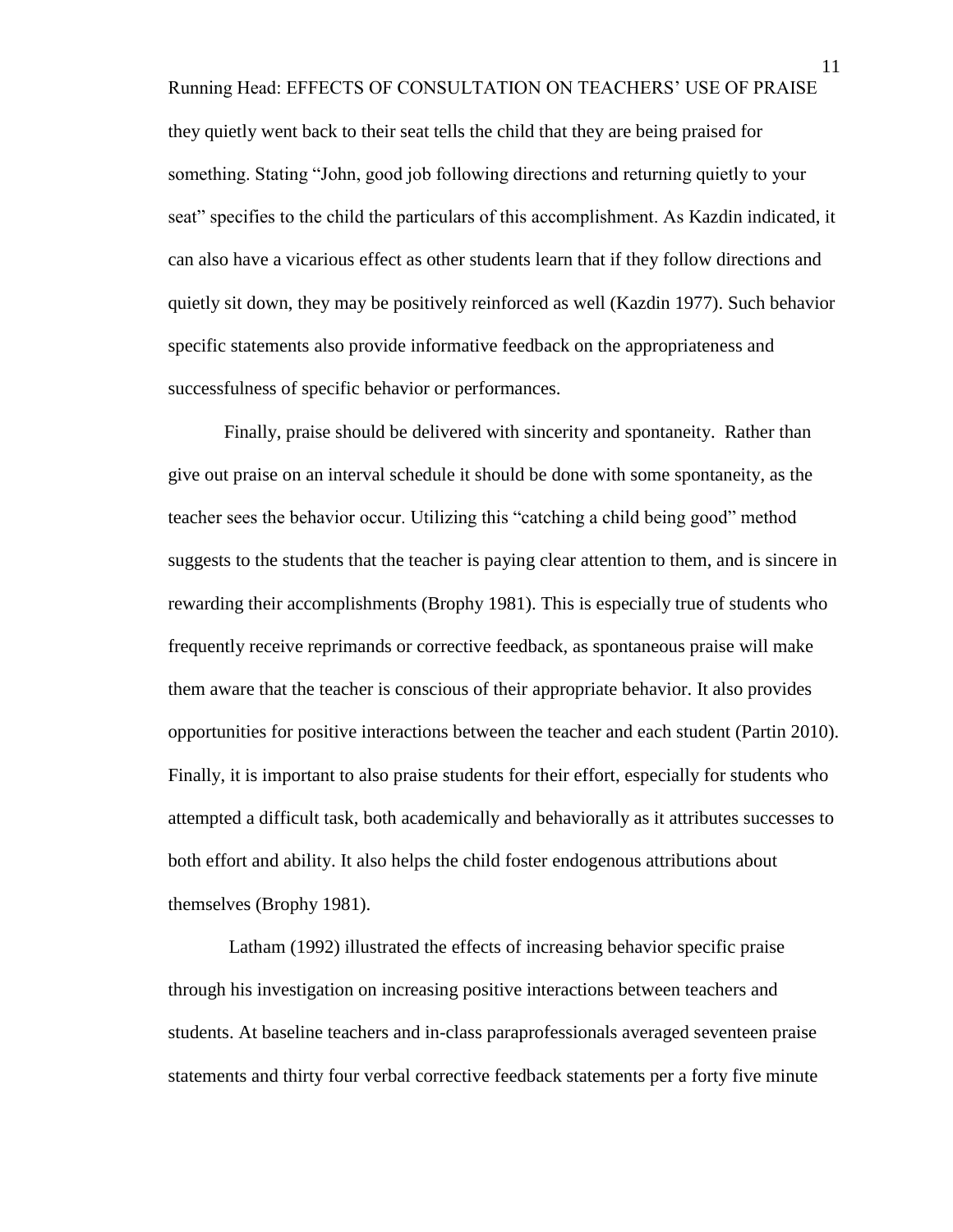they quietly went back to their seat tells the child that they are being praised for something. Stating "John, good job following directions and returning quietly to your seat" specifies to the child the particulars of this accomplishment. As Kazdin indicated, it can also have a vicarious effect as other students learn that if they follow directions and quietly sit down, they may be positively reinforced as well (Kazdin 1977). Such behavior specific statements also provide informative feedback on the appropriateness and successfulness of specific behavior or performances.

Finally, praise should be delivered with sincerity and spontaneity. Rather than give out praise on an interval schedule it should be done with some spontaneity, as the teacher sees the behavior occur. Utilizing this "catching a child being good" method suggests to the students that the teacher is paying clear attention to them, and is sincere in rewarding their accomplishments (Brophy 1981). This is especially true of students who frequently receive reprimands or corrective feedback, as spontaneous praise will make them aware that the teacher is conscious of their appropriate behavior. It also provides opportunities for positive interactions between the teacher and each student (Partin 2010). Finally, it is important to also praise students for their effort, especially for students who attempted a difficult task, both academically and behaviorally as it attributes successes to both effort and ability. It also helps the child foster endogenous attributions about themselves (Brophy 1981).

Latham (1992) illustrated the effects of increasing behavior specific praise through his investigation on increasing positive interactions between teachers and students. At baseline teachers and in-class paraprofessionals averaged seventeen praise statements and thirty four verbal corrective feedback statements per a forty five minute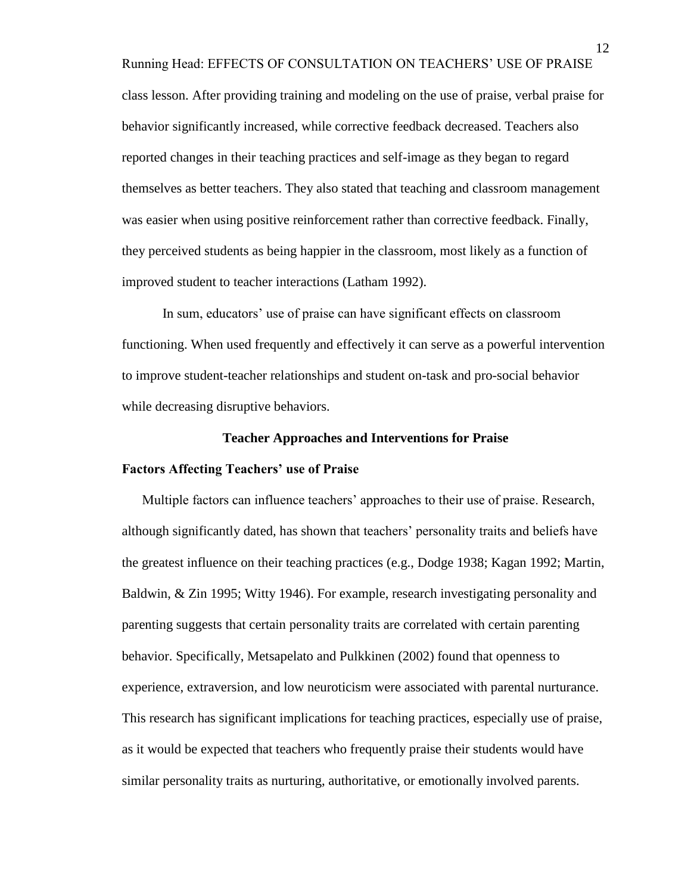class lesson. After providing training and modeling on the use of praise, verbal praise for behavior significantly increased, while corrective feedback decreased. Teachers also reported changes in their teaching practices and self-image as they began to regard themselves as better teachers. They also stated that teaching and classroom management was easier when using positive reinforcement rather than corrective feedback. Finally, they perceived students as being happier in the classroom, most likely as a function of improved student to teacher interactions (Latham 1992).

In sum, educators' use of praise can have significant effects on classroom functioning. When used frequently and effectively it can serve as a powerful intervention to improve student-teacher relationships and student on-task and pro-social behavior while decreasing disruptive behaviors.

## Teacher Approaches and Interventions for Praise

### Factors Affecting Teachers' use of Praise

Multiple factors can influence teachers' approaches to their use of praise. Research, although significantly dated, has shown that teachers' personality traits and beliefs have the greatest influence on their teaching practices (e.g., Dodge 1938; Kagan 1992; Martin, Baldwin, & Zin 1995; Witty 1946). For example, research investigating personality and parenting suggests that certain personality traits are correlated with certain parenting behavior. Specifically, Metsapelato and Pulkkinen (2002) found that openness to experience, extraversion, and low neuroticism were associated with parental nurturance. This research has significant implications for teaching practices, especially use of praise, as it would be expected that teachers who frequently praise their students would have similar personality traits as nurturing, authoritative, or emotionally involved parents.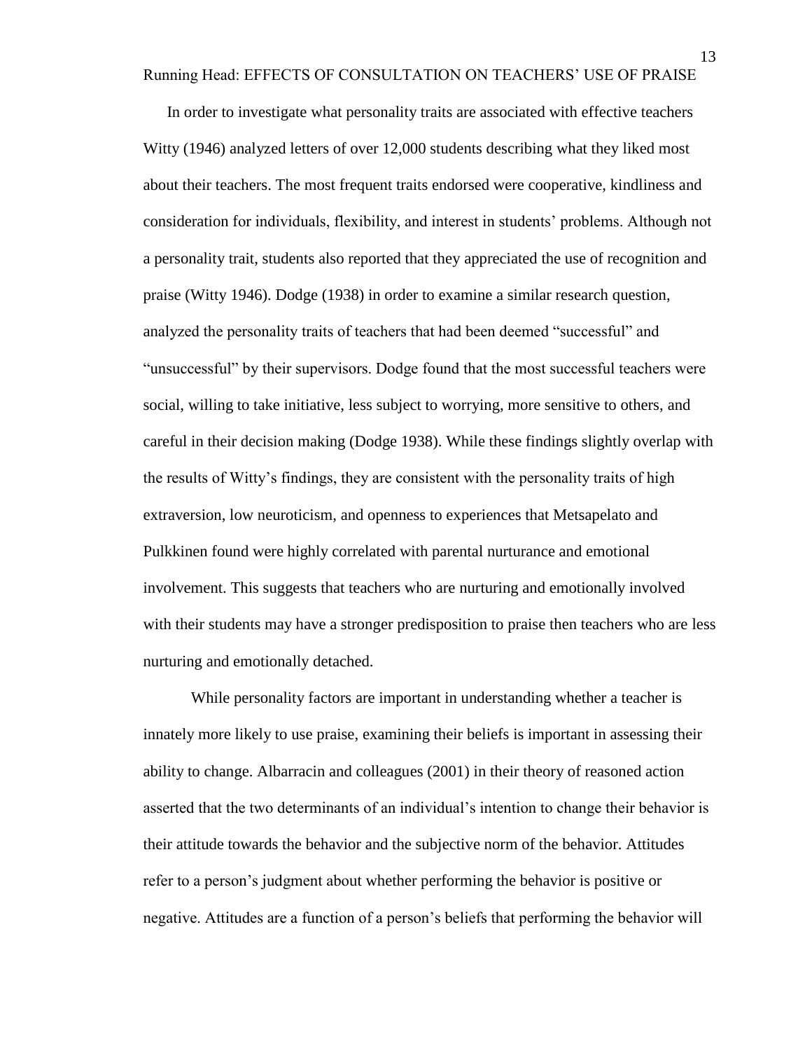In order to investigate what personality traits are associated with effective teachers Witty (1946) analyzed letters of over 12,000 students describing what they liked most about their teachers. The most frequent traits endorsed were cooperative, kindliness and consideration for individuals, flexibility, and interest in students' problems. Although not a personality trait, students also reported that they appreciated the use of recognition and praise (Witty 1946). Dodge (1938) in order to examine a similar research question, analyzed the personality traits of teachers that had been deemed "successful" and "unsuccessful" by their supervisors. Dodge found that the most successful teachers were social, willing to take initiative, less subject to worrying, more sensitive to others, and careful in their decision making (Dodge 1938). While these findings slightly overlap with the results of Witty's findings, they are consistent with the personality traits of high extraversion, low neuroticism, and openness to experiences that Metsapelato and Pulkkinen found were highly correlated with parental nurturance and emotional involvement. This suggests that teachers who are nurturing and emotionally involved with their students may have a stronger predisposition to praise then teachers who are less nurturing and emotionally detached.

While personality factors are important in understanding whether a teacher is innately more likely to use praise, examining their beliefs is important in assessing their ability to change. Albarracin and colleagues (2001) in their theory of reasoned action asserted that the two determinants of an individual's intention to change their behavior is their attitude towards the behavior and the subjective norm of the behavior. Attitudes refer to a person's judgment about whether performing the behavior is positive or negative. Attitudes are a function of a person's beliefs that performing the behavior will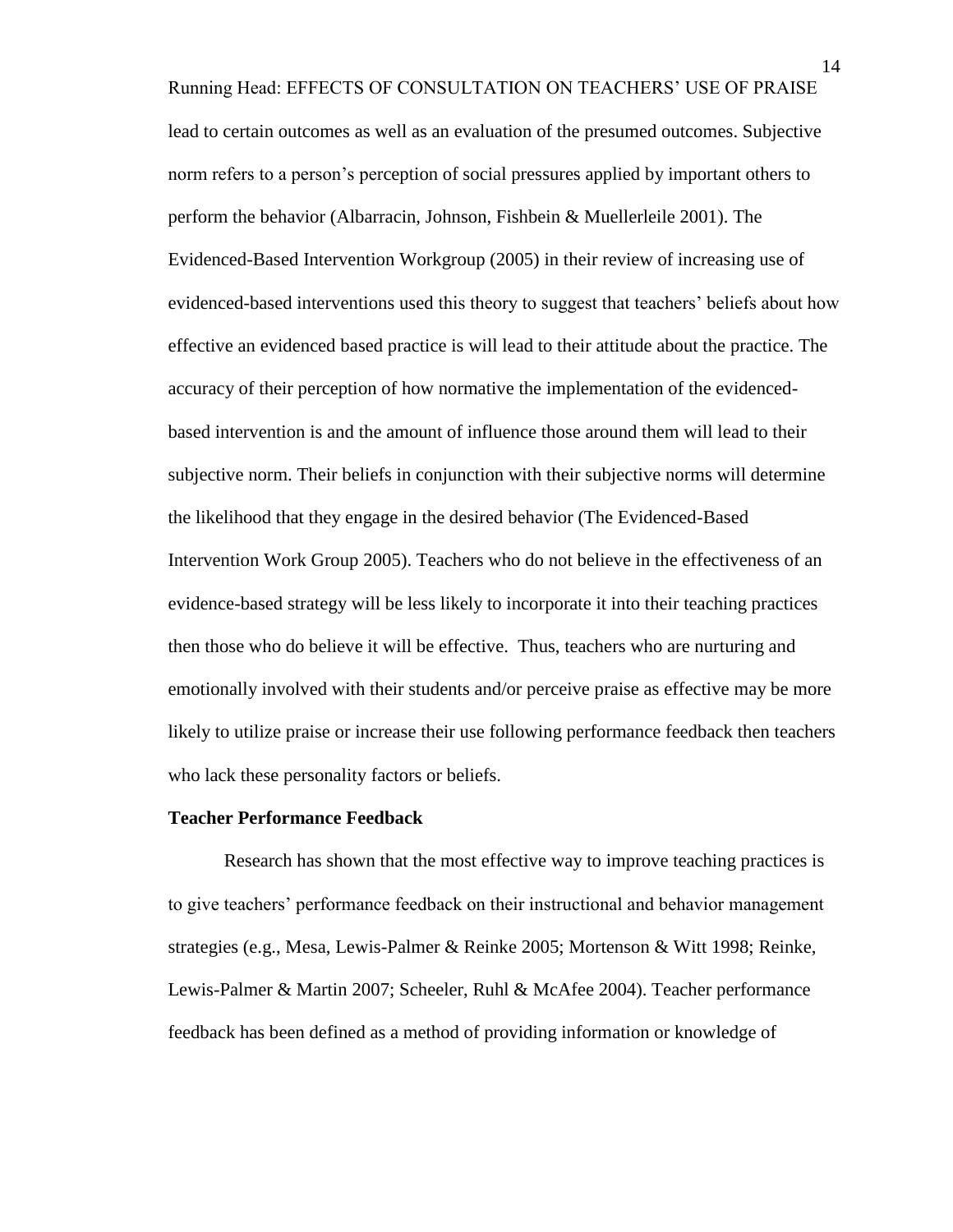lead to certain outcomes as well as an evaluation of the presumed outcomes. Subjective norm refers to a person's perception of social pressures applied by important others to perform the behavior (Albarracin, Johnson, Fishbein & Muellerleile 2001). The Evidenced-Based Intervention Workgroup (2005) in their review of increasing use of evidenced-based interventions used this theory to suggest that teachers' beliefs about how effective an evidenced based practice is will lead to their attitude about the practice. The accuracy of their perception of how normative the implementation of the evidenced-based intervention is and the amount of influence those around them will lead to their subjective norm. Their beliefs in conjunction with their subjective norms will determine the likelihood that they engage in the desired behavior (The Evidenced-Based Intervention Work Group 2005). Teachers who do not believe in the effectiveness of an evidence-based strategy will be less likely to incorporate it into their teaching practices then those who do believe it will be effective. Thus, teachers who are nurturing and emotionally involved with their students and/or perceive praise as effective may be more likely to utilize praise or increase their use following performance feedback then teachers who lack these personality factors or beliefs.

**Teacher Performance Feedback**

Research has shown that the most effective way to improve teaching practices is to give teachers' performance feedback on their instructional and behavior management strategies (e.g., Mesa, Lewis-Palmer & Reinke 2005; Mortenson & Witt 1998; Reinke, Lewis-Palmer & Martin 2007; Scheeler, Ruhl & McAfee 2004). Teacher performance feedback has been defined as a method of providing information or knowledge of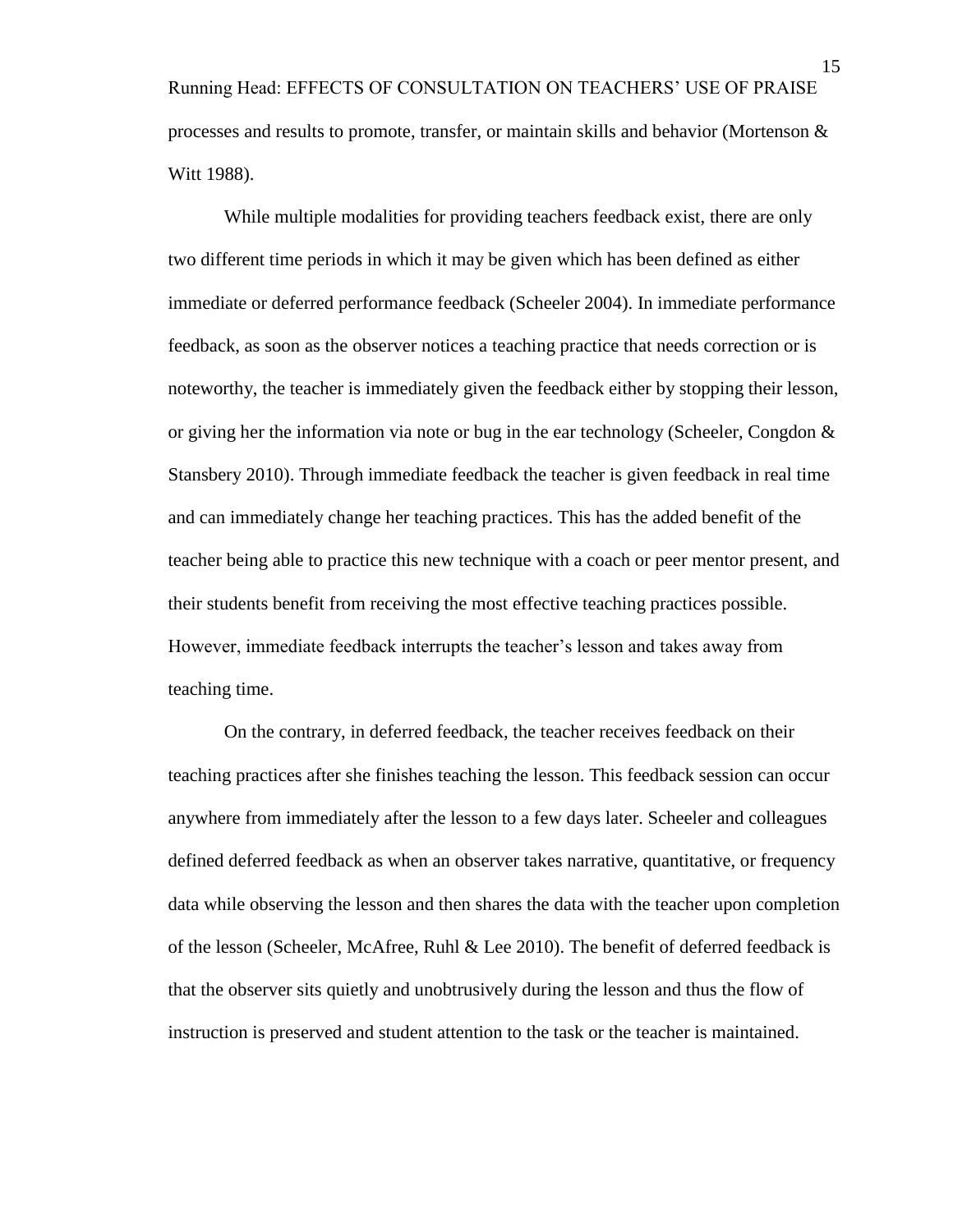processes and results to promote, transfer, or maintain skills and behavior (Mortenson & Witt 1988).

While multiple modalities for providing teachers feedback exist, there are only two different time periods in which it may be given which has been defined as either immediate or deferred performance feedback (Scheeler 2004). In immediate performance feedback, as soon as the observer notices a teaching practice that needs correction or is noteworthy, the teacher is immediately given the feedback either by stopping their lesson, or giving her the information via note or bug in the ear technology (Scheeler, Congdon & Stansbery 2010). Through immediate feedback the teacher is given feedback in real time and can immediately change her teaching practices. This has the added benefit of the teacher being able to practice this new technique with a coach or peer mentor present, and their students benefit from receiving the most effective teaching practices possible. However, immediate feedback interrupts the teacher's lesson and takes away from teaching time.

On the contrary, in deferred feedback, the teacher receives feedback on their teaching practices after she finishes teaching the lesson. This feedback session can occur anywhere from immediately after the lesson to a few days later. Scheeler and colleagues defined deferred feedback as when an observer takes narrative, quantitative, or frequency data while observing the lesson and then shares the data with the teacher upon completion of the lesson (Scheeler, McAfree, Ruhl & Lee 2010). The benefit of deferred feedback is that the observer sits quietly and unobtrusively during the lesson and thus the flow of instruction is preserved and student attention to the task or the teacher is maintained.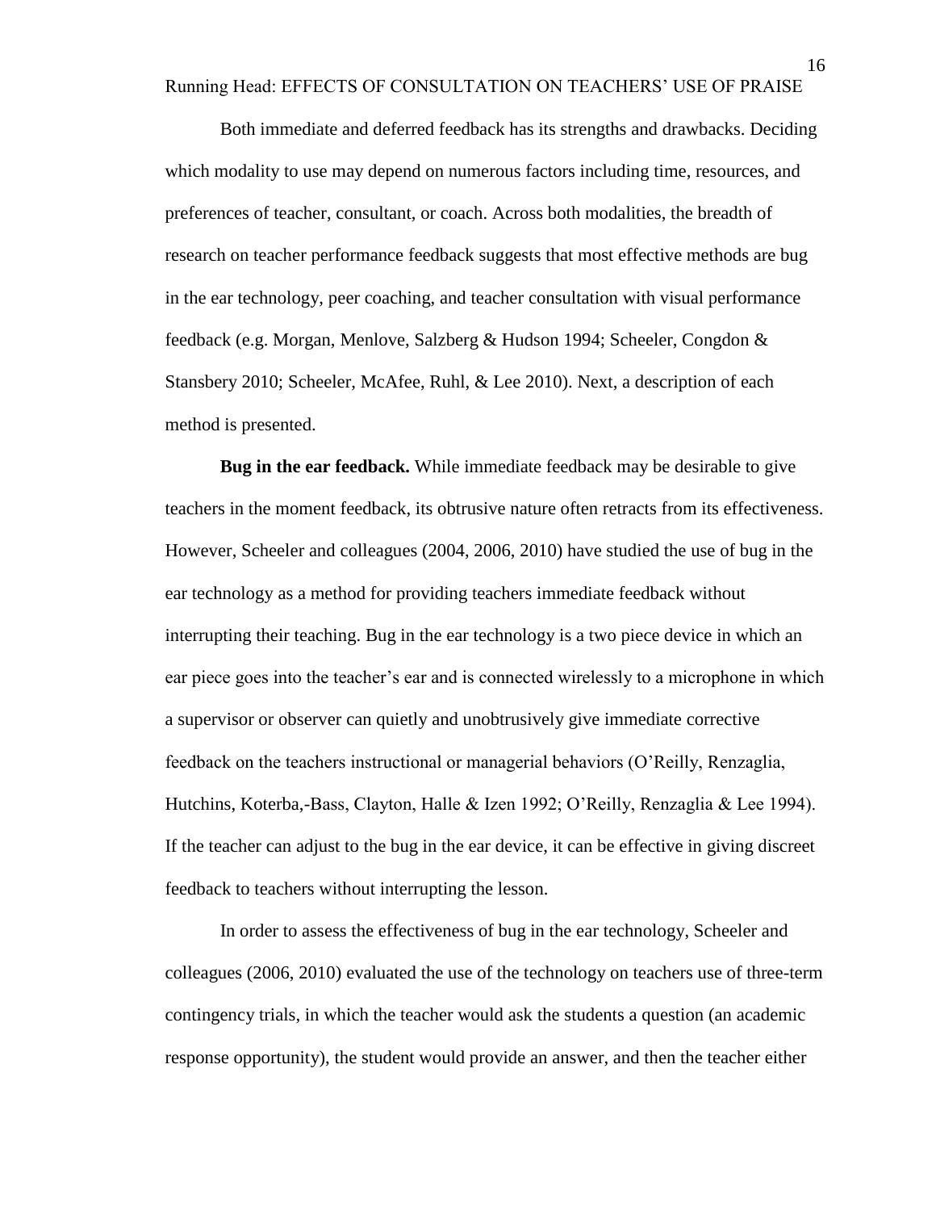Both immediate and deferred feedback has its strengths and drawbacks. Deciding which modality to use may depend on numerous factors including time, resources, and preferences of teacher, consultant, or coach. Across both modalities, the breadth of research on teacher performance feedback suggests that most effective methods are bug in the ear technology, peer coaching, and teacher consultation with visual performance feedback (e.g. Morgan, Menlove, Salzberg & Hudson 1994; Scheeler, Congdon & Stansbery 2010; Scheeler, McAfee, Ruhl, & Lee 2010). Next, a description of each method is presented.

**Bug in the ear feedback.** While immediate feedback may be desirable to give teachers in the moment feedback, its obtrusive nature often retracts from its effectiveness. However, Scheeler and colleagues (2004, 2006, 2010) have studied the use of bug in the ear technology as a method for providing teachers immediate feedback without interrupting their teaching. Bug in the ear technology is a two piece device in which an ear piece goes into the teacher's ear and is connected wirelessly to a microphone in which a supervisor or observer can quietly and unobtrusively give immediate corrective feedback on the teachers instructional or managerial behaviors (O'Reilly, Renzaglia, Hutchins, Koterba,-Bass, Clayton, Halle & Izen 1992; O'Reilly, Renzaglia & Lee 1994). If the teacher can adjust to the bug in the ear device, it can be effective in giving discreet feedback to teachers without interrupting the lesson.

In order to assess the effectiveness of bug in the ear technology, Scheeler and colleagues (2006, 2010) evaluated the use of the technology on teachers use of three-term contingency trials, in which the teacher would ask the students a question (an academic response opportunity), the student would provide an answer, and then the teacher either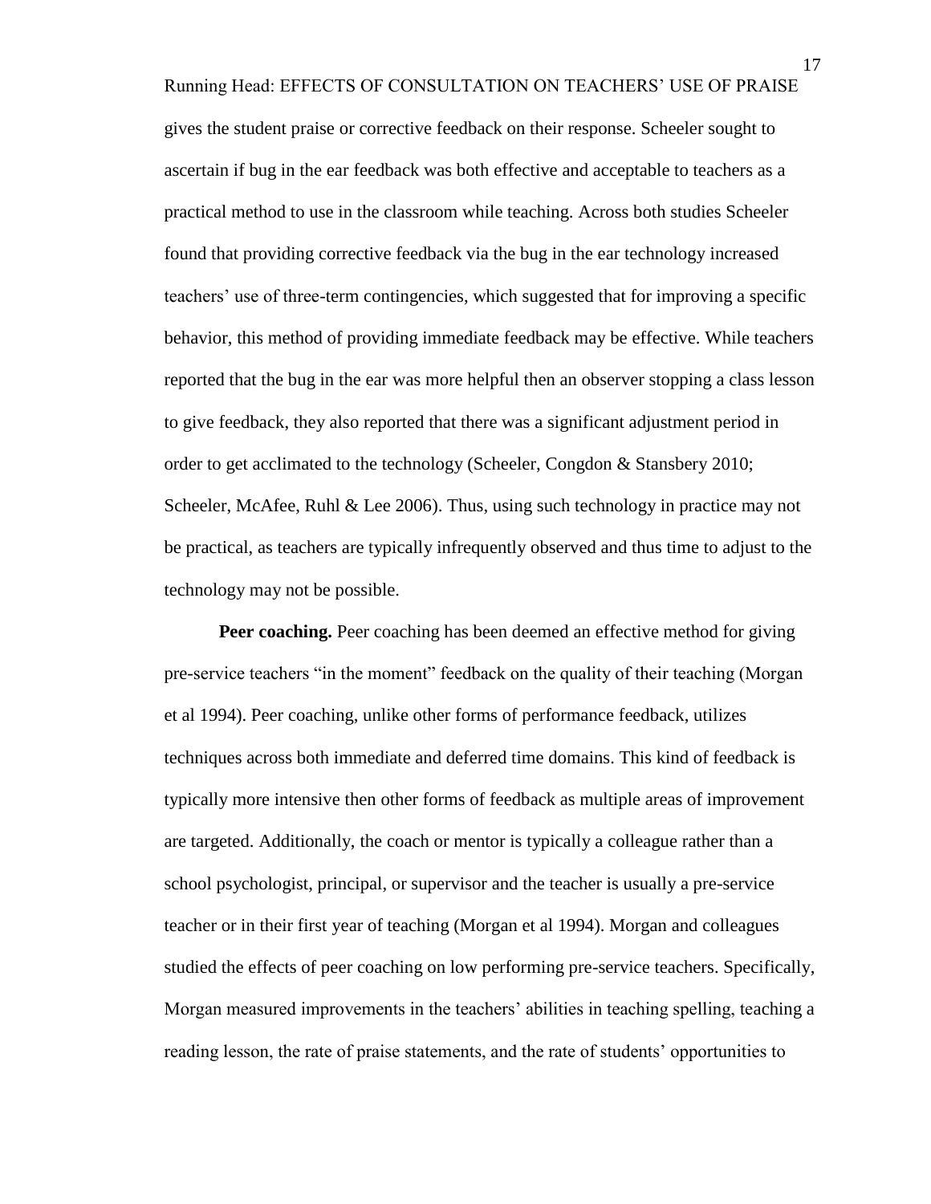gives the student praise or corrective feedback on their response. Scheeler sought to ascertain if bug in the ear feedback was both effective and acceptable to teachers as a practical method to use in the classroom while teaching. Across both studies Scheeler found that providing corrective feedback via the bug in the ear technology increased teachers' use of three-term contingencies, which suggested that for improving a specific behavior, this method of providing immediate feedback may be effective. While teachers reported that the bug in the ear was more helpful then an observer stopping a class lesson to give feedback, they also reported that there was a significant adjustment period in order to get acclimated to the technology (Scheeler, Congdon & Stansbery 2010; Scheeler, McAfee, Ruhl & Lee 2006). Thus, using such technology in practice may not be practical, as teachers are typically infrequently observed and thus time to adjust to the technology may not be possible.

**Peer coaching.** Peer coaching has been deemed an effective method for giving pre-service teachers "in the moment" feedback on the quality of their teaching (Morgan et al 1994). Peer coaching, unlike other forms of performance feedback, utilizes techniques across both immediate and deferred time domains. This kind of feedback is typically more intensive then other forms of feedback as multiple areas of improvement are targeted. Additionally, the coach or mentor is typically a colleague rather than a school psychologist, principal, or supervisor and the teacher is usually a pre-service teacher or in their first year of teaching (Morgan et al 1994). Morgan and colleagues studied the effects of peer coaching on low performing pre-service teachers. Specifically, Morgan measured improvements in the teachers' abilities in teaching spelling, teaching a reading lesson, the rate of praise statements, and the rate of students' opportunities to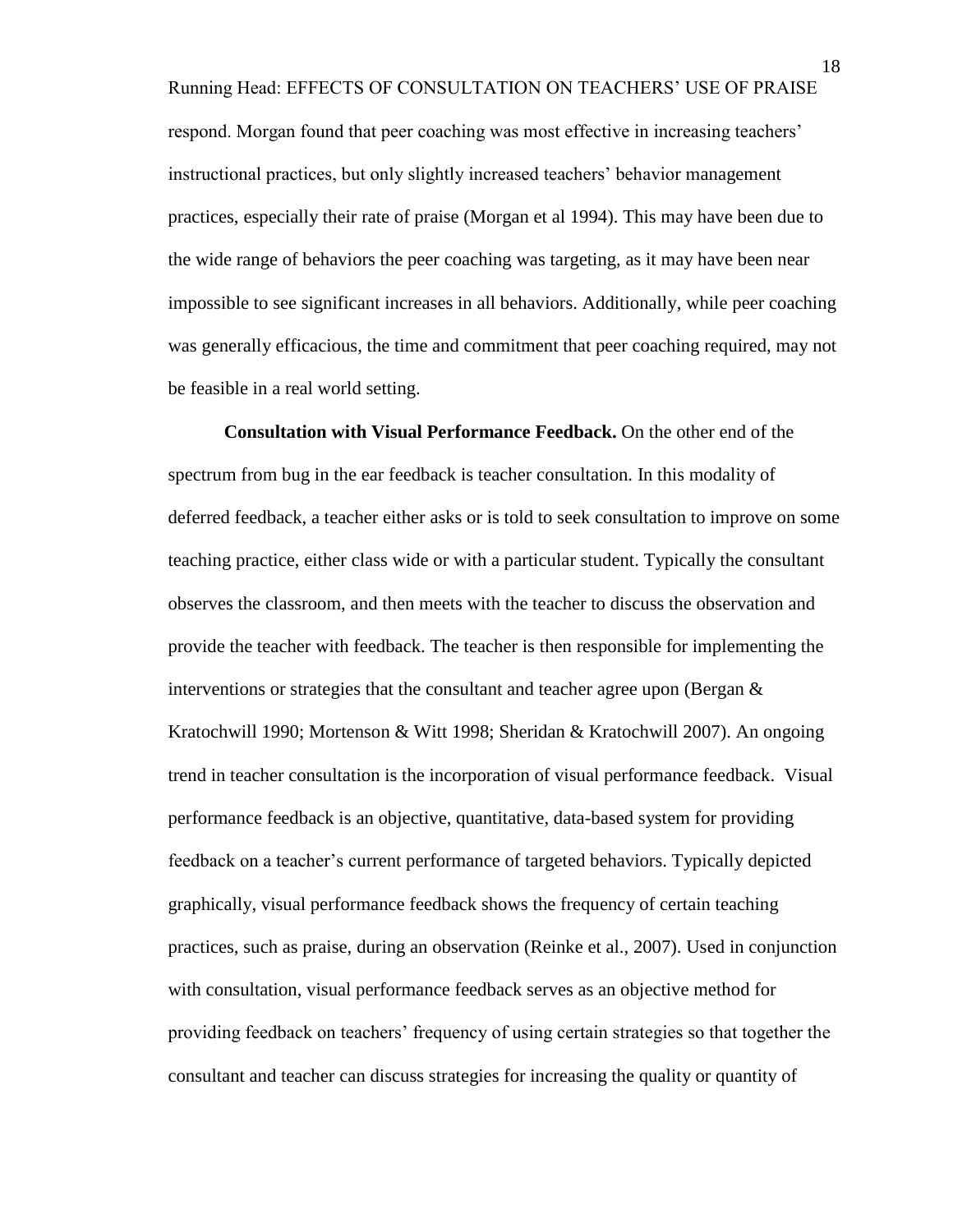respond. Morgan found that peer coaching was most effective in increasing teachers' instructional practices, but only slightly increased teachers' behavior management practices, especially their rate of praise (Morgan et al 1994). This may have been due to the wide range of behaviors the peer coaching was targeting, as it may have been near impossible to see significant increases in all behaviors. Additionally, while peer coaching was generally efficacious, the time and commitment that peer coaching required, may not be feasible in a real world setting.

**Consultation with Visual Performance Feedback.** On the other end of the spectrum from bug in the ear feedback is teacher consultation. In this modality of deferred feedback, a teacher either asks or is told to seek consultation to improve on some teaching practice, either class wide or with a particular student. Typically the consultant observes the classroom, and then meets with the teacher to discuss the observation and provide the teacher with feedback. The teacher is then responsible for implementing the interventions or strategies that the consultant and teacher agree upon (Bergan & Kratochwill 1990; Mortenson & Witt 1998; Sheridan & Kratochwill 2007). An ongoing trend in teacher consultation is the incorporation of visual performance feedback. Visual performance feedback is an objective, quantitative, data-based system for providing feedback on a teacher's current performance of targeted behaviors. Typically depicted graphically, visual performance feedback shows the frequency of certain teaching practices, such as praise, during an observation (Reinke et al., 2007). Used in conjunction with consultation, visual performance feedback serves as an objective method for providing feedback on teachers' frequency of using certain strategies so that together the consultant and teacher can discuss strategies for increasing the quality or quantity of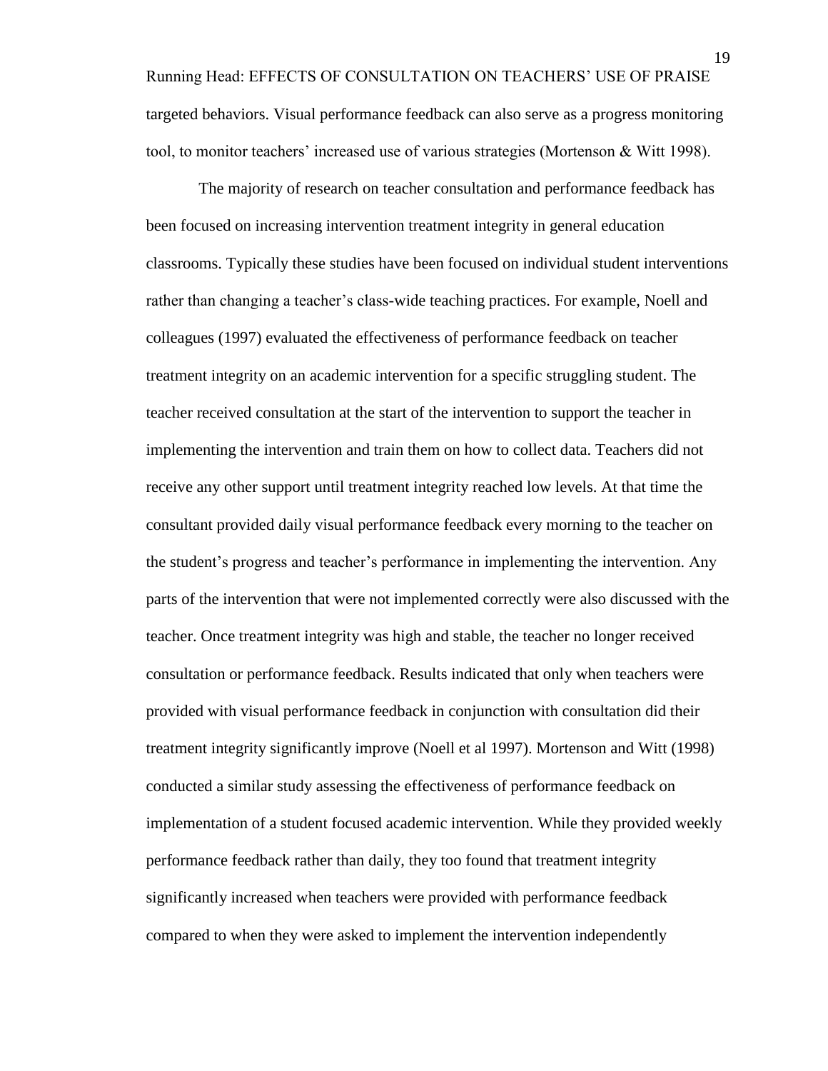targeted behaviors. Visual performance feedback can also serve as a progress monitoring tool, to monitor teachers' increased use of various strategies (Mortenson & Witt 1998).

The majority of research on teacher consultation and performance feedback has been focused on increasing intervention treatment integrity in general education classrooms. Typically these studies have been focused on individual student interventions rather than changing a teacher's class-wide teaching practices. For example, Noell and colleagues (1997) evaluated the effectiveness of performance feedback on teacher treatment integrity on an academic intervention for a specific struggling student. The teacher received consultation at the start of the intervention to support the teacher in implementing the intervention and train them on how to collect data. Teachers did not receive any other support until treatment integrity reached low levels. At that time the consultant provided daily visual performance feedback every morning to the teacher on the student's progress and teacher's performance in implementing the intervention. Any parts of the intervention that were not implemented correctly were also discussed with the teacher. Once treatment integrity was high and stable, the teacher no longer received consultation or performance feedback. Results indicated that only when teachers were provided with visual performance feedback in conjunction with consultation did their treatment integrity significantly improve (Noell et al 1997). Mortenson and Witt (1998) conducted a similar study assessing the effectiveness of performance feedback on implementation of a student focused academic intervention. While they provided weekly performance feedback rather than daily, they too found that treatment integrity significantly increased when teachers were provided with performance feedback compared to when they were asked to implement the intervention independently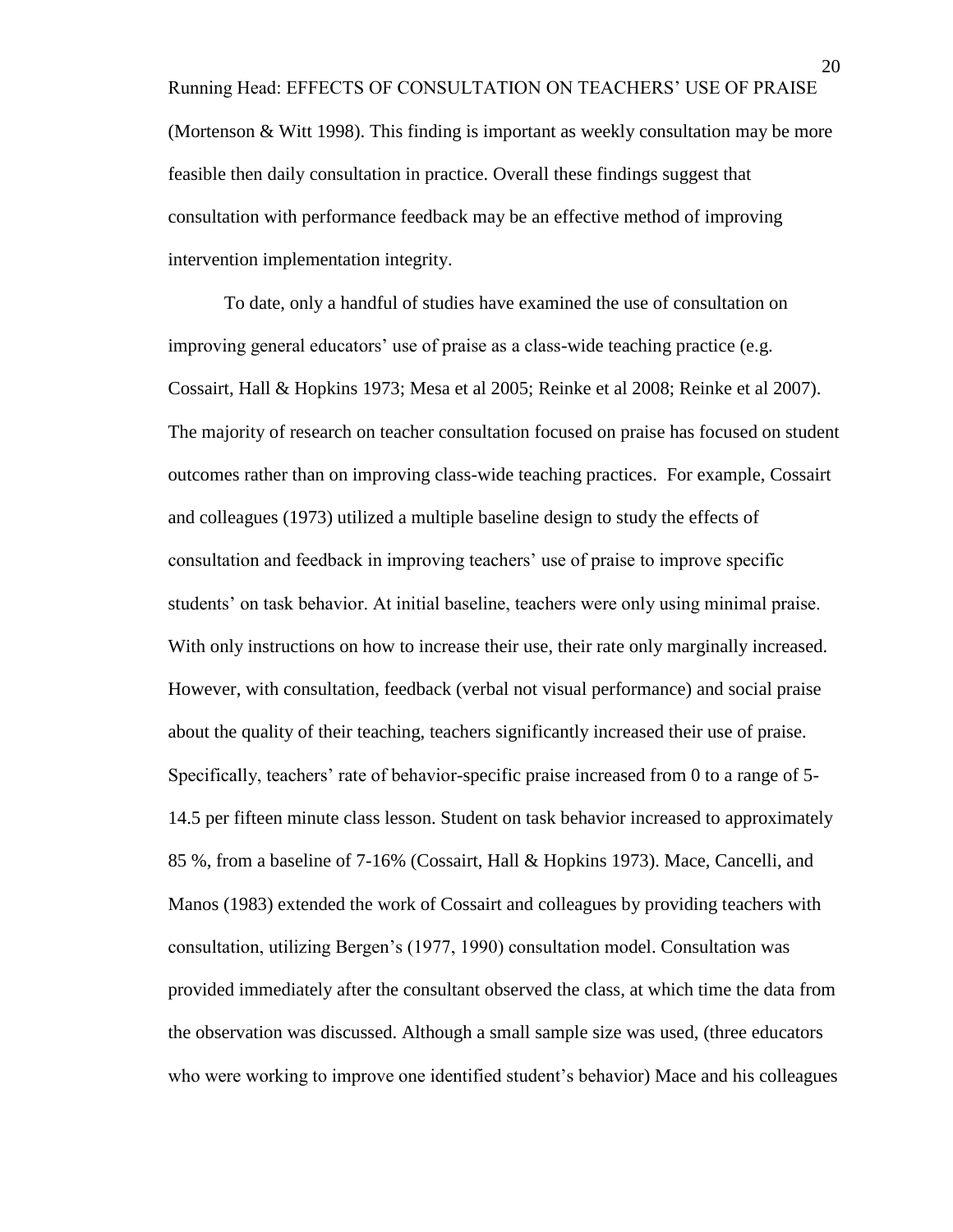(Mortenson & Witt 1998). This finding is important as weekly consultation may be more feasible then daily consultation in practice. Overall these findings suggest that consultation with performance feedback may be an effective method of improving intervention implementation integrity.

To date, only a handful of studies have examined the use of consultation on improving general educators' use of praise as a class-wide teaching practice (e.g. Cossairt, Hall & Hopkins 1973; Mesa et al 2005; Reinke et al 2008; Reinke et al 2007). The majority of research on teacher consultation focused on praise has focused on student outcomes rather than on improving class-wide teaching practices. For example, Cossairt and colleagues (1973) utilized a multiple baseline design to study the effects of consultation and feedback in improving teachers' use of praise to improve specific students' on task behavior. At initial baseline, teachers were only using minimal praise. With only instructions on how to increase their use, their rate only marginally increased. However, with consultation, feedback (verbal not visual performance) and social praise about the quality of their teaching, teachers significantly increased their use of praise. Specifically, teachers' rate of behavior-specific praise increased from 0 to a range of 5-14.5 per fifteen minute class lesson. Student on task behavior increased to approximately 85 %, from a baseline of 7-16% (Cossairt, Hall & Hopkins 1973). Mace, Cancelli, and Manos (1983) extended the work of Cossairt and colleagues by providing teachers with consultation, utilizing Bergen's (1977, 1990) consultation model. Consultation was provided immediately after the consultant observed the class, at which time the data from the observation was discussed. Although a small sample size was used, (three educators who were working to improve one identified student's behavior) Mace and his colleagues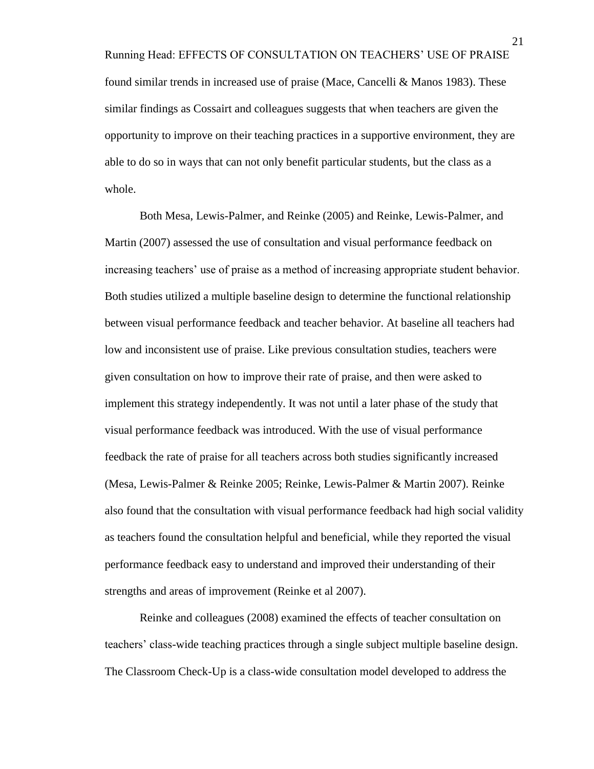found similar trends in increased use of praise (Mace, Cancelli & Manos 1983). These similar findings as Cossairt and colleagues suggests that when teachers are given the opportunity to improve on their teaching practices in a supportive environment, they are able to do so in ways that can not only benefit particular students, but the class as a whole.

Both Mesa, Lewis-Palmer, and Reinke (2005) and Reinke, Lewis-Palmer, and Martin (2007) assessed the use of consultation and visual performance feedback on increasing teachers' use of praise as a method of increasing appropriate student behavior. Both studies utilized a multiple baseline design to determine the functional relationship between visual performance feedback and teacher behavior. At baseline all teachers had low and inconsistent use of praise. Like previous consultation studies, teachers were given consultation on how to improve their rate of praise, and then were asked to implement this strategy independently. It was not until a later phase of the study that visual performance feedback was introduced. With the use of visual performance feedback the rate of praise for all teachers across both studies significantly increased (Mesa, Lewis-Palmer & Reinke 2005; Reinke, Lewis-Palmer & Martin 2007). Reinke also found that the consultation with visual performance feedback had high social validity as teachers found the consultation helpful and beneficial, while they reported the visual performance feedback easy to understand and improved their understanding of their strengths and areas of improvement (Reinke et al 2007).

Reinke and colleagues (2008) examined the effects of teacher consultation on teachers' class-wide teaching practices through a single subject multiple baseline design. The Classroom Check-Up is a class-wide consultation model developed to address the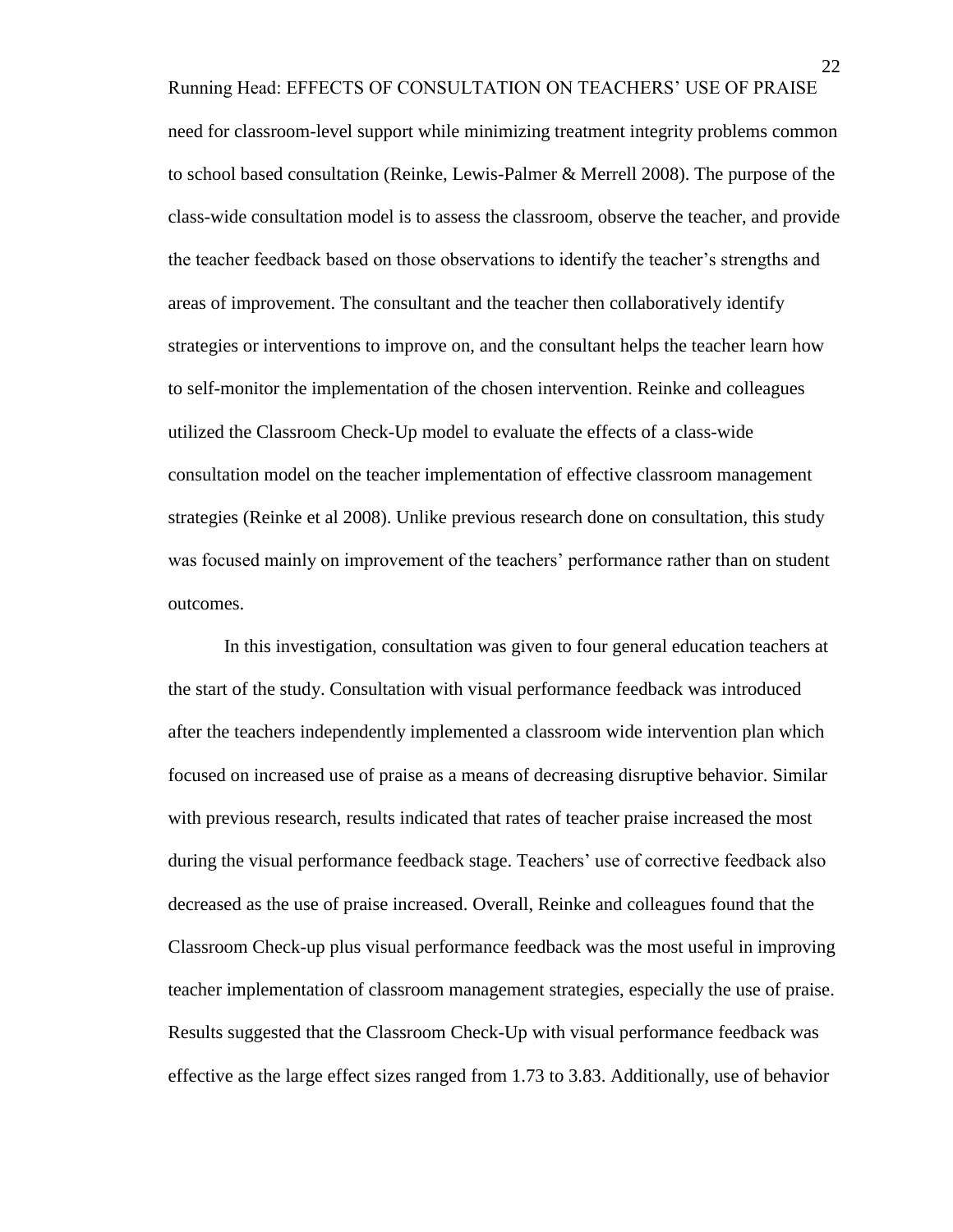need for classroom-level support while minimizing treatment integrity problems common to school based consultation (Reinke, Lewis-Palmer & Merrell 2008). The purpose of the class-wide consultation model is to assess the classroom, observe the teacher, and provide the teacher feedback based on those observations to identify the teacher's strengths and areas of improvement. The consultant and the teacher then collaboratively identify strategies or interventions to improve on, and the consultant helps the teacher learn how to self-monitor the implementation of the chosen intervention. Reinke and colleagues utilized the Classroom Check-Up model to evaluate the effects of a class-wide consultation model on the teacher implementation of effective classroom management strategies (Reinke et al 2008). Unlike previous research done on consultation, this study was focused mainly on improvement of the teachers' performance rather than on student outcomes.

In this investigation, consultation was given to four general education teachers at the start of the study. Consultation with visual performance feedback was introduced after the teachers independently implemented a classroom wide intervention plan which focused on increased use of praise as a means of decreasing disruptive behavior. Similar with previous research, results indicated that rates of teacher praise increased the most during the visual performance feedback stage. Teachers' use of corrective feedback also decreased as the use of praise increased. Overall, Reinke and colleagues found that the Classroom Check-up plus visual performance feedback was the most useful in improving teacher implementation of classroom management strategies, especially the use of praise. Results suggested that the Classroom Check-Up with visual performance feedback was effective as the large effect sizes ranged from 1.73 to 3.83. Additionally, use of behavior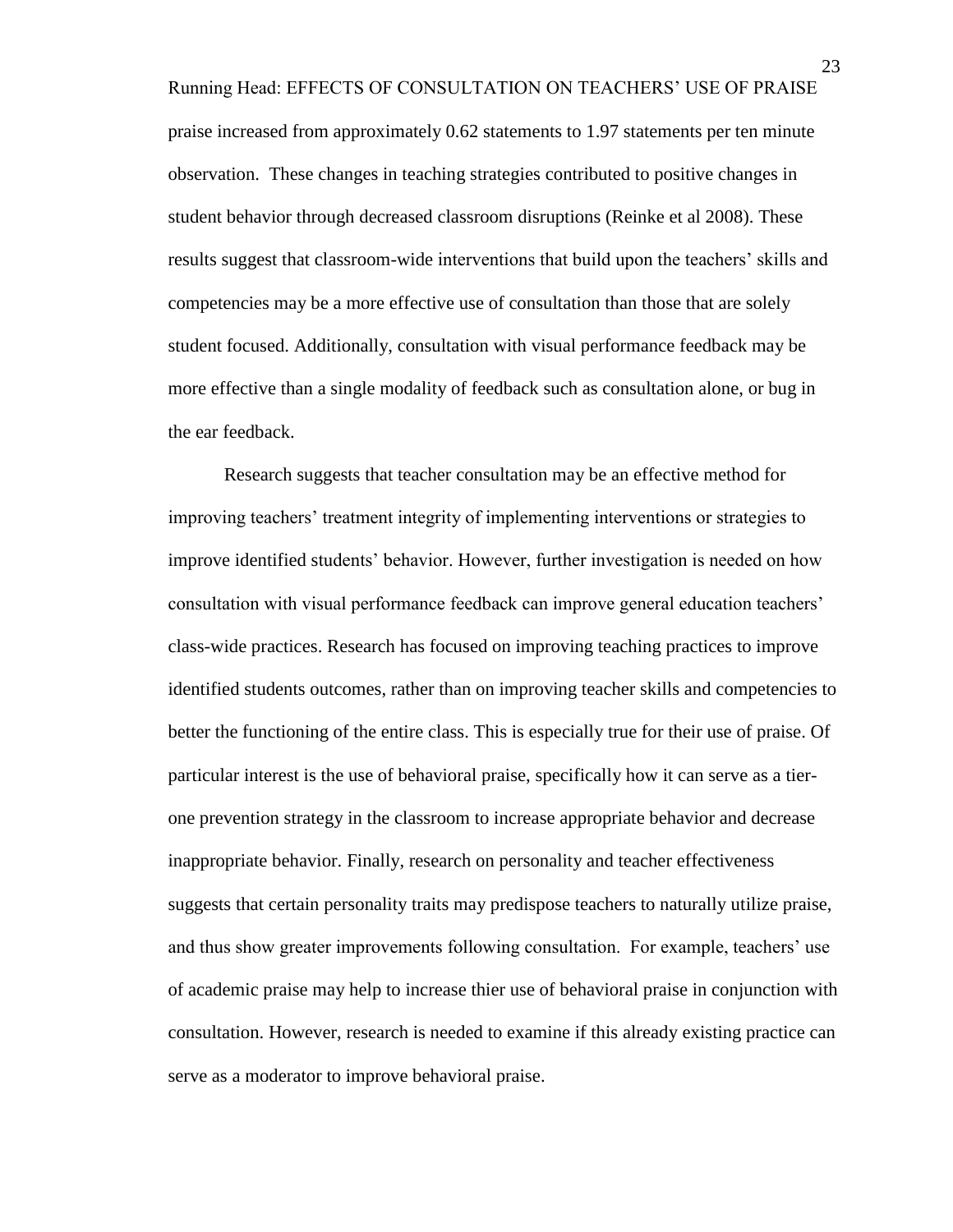praise increased from approximately 0.62 statements to 1.97 statements per ten minute observation. These changes in teaching strategies contributed to positive changes in student behavior through decreased classroom disruptions (Reinke et al 2008). These results suggest that classroom-wide interventions that build upon the teachers' skills and competencies may be a more effective use of consultation than those that are solely student focused. Additionally, consultation with visual performance feedback may be more effective than a single modality of feedback such as consultation alone, or bug in the ear feedback.

Research suggests that teacher consultation may be an effective method for improving teachers' treatment integrity of implementing interventions or strategies to improve identified students' behavior. However, further investigation is needed on how consultation with visual performance feedback can improve general education teachers' class-wide practices. Research has focused on improving teaching practices to improve identified students outcomes, rather than on improving teacher skills and competencies to better the functioning of the entire class. This is especially true for their use of praise. Of particular interest is the use of behavioral praise, specifically how it can serve as a tier-one prevention strategy in the classroom to increase appropriate behavior and decrease inappropriate behavior. Finally, research on personality and teacher effectiveness suggests that certain personality traits may predispose teachers to naturally utilize praise, and thus show greater improvements following consultation. For example, teachers' use of academic praise may help to increase thier use of behavioral praise in conjunction with consultation. However, research is needed to examine if this already existing practice can serve as a moderator to improve behavioral praise.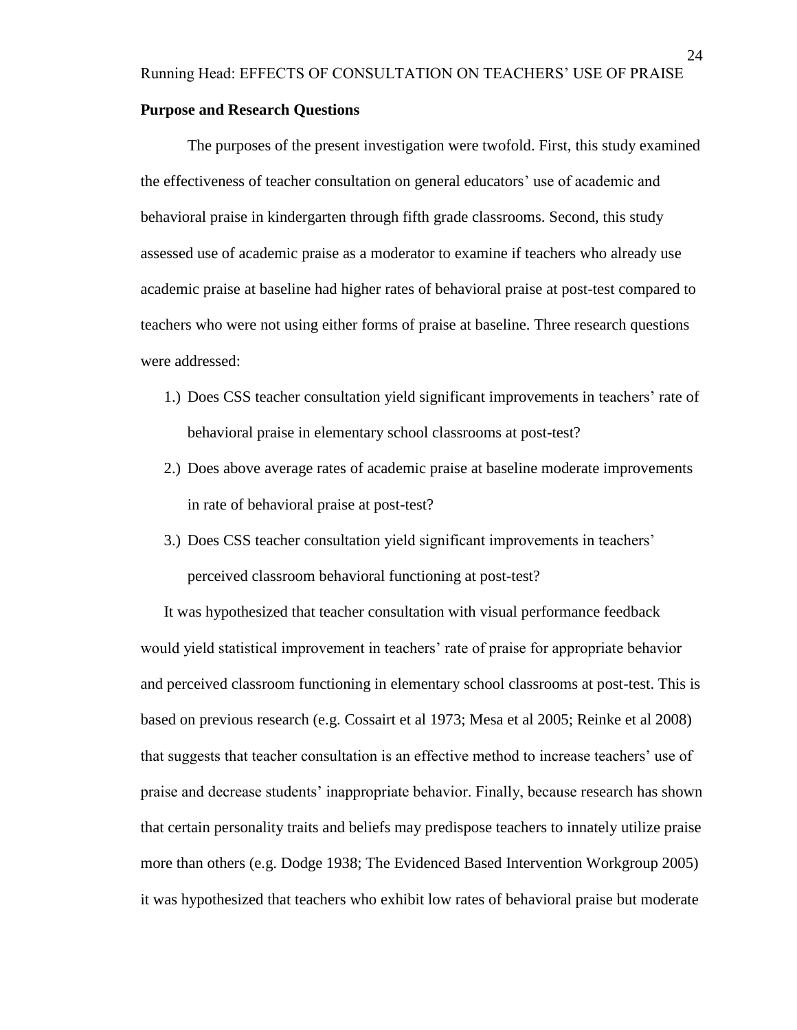**Purpose and Research Questions**

The purposes of the present investigation were twofold. First, this study examined the effectiveness of teacher consultation on general educators' use of academic and behavioral praise in kindergarten through fifth grade classrooms. Second, this study assessed use of academic praise as a moderator to examine if teachers who already use academic praise at baseline had higher rates of behavioral praise at post-test compared to teachers who were not using either forms of praise at baseline. Three research questions were addressed:

1.) Does CSS teacher consultation yield significant improvements in teachers' rate of behavioral praise in elementary school classrooms at post-test?

2.) Does above average rates of academic praise at baseline moderate improvements in rate of behavioral praise at post-test?

3.) Does CSS teacher consultation yield significant improvements in teachers' perceived classroom behavioral functioning at post-test?

It was hypothesized that teacher consultation with visual performance feedback would yield statistical improvement in teachers' rate of praise for appropriate behavior and perceived classroom functioning in elementary school classrooms at post-test. This is based on previous research (e.g. Cossairt et al 1973; Mesa et al 2005; Reinke et al 2008) that suggests that teacher consultation is an effective method to increase teachers' use of praise and decrease students' inappropriate behavior. Finally, because research has shown that certain personality traits and beliefs may predispose teachers to innately utilize praise more than others (e.g. Dodge 1938; The Evidenced Based Intervention Workgroup 2005) it was hypothesized that teachers who exhibit low rates of behavioral praise but moderate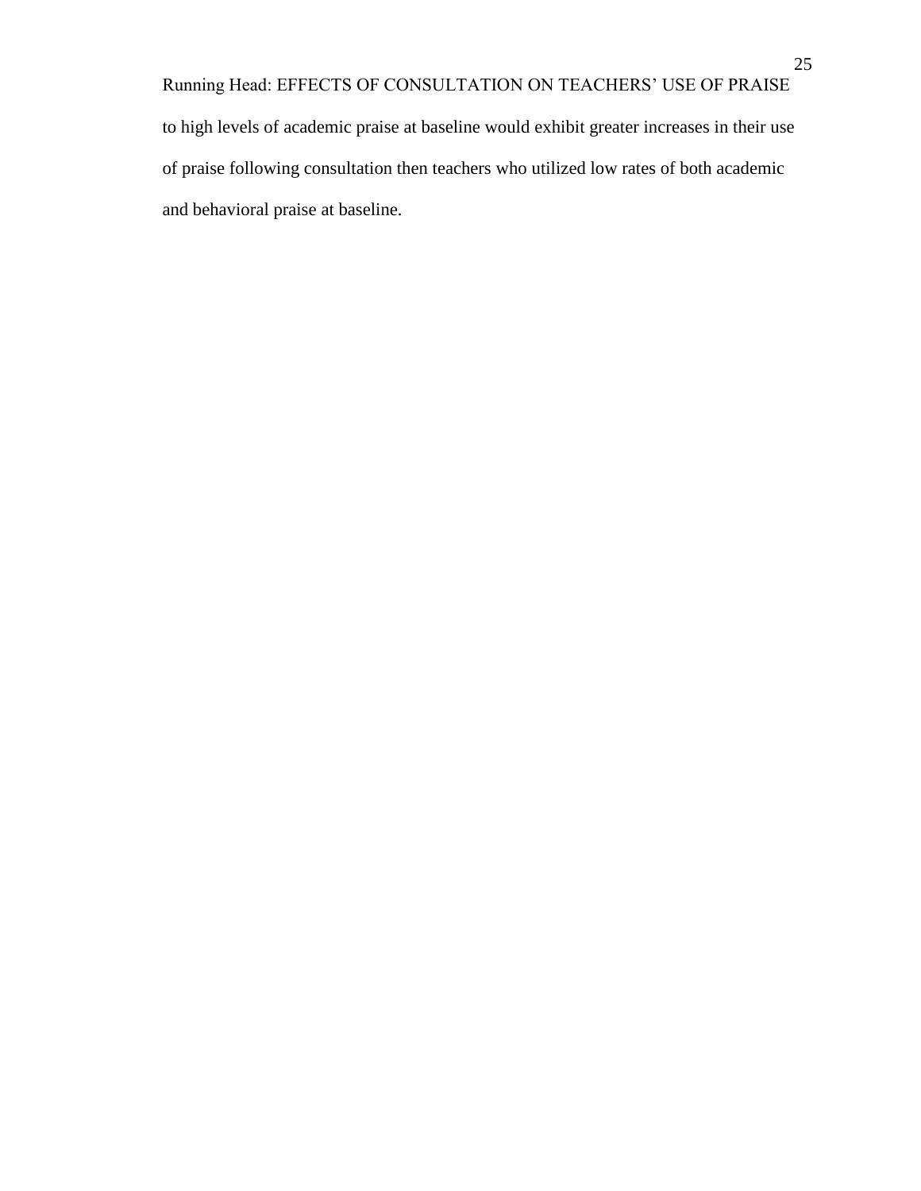to high levels of academic praise at baseline would exhibit greater increases in their use of praise following consultation then teachers who utilized low rates of both academic and behavioral praise at baseline.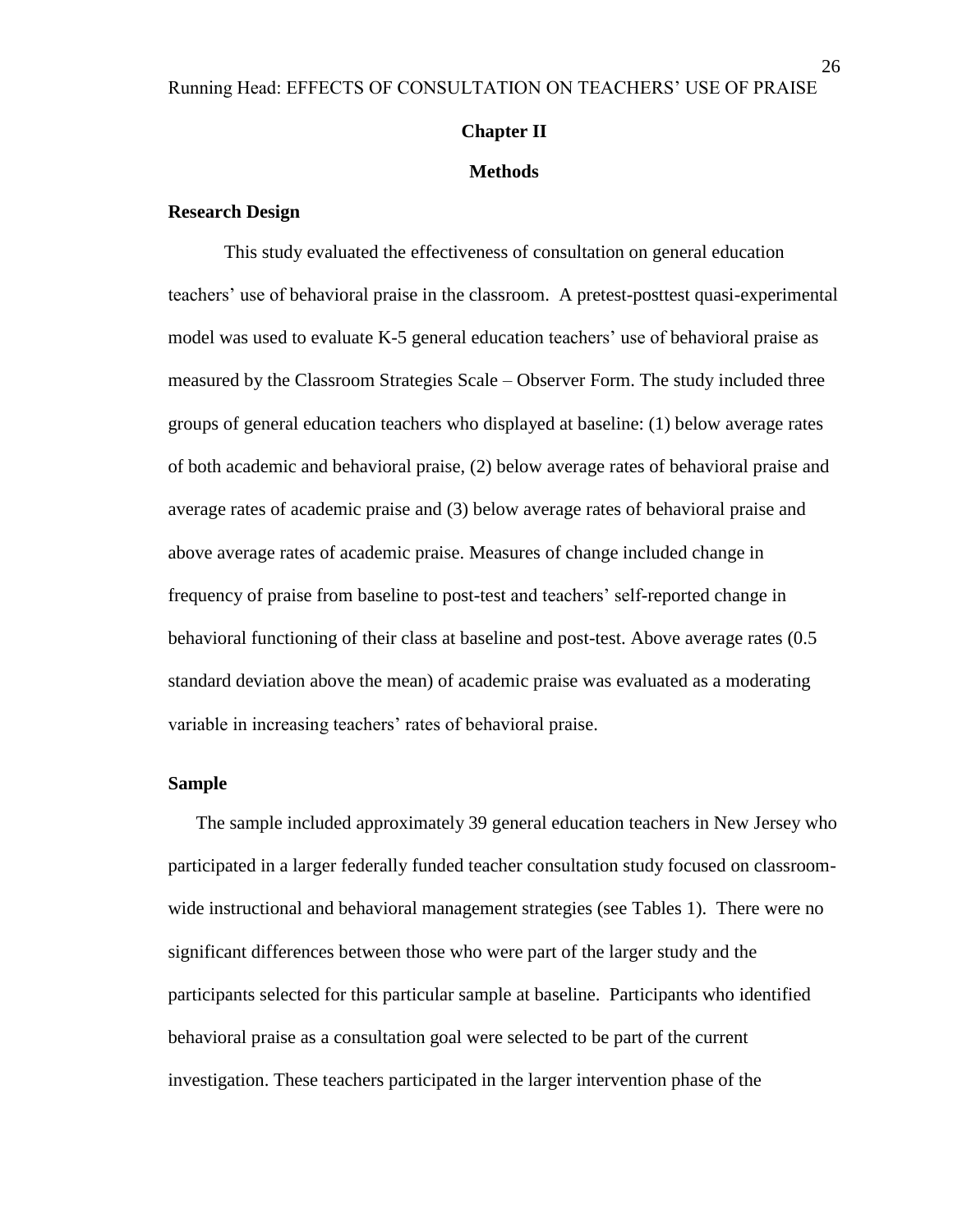## Chapter II

## Methods

### Research Design

This study evaluated the effectiveness of consultation on general education teachers' use of behavioral praise in the classroom. A pretest-posttest quasi-experimental model was used to evaluate K-5 general education teachers' use of behavioral praise as measured by the Classroom Strategies Scale – Observer Form. The study included three groups of general education teachers who displayed at baseline: (1) below average rates of both academic and behavioral praise, (2) below average rates of behavioral praise and average rates of academic praise and (3) below average rates of behavioral praise and above average rates of academic praise. Measures of change included change in frequency of praise from baseline to post-test and teachers' self-reported change in behavioral functioning of their class at baseline and post-test. Above average rates (0.5 standard deviation above the mean) of academic praise was evaluated as a moderating variable in increasing teachers' rates of behavioral praise.

### Sample

The sample included approximately 39 general education teachers in New Jersey who participated in a larger federally funded teacher consultation study focused on classroom-wide instructional and behavioral management strategies (see Tables 1). There were no significant differences between those who were part of the larger study and the participants selected for this particular sample at baseline. Participants who identified behavioral praise as a consultation goal were selected to be part of the current investigation. These teachers participated in the larger intervention phase of the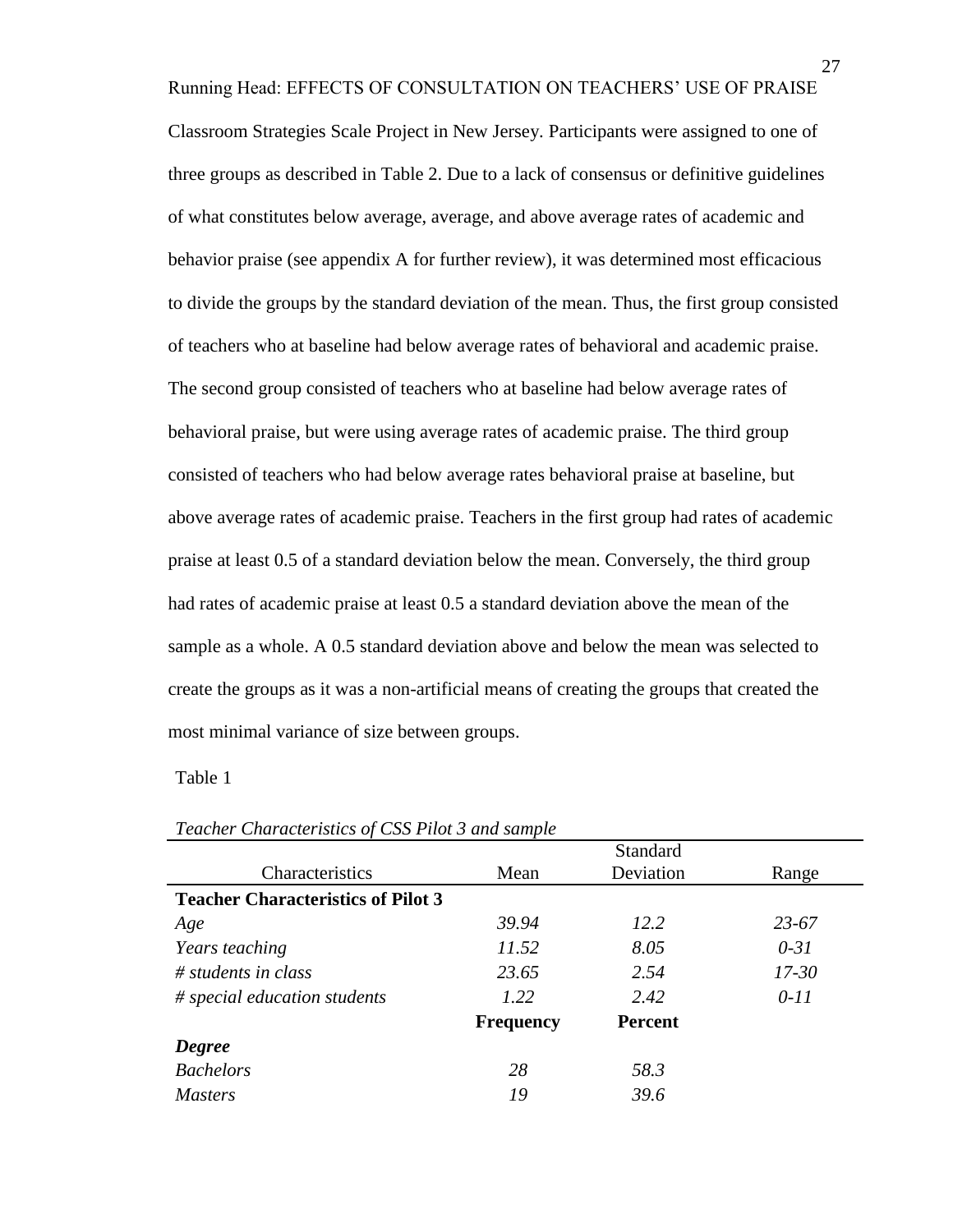Classroom Strategies Scale Project in New Jersey. Participants were assigned to one of three groups as described in Table 2. Due to a lack of consensus or definitive guidelines of what constitutes below average, average, and above average rates of academic and behavior praise (see appendix A for further review), it was determined most efficacious to divide the groups by the standard deviation of the mean. Thus, the first group consisted of teachers who at baseline had below average rates of behavioral and academic praise. The second group consisted of teachers who at baseline had below average rates of behavioral praise, but were using average rates of academic praise. The third group consisted of teachers who had below average rates behavioral praise at baseline, but above average rates of academic praise. Teachers in the first group had rates of academic praise at least 0.5 of a standard deviation below the mean. Conversely, the third group had rates of academic praise at least 0.5 a standard deviation above the mean of the sample as a whole. A 0.5 standard deviation above and below the mean was selected to create the groups as it was a non-artificial means of creating the groups that created the most minimal variance of size between groups.

Table 1

*Teacher Characteristics of CSS Pilot 3 and sample*

| Characteristics | Mean | Standard Deviation | Range |
|---|---|---|---|
| **Teacher Characteristics of Pilot 3** | | | |
| *Age* | *39.94* | *12.2* | *23-67* |
| *Years teaching* | *11.52* | *8.05* | *0-31* |
| *# students in class* | *23.65* | *2.54* | *17-30* |
| *# special education students* | *1.22* | *2.42* | *0-11* |
| | **Frequency** | **Percent** | |
| ***Degree*** | | | |
| *Bachelors* | *28* | *58.3* | |
| *Masters* | *19* | *39.6* | |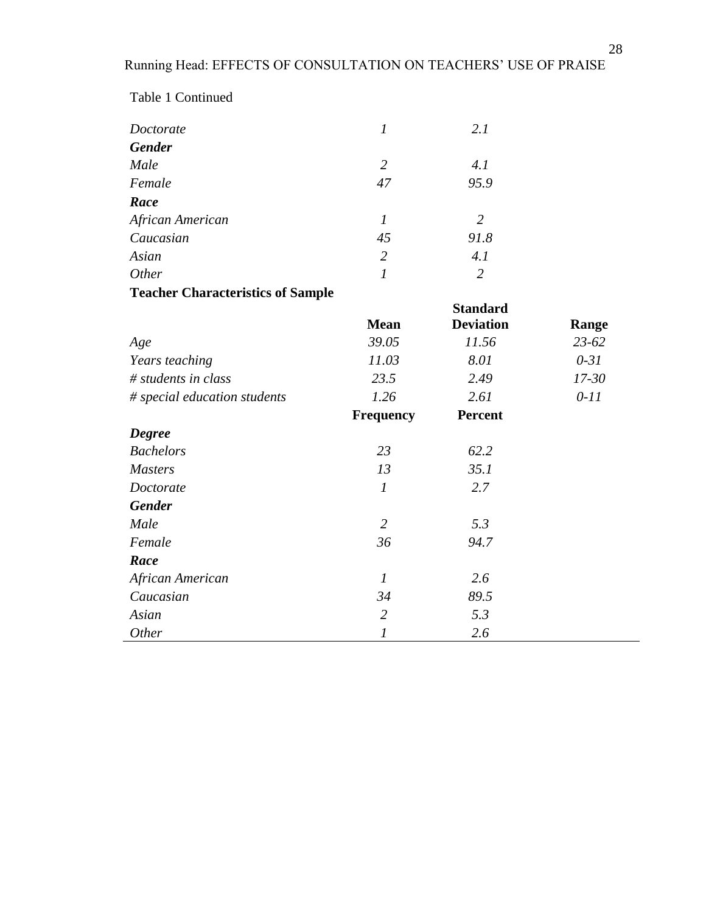Table 1 Continued

| | | | |
|---|---|---|---|
| *Doctorate* | *1* | *2.1* | |
| ***Gender*** | | | |
| *Male* | *2* | *4.1* | |
| *Female* | *47* | *95.9* | |
| ***Race*** | | | |
| *African American* | *1* | *2* | |
| *Caucasian* | *45* | *91.8* | |
| *Asian* | *2* | *4.1* | |
| *Other* | *1* | *2* | |
| **Teacher Characteristics of Sample** | | | |
| | **Mean** | **Standard Deviation** | **Range** |
| *Age* | *39.05* | *11.56* | *23-62* |
| *Years teaching* | *11.03* | *8.01* | *0-31* |
| *# students in class* | *23.5* | *2.49* | *17-30* |
| *# special education students* | *1.26* | *2.61* | *0-11* |
| | **Frequency** | **Percent** | |
| ***Degree*** | | | |
| *Bachelors* | *23* | *62.2* | |
| *Masters* | *13* | *35.1* | |
| *Doctorate* | *1* | *2.7* | |
| ***Gender*** | | | |
| *Male* | *2* | *5.3* | |
| *Female* | *36* | *94.7* | |
| ***Race*** | | | |
| *African American* | *1* | *2.6* | |
| *Caucasian* | *34* | *89.5* | |
| *Asian* | *2* | *5.3* | |
| *Other* | *1* | *2.6* | |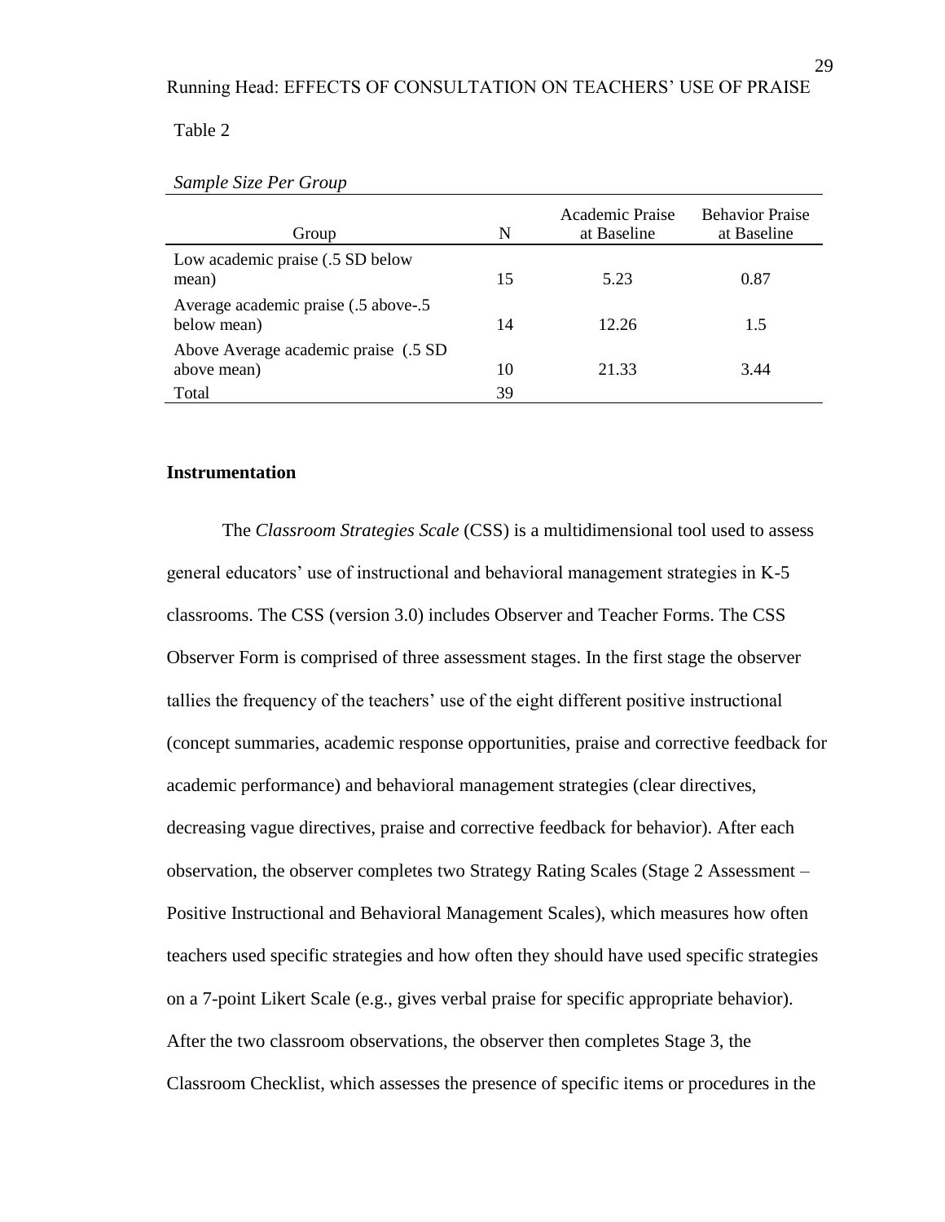Table 2

*Sample Size Per Group*

| Group | N | Academic Praise at Baseline | Behavior Praise at Baseline |
|---|---|---|---|
| Low academic praise (.5 SD below mean) | 15 | 5.23 | 0.87 |
| Average academic praise (.5 above-.5 below mean) | 14 | 12.26 | 1.5 |
| Above Average academic praise (.5 SD above mean) | 10 | 21.33 | 3.44 |
| Total | 39 | | |

**Instrumentation**

The *Classroom Strategies Scale* (CSS) is a multidimensional tool used to assess general educators' use of instructional and behavioral management strategies in K-5 classrooms. The CSS (version 3.0) includes Observer and Teacher Forms. The CSS Observer Form is comprised of three assessment stages. In the first stage the observer tallies the frequency of the teachers' use of the eight different positive instructional (concept summaries, academic response opportunities, praise and corrective feedback for academic performance) and behavioral management strategies (clear directives, decreasing vague directives, praise and corrective feedback for behavior). After each observation, the observer completes two Strategy Rating Scales (Stage 2 Assessment – Positive Instructional and Behavioral Management Scales), which measures how often teachers used specific strategies and how often they should have used specific strategies on a 7-point Likert Scale (e.g., gives verbal praise for specific appropriate behavior). After the two classroom observations, the observer then completes Stage 3, the Classroom Checklist, which assesses the presence of specific items or procedures in the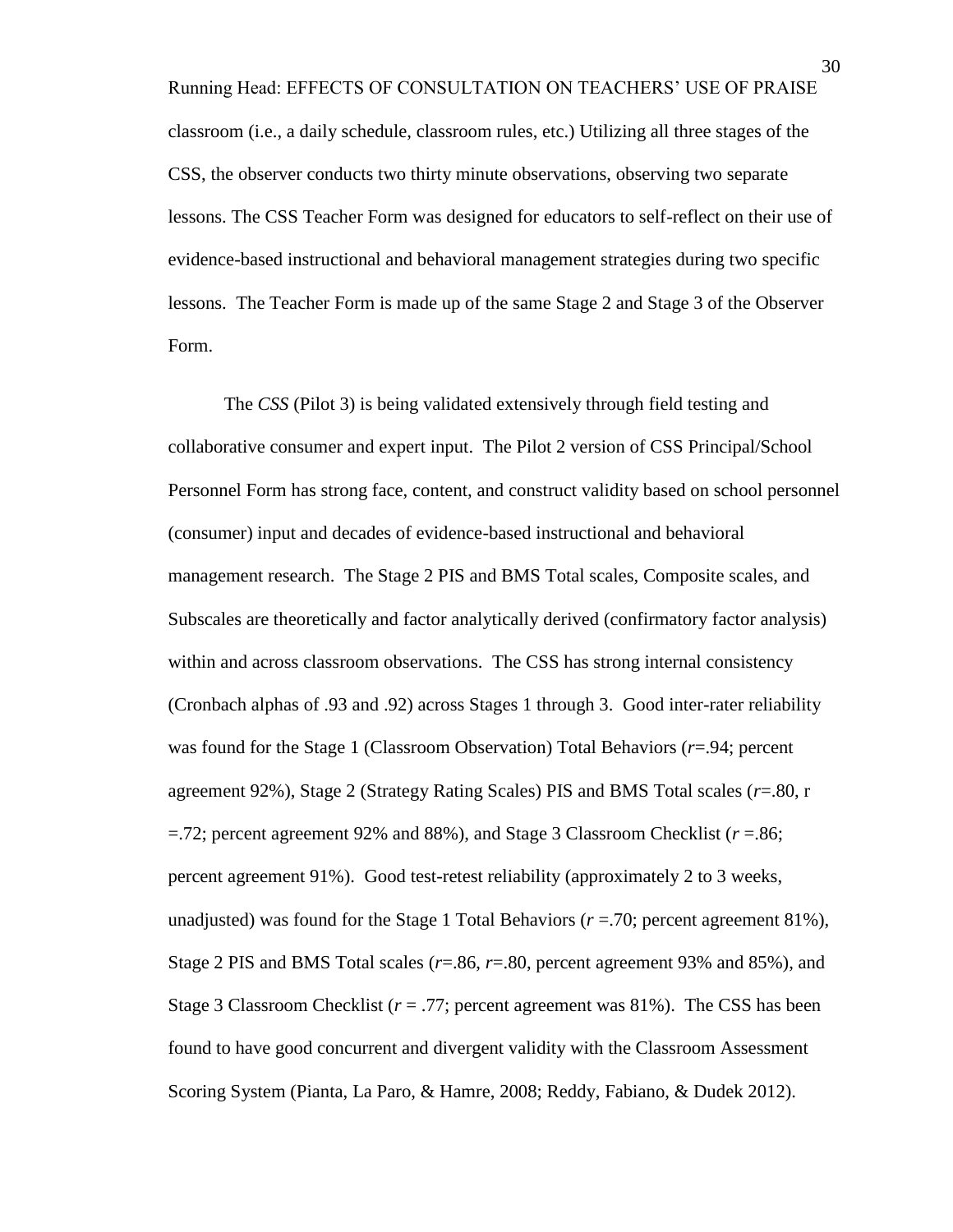classroom (i.e., a daily schedule, classroom rules, etc.) Utilizing all three stages of the CSS, the observer conducts two thirty minute observations, observing two separate lessons. The CSS Teacher Form was designed for educators to self-reflect on their use of evidence-based instructional and behavioral management strategies during two specific lessons. The Teacher Form is made up of the same Stage 2 and Stage 3 of the Observer Form.

The *CSS* (Pilot 3) is being validated extensively through field testing and collaborative consumer and expert input. The Pilot 2 version of CSS Principal/School Personnel Form has strong face, content, and construct validity based on school personnel (consumer) input and decades of evidence-based instructional and behavioral management research. The Stage 2 PIS and BMS Total scales, Composite scales, and Subscales are theoretically and factor analytically derived (confirmatory factor analysis) within and across classroom observations. The CSS has strong internal consistency (Cronbach alphas of .93 and .92) across Stages 1 through 3. Good inter-rater reliability was found for the Stage 1 (Classroom Observation) Total Behaviors ($r$=.94; percent agreement 92%), Stage 2 (Strategy Rating Scales) PIS and BMS Total scales ($r$=.80, r =.72; percent agreement 92% and 88%), and Stage 3 Classroom Checklist ($r$ =.86; percent agreement 91%). Good test-retest reliability (approximately 2 to 3 weeks, unadjusted) was found for the Stage 1 Total Behaviors ($r$ =.70; percent agreement 81%), Stage 2 PIS and BMS Total scales ($r$=.86, $r$=.80, percent agreement 93% and 85%), and Stage 3 Classroom Checklist ($r$ = .77; percent agreement was 81%). The CSS has been found to have good concurrent and divergent validity with the Classroom Assessment Scoring System (Pianta, La Paro, & Hamre, 2008; Reddy, Fabiano, & Dudek 2012).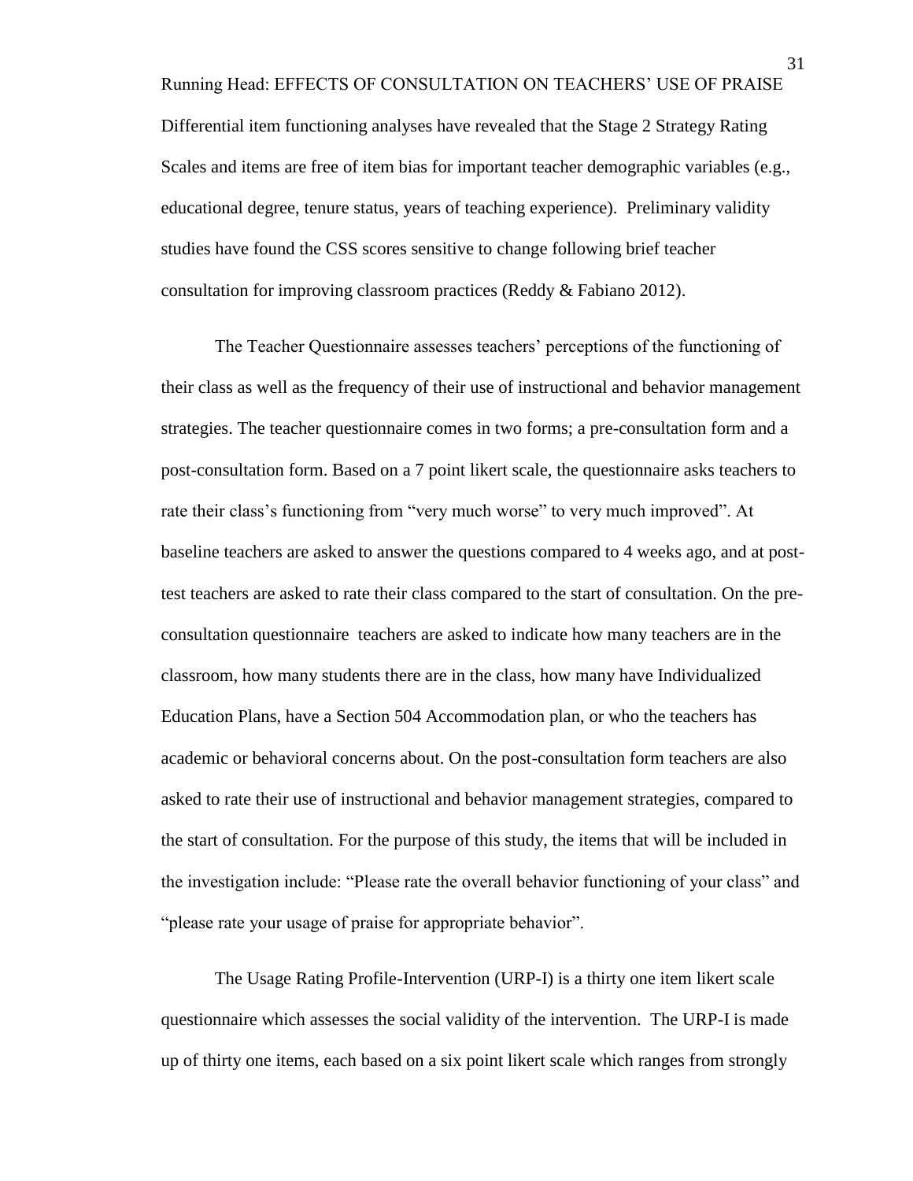Differential item functioning analyses have revealed that the Stage 2 Strategy Rating Scales and items are free of item bias for important teacher demographic variables (e.g., educational degree, tenure status, years of teaching experience). Preliminary validity studies have found the CSS scores sensitive to change following brief teacher consultation for improving classroom practices (Reddy & Fabiano 2012).

The Teacher Questionnaire assesses teachers' perceptions of the functioning of their class as well as the frequency of their use of instructional and behavior management strategies. The teacher questionnaire comes in two forms; a pre-consultation form and a post-consultation form. Based on a 7 point likert scale, the questionnaire asks teachers to rate their class's functioning from "very much worse" to very much improved". At baseline teachers are asked to answer the questions compared to 4 weeks ago, and at post-test teachers are asked to rate their class compared to the start of consultation. On the pre-consultation questionnaire teachers are asked to indicate how many teachers are in the classroom, how many students there are in the class, how many have Individualized Education Plans, have a Section 504 Accommodation plan, or who the teachers has academic or behavioral concerns about. On the post-consultation form teachers are also asked to rate their use of instructional and behavior management strategies, compared to the start of consultation. For the purpose of this study, the items that will be included in the investigation include: "Please rate the overall behavior functioning of your class" and "please rate your usage of praise for appropriate behavior".

The Usage Rating Profile-Intervention (URP-I) is a thirty one item likert scale questionnaire which assesses the social validity of the intervention. The URP-I is made up of thirty one items, each based on a six point likert scale which ranges from strongly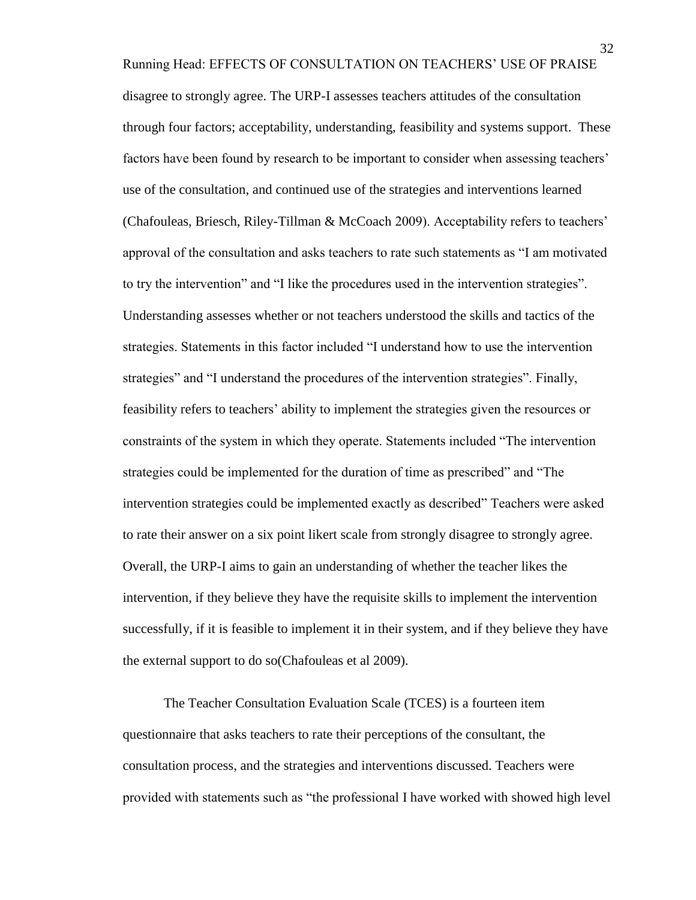disagree to strongly agree. The URP-I assesses teachers attitudes of the consultation through four factors; acceptability, understanding, feasibility and systems support. These factors have been found by research to be important to consider when assessing teachers' use of the consultation, and continued use of the strategies and interventions learned (Chafouleas, Briesch, Riley-Tillman & McCoach 2009). Acceptability refers to teachers' approval of the consultation and asks teachers to rate such statements as "I am motivated to try the intervention" and "I like the procedures used in the intervention strategies". Understanding assesses whether or not teachers understood the skills and tactics of the strategies. Statements in this factor included "I understand how to use the intervention strategies" and "I understand the procedures of the intervention strategies". Finally, feasibility refers to teachers' ability to implement the strategies given the resources or constraints of the system in which they operate. Statements included "The intervention strategies could be implemented for the duration of time as prescribed" and "The intervention strategies could be implemented exactly as described" Teachers were asked to rate their answer on a six point likert scale from strongly disagree to strongly agree. Overall, the URP-I aims to gain an understanding of whether the teacher likes the intervention, if they believe they have the requisite skills to implement the intervention successfully, if it is feasible to implement it in their system, and if they believe they have the external support to do so(Chafouleas et al 2009).

The Teacher Consultation Evaluation Scale (TCES) is a fourteen item questionnaire that asks teachers to rate their perceptions of the consultant, the consultation process, and the strategies and interventions discussed. Teachers were provided with statements such as "the professional I have worked with showed high level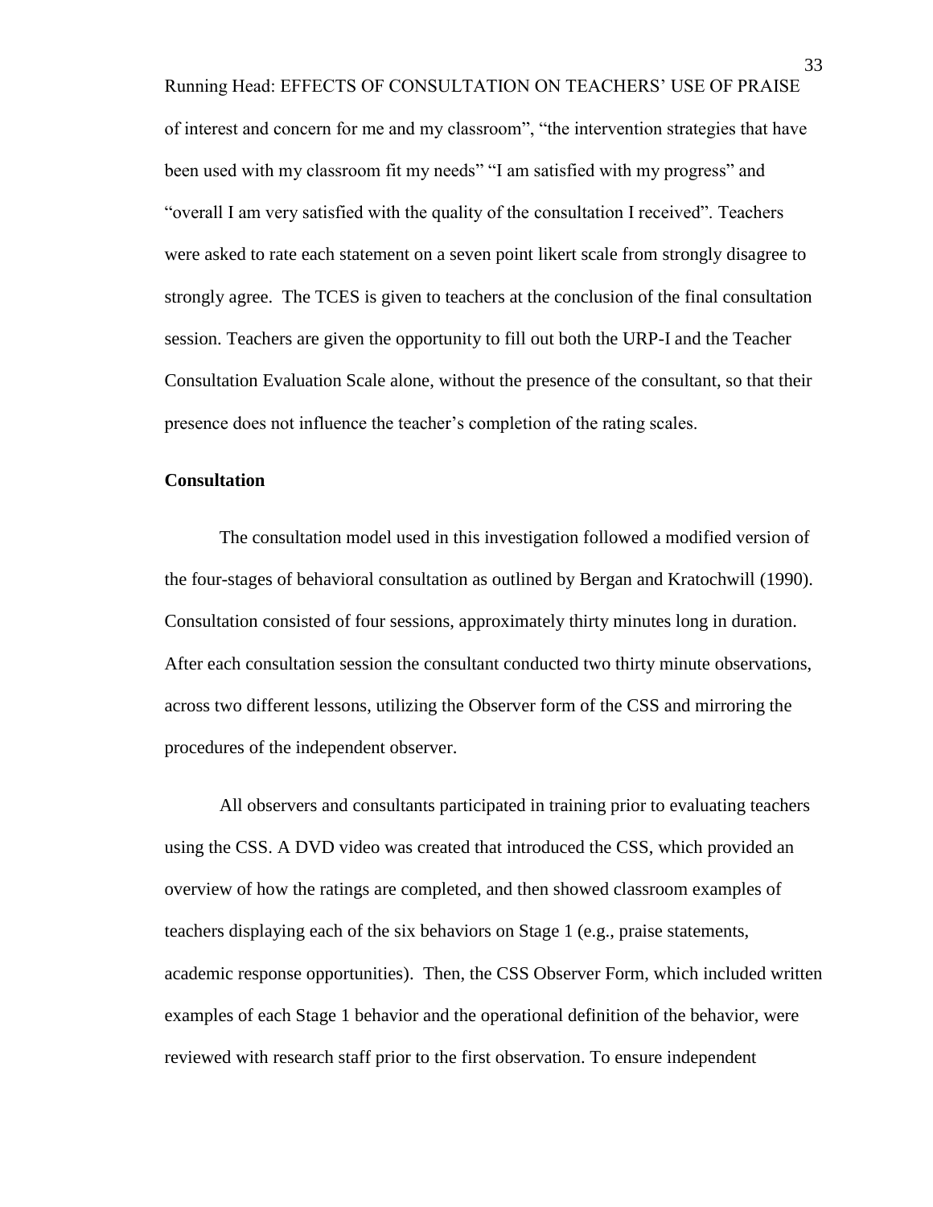of interest and concern for me and my classroom", "the intervention strategies that have been used with my classroom fit my needs" "I am satisfied with my progress" and "overall I am very satisfied with the quality of the consultation I received". Teachers were asked to rate each statement on a seven point likert scale from strongly disagree to strongly agree. The TCES is given to teachers at the conclusion of the final consultation session. Teachers are given the opportunity to fill out both the URP-I and the Teacher Consultation Evaluation Scale alone, without the presence of the consultant, so that their presence does not influence the teacher's completion of the rating scales.

**Consultation**

The consultation model used in this investigation followed a modified version of the four-stages of behavioral consultation as outlined by Bergan and Kratochwill (1990). Consultation consisted of four sessions, approximately thirty minutes long in duration. After each consultation session the consultant conducted two thirty minute observations, across two different lessons, utilizing the Observer form of the CSS and mirroring the procedures of the independent observer.

All observers and consultants participated in training prior to evaluating teachers using the CSS. A DVD video was created that introduced the CSS, which provided an overview of how the ratings are completed, and then showed classroom examples of teachers displaying each of the six behaviors on Stage 1 (e.g., praise statements, academic response opportunities). Then, the CSS Observer Form, which included written examples of each Stage 1 behavior and the operational definition of the behavior, were reviewed with research staff prior to the first observation. To ensure independent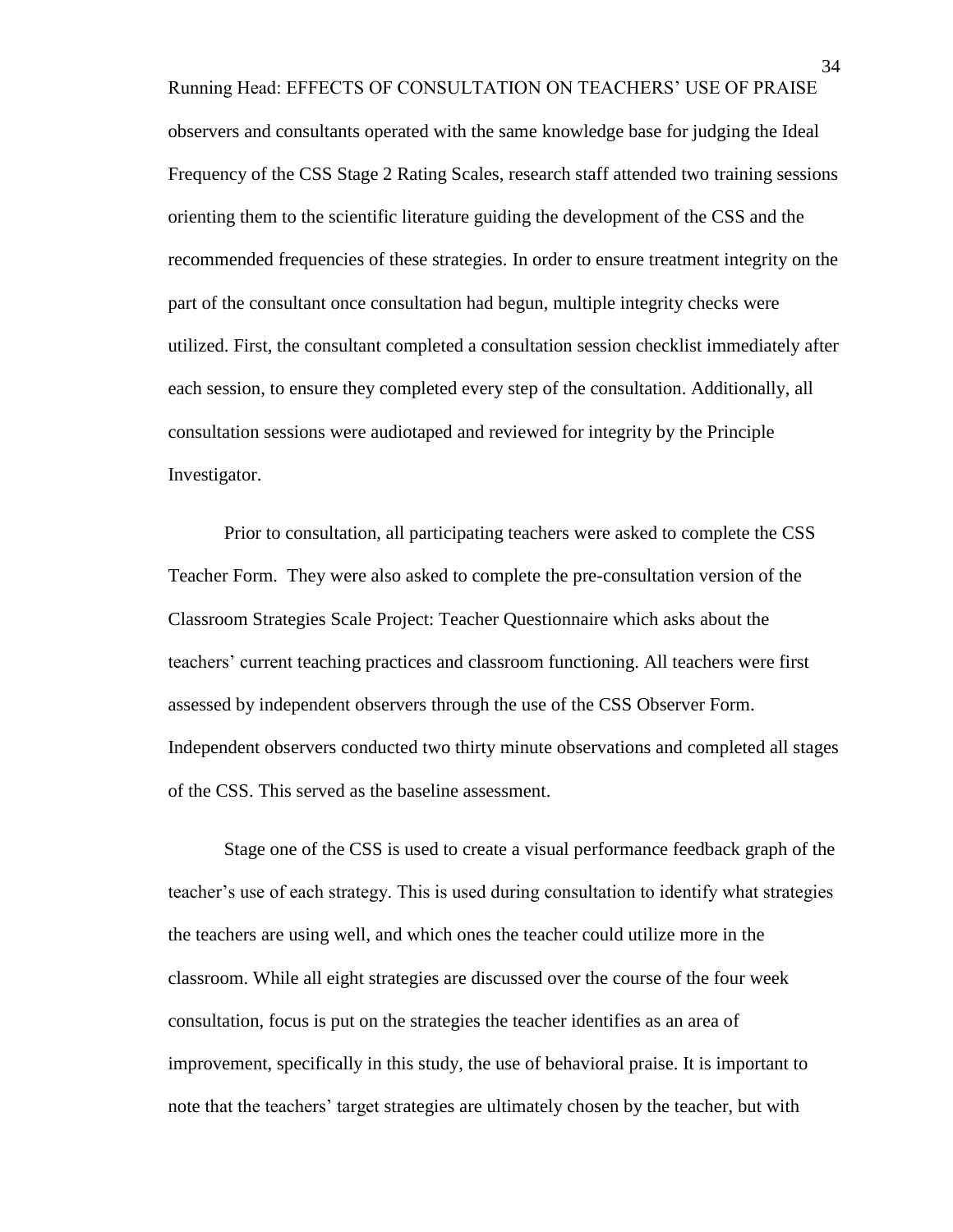observers and consultants operated with the same knowledge base for judging the Ideal Frequency of the CSS Stage 2 Rating Scales, research staff attended two training sessions orienting them to the scientific literature guiding the development of the CSS and the recommended frequencies of these strategies. In order to ensure treatment integrity on the part of the consultant once consultation had begun, multiple integrity checks were utilized. First, the consultant completed a consultation session checklist immediately after each session, to ensure they completed every step of the consultation. Additionally, all consultation sessions were audiotaped and reviewed for integrity by the Principle Investigator.

Prior to consultation, all participating teachers were asked to complete the CSS Teacher Form. They were also asked to complete the pre-consultation version of the Classroom Strategies Scale Project: Teacher Questionnaire which asks about the teachers' current teaching practices and classroom functioning. All teachers were first assessed by independent observers through the use of the CSS Observer Form. Independent observers conducted two thirty minute observations and completed all stages of the CSS. This served as the baseline assessment.

Stage one of the CSS is used to create a visual performance feedback graph of the teacher's use of each strategy. This is used during consultation to identify what strategies the teachers are using well, and which ones the teacher could utilize more in the classroom. While all eight strategies are discussed over the course of the four week consultation, focus is put on the strategies the teacher identifies as an area of improvement, specifically in this study, the use of behavioral praise. It is important to note that the teachers' target strategies are ultimately chosen by the teacher, but with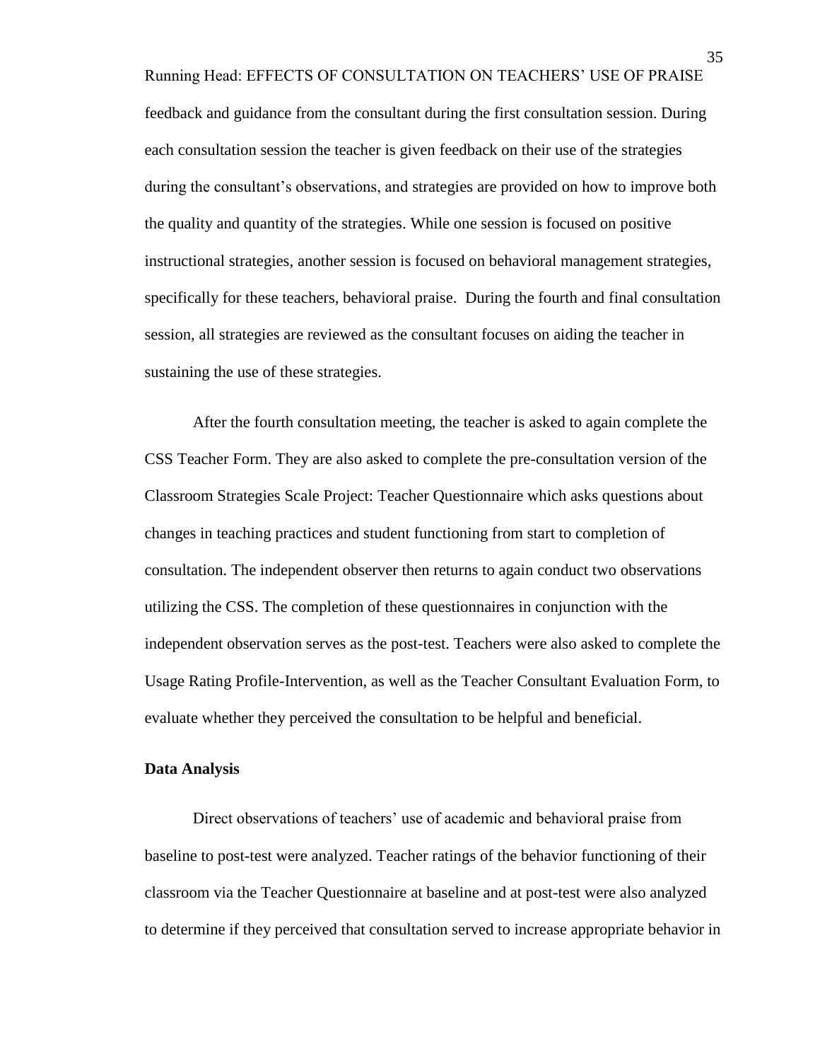feedback and guidance from the consultant during the first consultation session. During each consultation session the teacher is given feedback on their use of the strategies during the consultant's observations, and strategies are provided on how to improve both the quality and quantity of the strategies. While one session is focused on positive instructional strategies, another session is focused on behavioral management strategies, specifically for these teachers, behavioral praise. During the fourth and final consultation session, all strategies are reviewed as the consultant focuses on aiding the teacher in sustaining the use of these strategies.

After the fourth consultation meeting, the teacher is asked to again complete the CSS Teacher Form. They are also asked to complete the pre-consultation version of the Classroom Strategies Scale Project: Teacher Questionnaire which asks questions about changes in teaching practices and student functioning from start to completion of consultation. The independent observer then returns to again conduct two observations utilizing the CSS. The completion of these questionnaires in conjunction with the independent observation serves as the post-test. Teachers were also asked to complete the Usage Rating Profile-Intervention, as well as the Teacher Consultant Evaluation Form, to evaluate whether they perceived the consultation to be helpful and beneficial.

**Data Analysis**

Direct observations of teachers' use of academic and behavioral praise from baseline to post-test were analyzed. Teacher ratings of the behavior functioning of their classroom via the Teacher Questionnaire at baseline and at post-test were also analyzed to determine if they perceived that consultation served to increase appropriate behavior in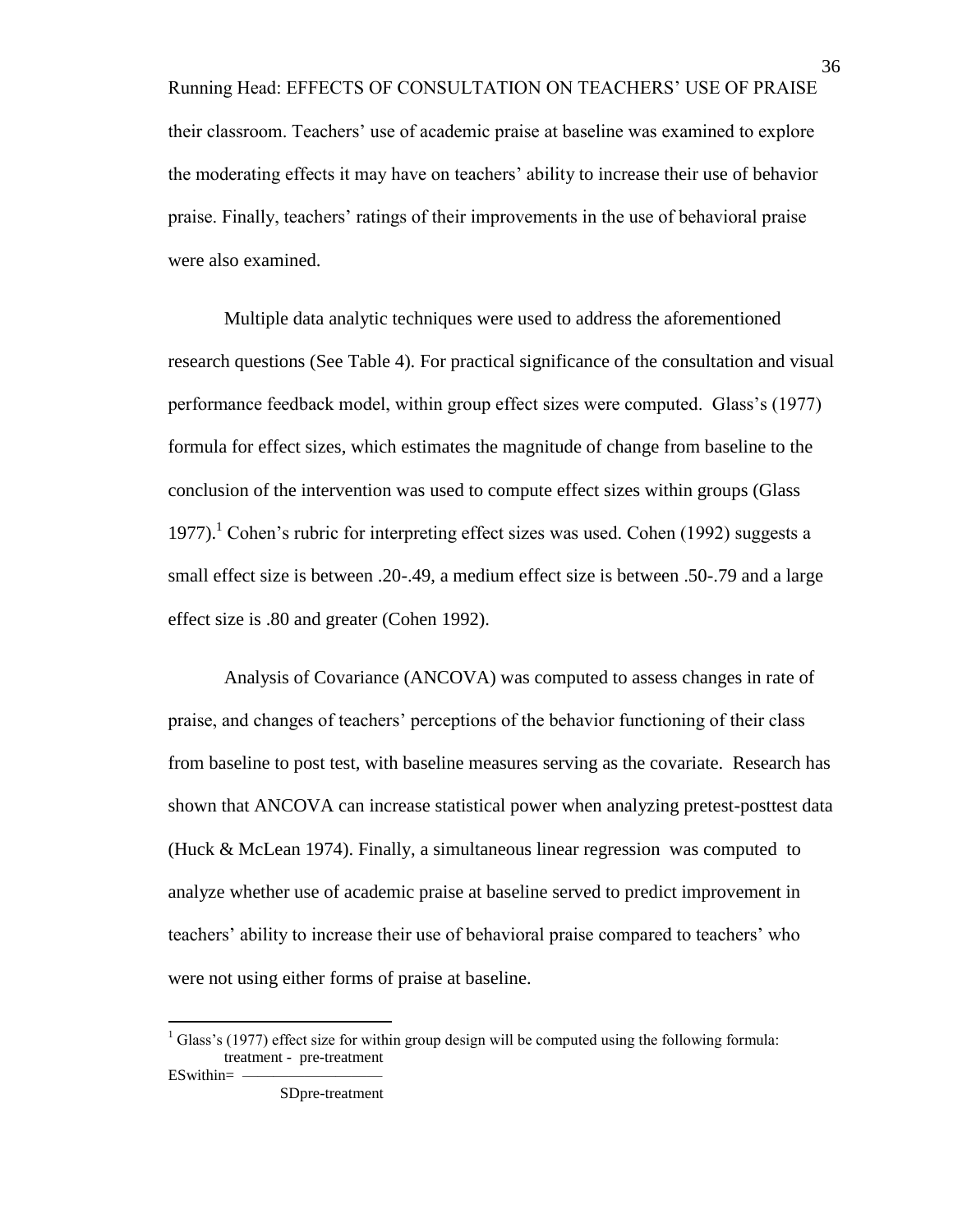their classroom. Teachers' use of academic praise at baseline was examined to explore the moderating effects it may have on teachers' ability to increase their use of behavior praise. Finally, teachers' ratings of their improvements in the use of behavioral praise were also examined.

Multiple data analytic techniques were used to address the aforementioned research questions (See Table 4). For practical significance of the consultation and visual performance feedback model, within group effect sizes were computed. Glass's (1977) formula for effect sizes, which estimates the magnitude of change from baseline to the conclusion of the intervention was used to compute effect sizes within groups (Glass 1977).[1] Cohen's rubric for interpreting effect sizes was used. Cohen (1992) suggests a small effect size is between .20-.49, a medium effect size is between .50-.79 and a large effect size is .80 and greater (Cohen 1992).

Analysis of Covariance (ANCOVA) was computed to assess changes in rate of praise, and changes of teachers' perceptions of the behavior functioning of their class from baseline to post test, with baseline measures serving as the covariate. Research has shown that ANCOVA can increase statistical power when analyzing pretest-posttest data (Huck & McLean 1974). Finally, a simultaneous linear regression was computed to analyze whether use of academic praise at baseline served to predict improvement in teachers' ability to increase their use of behavioral praise compared to teachers' who were not using either forms of praise at baseline.

---

[1] Glass's (1977) effect size for within group design will be computed using the following formula:

$$ES_{within} = \frac{\text{treatment} - \text{pre-treatment}}{SD_{\text{pre-treatment}}}$$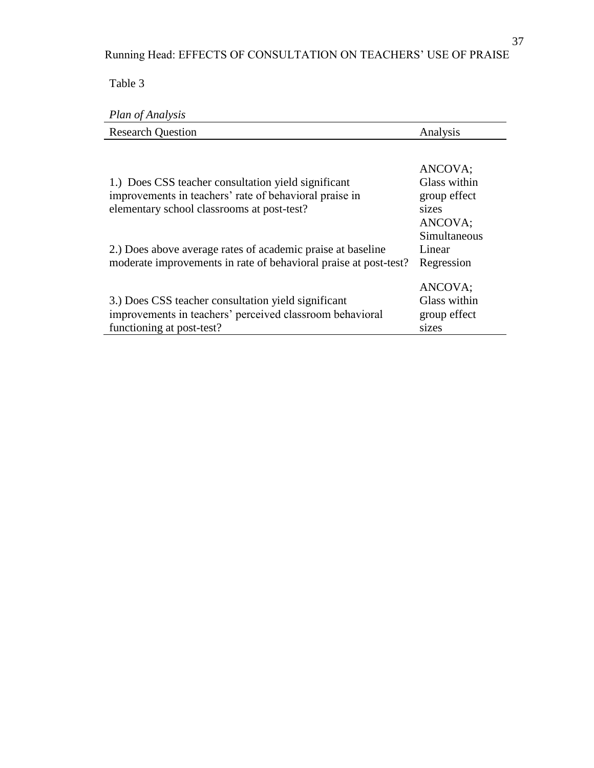Table 3

*Plan of Analysis*

| Research Question | Analysis |
|---|---|
| 1.) Does CSS teacher consultation yield significant improvements in teachers' rate of behavioral praise in elementary school classrooms at post-test? | ANCOVA; Glass within group effect sizes |
| 2.) Does above average rates of academic praise at baseline moderate improvements in rate of behavioral praise at post-test? | ANCOVA; Simultaneous Linear Regression |
| 3.) Does CSS teacher consultation yield significant improvements in teachers' perceived classroom behavioral functioning at post-test? | ANCOVA; Glass within group effect sizes |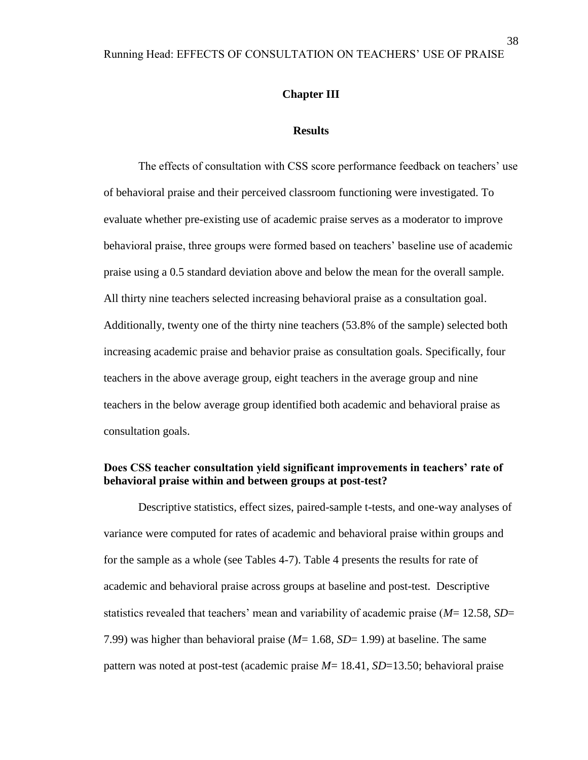## Chapter III

## Results

The effects of consultation with CSS score performance feedback on teachers' use of behavioral praise and their perceived classroom functioning were investigated. To evaluate whether pre-existing use of academic praise serves as a moderator to improve behavioral praise, three groups were formed based on teachers' baseline use of academic praise using a 0.5 standard deviation above and below the mean for the overall sample. All thirty nine teachers selected increasing behavioral praise as a consultation goal. Additionally, twenty one of the thirty nine teachers (53.8% of the sample) selected both increasing academic praise and behavior praise as consultation goals. Specifically, four teachers in the above average group, eight teachers in the average group and nine teachers in the below average group identified both academic and behavioral praise as consultation goals.

### Does CSS teacher consultation yield significant improvements in teachers' rate of behavioral praise within and between groups at post-test?

Descriptive statistics, effect sizes, paired-sample t-tests, and one-way analyses of variance were computed for rates of academic and behavioral praise within groups and for the sample as a whole (see Tables 4-7). Table 4 presents the results for rate of academic and behavioral praise across groups at baseline and post-test. Descriptive statistics revealed that teachers' mean and variability of academic praise ($M$= 12.58, $SD$= 7.99) was higher than behavioral praise ($M$= 1.68, $SD$= 1.99) at baseline. The same pattern was noted at post-test (academic praise $M$= 18.41, $SD$=13.50; behavioral praise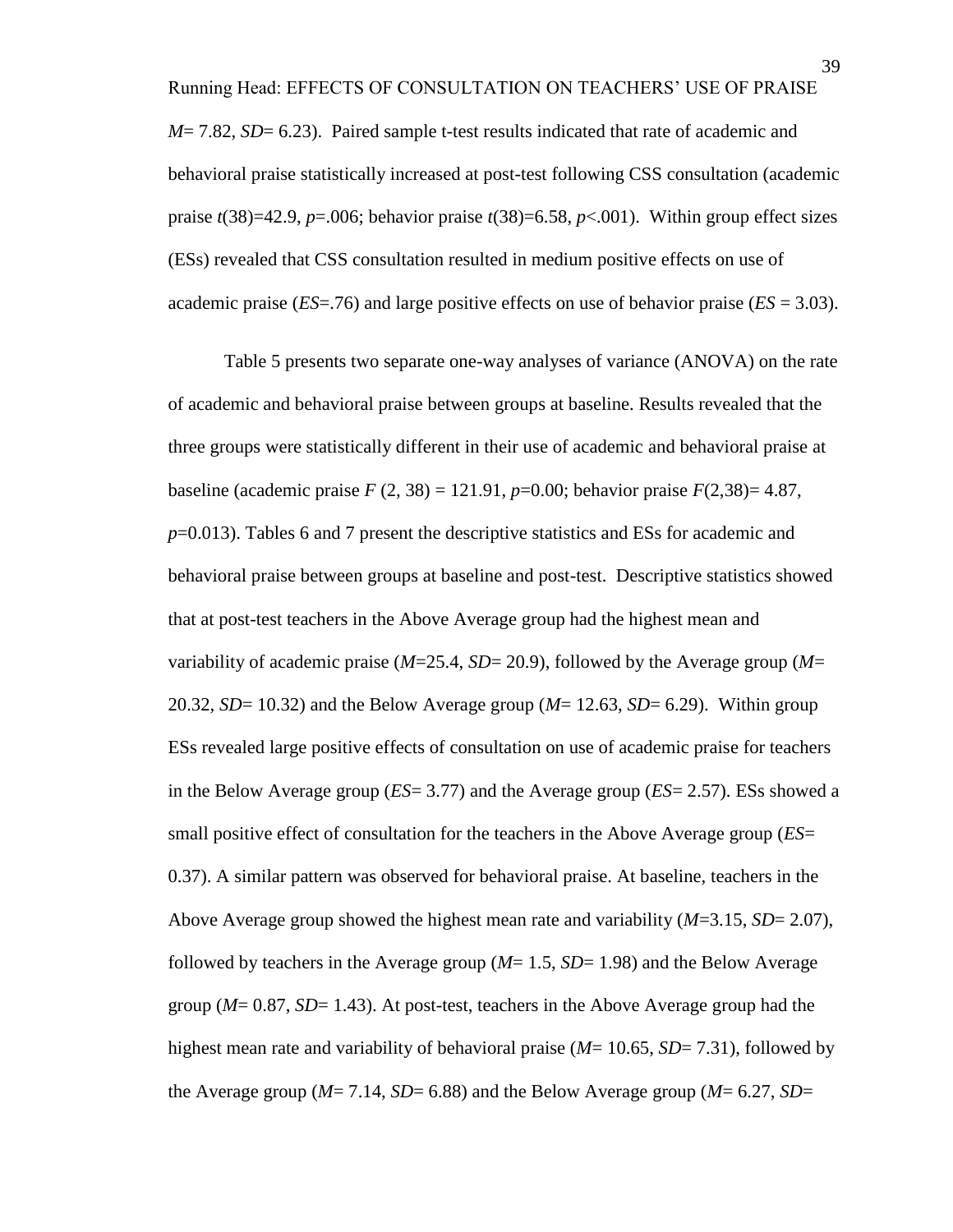$M$= 7.82, $SD$= 6.23). Paired sample t-test results indicated that rate of academic and behavioral praise statistically increased at post-test following CSS consultation (academic praise $t(38)$=42.9, $p$=.006; behavior praise $t(38)$=6.58, $p$<.001). Within group effect sizes (ESs) revealed that CSS consultation resulted in medium positive effects on use of academic praise ($ES$=.76) and large positive effects on use of behavior praise ($ES$ = 3.03).

Table 5 presents two separate one-way analyses of variance (ANOVA) on the rate of academic and behavioral praise between groups at baseline. Results revealed that the three groups were statistically different in their use of academic and behavioral praise at baseline (academic praise $F$ (2, 38) = 121.91, $p$=0.00; behavior praise $F$(2,38)= 4.87, $p$=0.013). Tables 6 and 7 present the descriptive statistics and ESs for academic and behavioral praise between groups at baseline and post-test. Descriptive statistics showed that at post-test teachers in the Above Average group had the highest mean and variability of academic praise ($M$=25.4, $SD$= 20.9), followed by the Average group ($M$= 20.32, $SD$= 10.32) and the Below Average group ($M$= 12.63, $SD$= 6.29). Within group ESs revealed large positive effects of consultation on use of academic praise for teachers in the Below Average group ($ES$= 3.77) and the Average group ($ES$= 2.57). ESs showed a small positive effect of consultation for the teachers in the Above Average group ($ES$= 0.37). A similar pattern was observed for behavioral praise. At baseline, teachers in the Above Average group showed the highest mean rate and variability ($M$=3.15, $SD$= 2.07), followed by teachers in the Average group ($M$= 1.5, $SD$= 1.98) and the Below Average group ($M$= 0.87, $SD$= 1.43). At post-test, teachers in the Above Average group had the highest mean rate and variability of behavioral praise ($M$= 10.65, $SD$= 7.31), followed by the Average group ($M$= 7.14, $SD$= 6.88) and the Below Average group ($M$= 6.27, $SD$=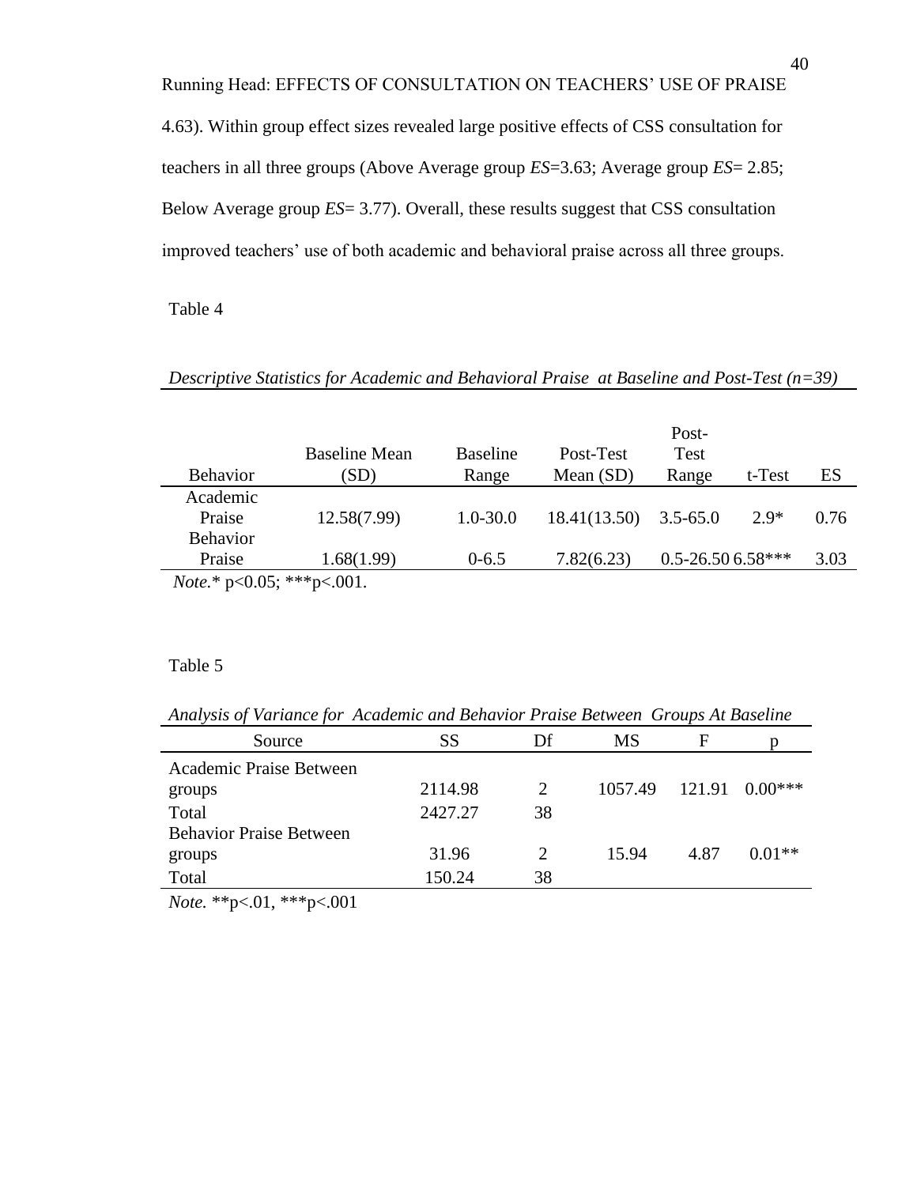4.63). Within group effect sizes revealed large positive effects of CSS consultation for teachers in all three groups (Above Average group *ES*=3.63; Average group *ES*= 2.85; Below Average group *ES*= 3.77). Overall, these results suggest that CSS consultation improved teachers' use of both academic and behavioral praise across all three groups.

Table 4

*Descriptive Statistics for Academic and Behavioral Praise at Baseline and Post-Test (n=39)*

| Behavior | Baseline Mean (SD) | Baseline Range | Post-Test Mean (SD) | Post-Test Range | t-Test | ES |
|---|---|---|---|---|---|---|
| Academic Praise | 12.58(7.99) | 1.0-30.0 | 18.41(13.50) | 3.5-65.0 | 2.9* | 0.76 |
| Behavior Praise | 1.68(1.99) | 0-6.5 | 7.82(6.23) | 0.5-26.50 | 6.58*** | 3.03 |

*Note.** p<0.05; ***p<.001.

Table 5

*Analysis of Variance for Academic and Behavior Praise Between Groups At Baseline*

| Source | SS | Df | MS | F | p |
|---|---|---|---|---|---|
| Academic Praise Between groups | 2114.98 | 2 | 1057.49 | 121.91 | 0.00*** |
| Total | 2427.27 | 38 | | | |
| Behavior Praise Between groups | 31.96 | 2 | 15.94 | 4.87 | 0.01** |
| Total | 150.24 | 38 | | | |

*Note.* **p<.01, ***p<.001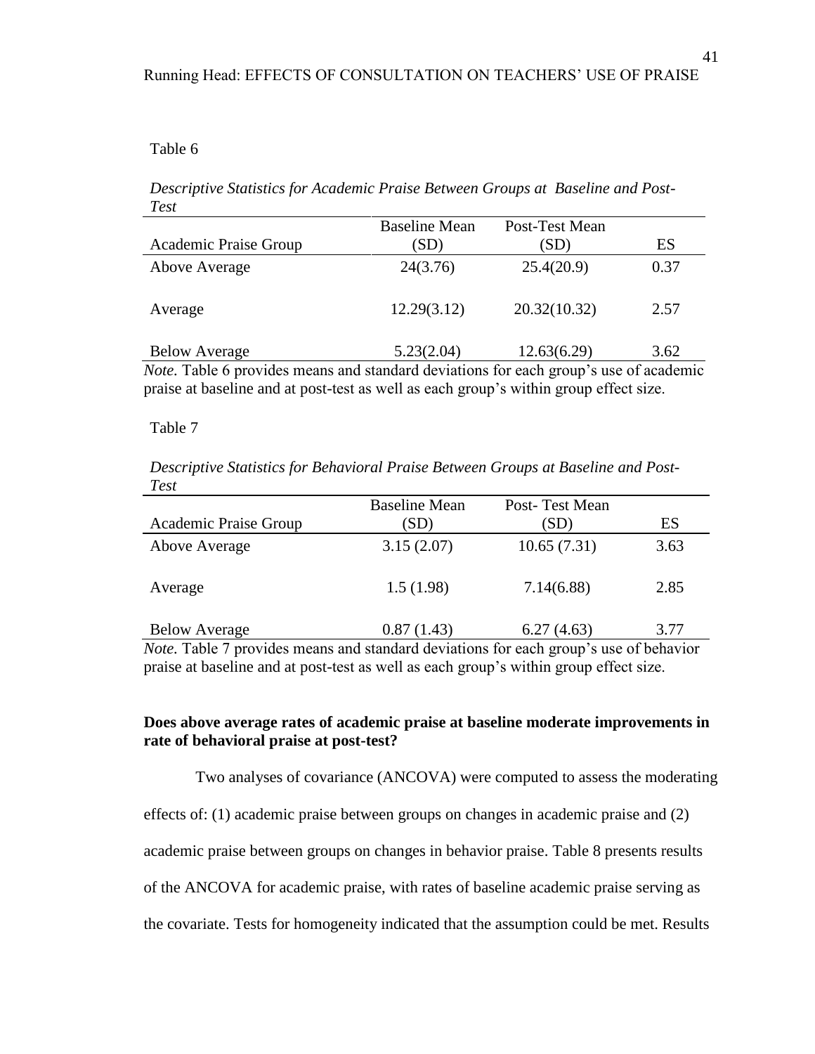Table 6

*Descriptive Statistics for Academic Praise Between Groups at Baseline and Post-Test*

| Academic Praise Group | Baseline Mean (SD) | Post-Test Mean (SD) | ES |
|---|---|---|---|
| Above Average | 24(3.76) | 25.4(20.9) | 0.37 |
| Average | 12.29(3.12) | 20.32(10.32) | 2.57 |
| Below Average | 5.23(2.04) | 12.63(6.29) | 3.62 |

*Note.* Table 6 provides means and standard deviations for each group's use of academic praise at baseline and at post-test as well as each group's within group effect size.

Table 7

*Descriptive Statistics for Behavioral Praise Between Groups at Baseline and Post-Test*

| Academic Praise Group | Baseline Mean (SD) | Post- Test Mean (SD) | ES |
|---|---|---|---|
| Above Average | 3.15 (2.07) | 10.65 (7.31) | 3.63 |
| Average | 1.5 (1.98) | 7.14(6.88) | 2.85 |
| Below Average | 0.87 (1.43) | 6.27 (4.63) | 3.77 |

*Note.* Table 7 provides means and standard deviations for each group's use of behavior praise at baseline and at post-test as well as each group's within group effect size.

**Does above average rates of academic praise at baseline moderate improvements in rate of behavioral praise at post-test?**

Two analyses of covariance (ANCOVA) were computed to assess the moderating effects of: (1) academic praise between groups on changes in academic praise and (2) academic praise between groups on changes in behavior praise. Table 8 presents results of the ANCOVA for academic praise, with rates of baseline academic praise serving as the covariate. Tests for homogeneity indicated that the assumption could be met. Results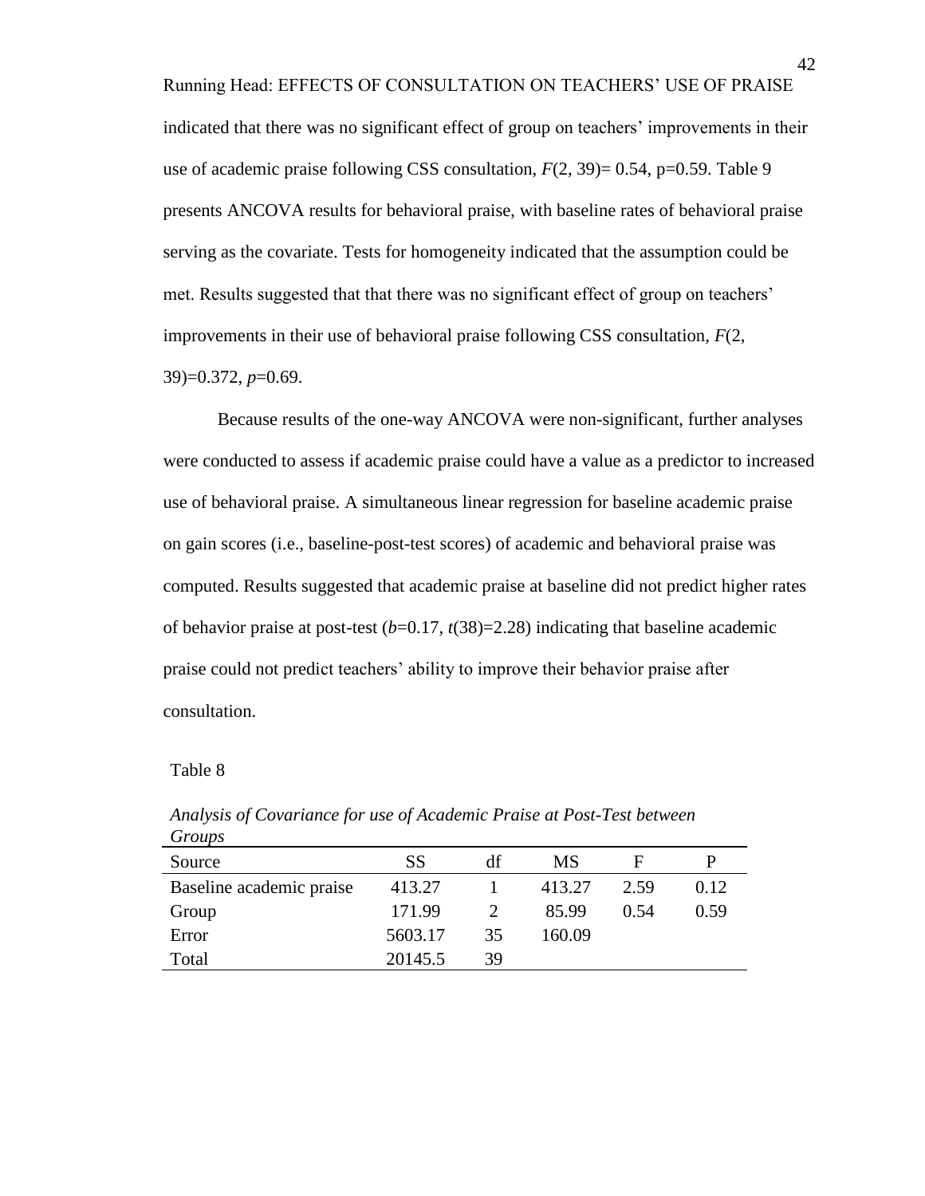indicated that there was no significant effect of group on teachers' improvements in their use of academic praise following CSS consultation, $F(2, 39) = 0.54$, p=0.59. Table 9 presents ANCOVA results for behavioral praise, with baseline rates of behavioral praise serving as the covariate. Tests for homogeneity indicated that the assumption could be met. Results suggested that that there was no significant effect of group on teachers' improvements in their use of behavioral praise following CSS consultation, $F(2, 39)=0.372$, $p=0.69$.

Because results of the one-way ANCOVA were non-significant, further analyses were conducted to assess if academic praise could have a value as a predictor to increased use of behavioral praise. A simultaneous linear regression for baseline academic praise on gain scores (i.e., baseline-post-test scores) of academic and behavioral praise was computed. Results suggested that academic praise at baseline did not predict higher rates of behavior praise at post-test ($b=0.17$, $t(38)=2.28$) indicating that baseline academic praise could not predict teachers' ability to improve their behavior praise after consultation.

Table 8

*Analysis of Covariance for use of Academic Praise at Post-Test between Groups*

| Source | SS | df | MS | F | P |
|---|---|---|---|---|---|
| Baseline academic praise | 413.27 | 1 | 413.27 | 2.59 | 0.12 |
| Group | 171.99 | 2 | 85.99 | 0.54 | 0.59 |
| Error | 5603.17 | 35 | 160.09 | | |
| Total | 20145.5 | 39 | | | |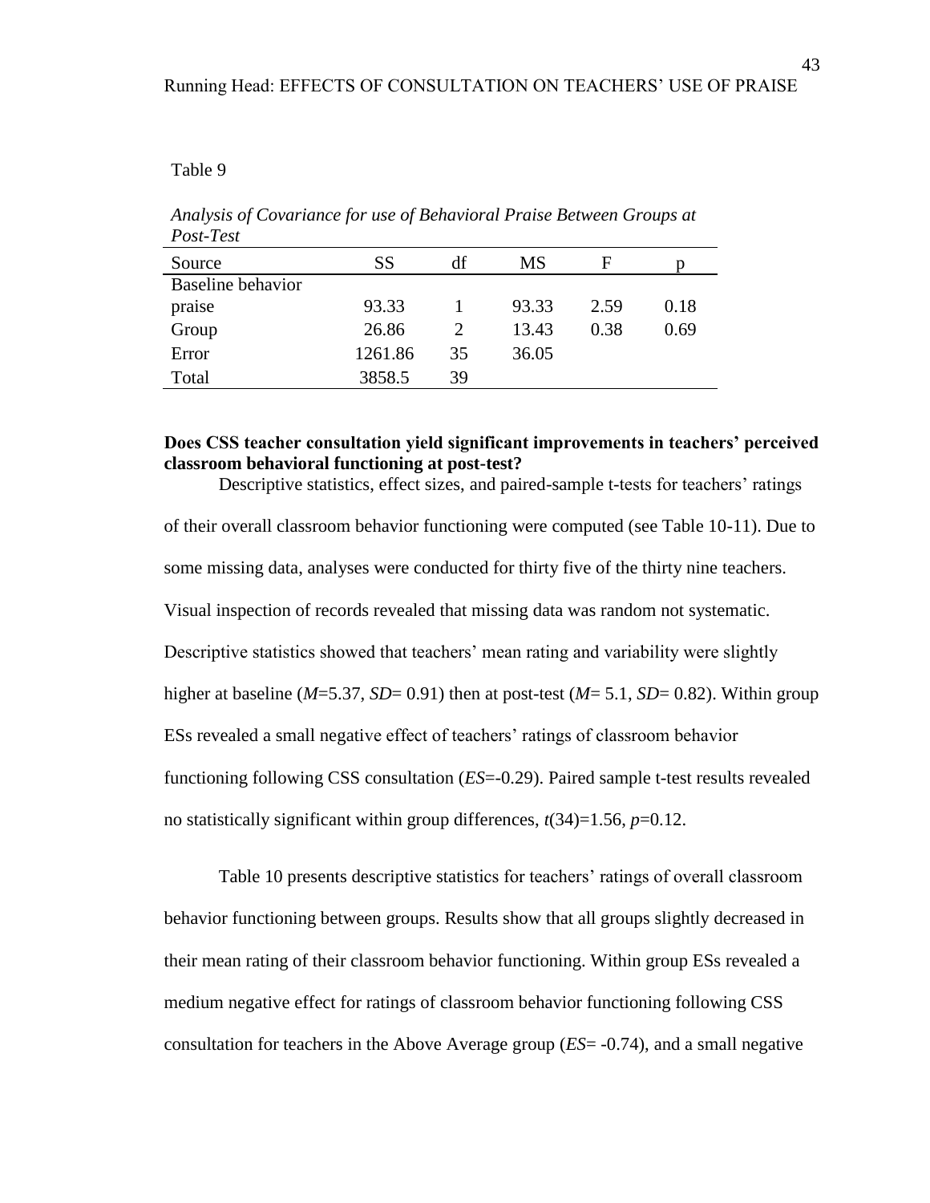Table 9

*Analysis of Covariance for use of Behavioral Praise Between Groups at Post-Test*

| Source | SS | df | MS | F | p |
|---|---|---|---|---|---|
| Baseline behavior praise | 93.33 | 1 | 93.33 | 2.59 | 0.18 |
| Group | 26.86 | 2 | 13.43 | 0.38 | 0.69 |
| Error | 1261.86 | 35 | 36.05 | | |
| Total | 3858.5 | 39 | | | |

**Does CSS teacher consultation yield significant improvements in teachers' perceived classroom behavioral functioning at post-test?**

Descriptive statistics, effect sizes, and paired-sample t-tests for teachers' ratings of their overall classroom behavior functioning were computed (see Table 10-11). Due to some missing data, analyses were conducted for thirty five of the thirty nine teachers. Visual inspection of records revealed that missing data was random not systematic. Descriptive statistics showed that teachers' mean rating and variability were slightly higher at baseline ($M$=5.37, $SD$= 0.91) then at post-test ($M$= 5.1, $SD$= 0.82). Within group ESs revealed a small negative effect of teachers' ratings of classroom behavior functioning following CSS consultation ($ES$=-0.29). Paired sample t-test results revealed no statistically significant within group differences, $t(34)$=1.56, $p$=0.12.

Table 10 presents descriptive statistics for teachers' ratings of overall classroom behavior functioning between groups. Results show that all groups slightly decreased in their mean rating of their classroom behavior functioning. Within group ESs revealed a medium negative effect for ratings of classroom behavior functioning following CSS consultation for teachers in the Above Average group ($ES$= -0.74), and a small negative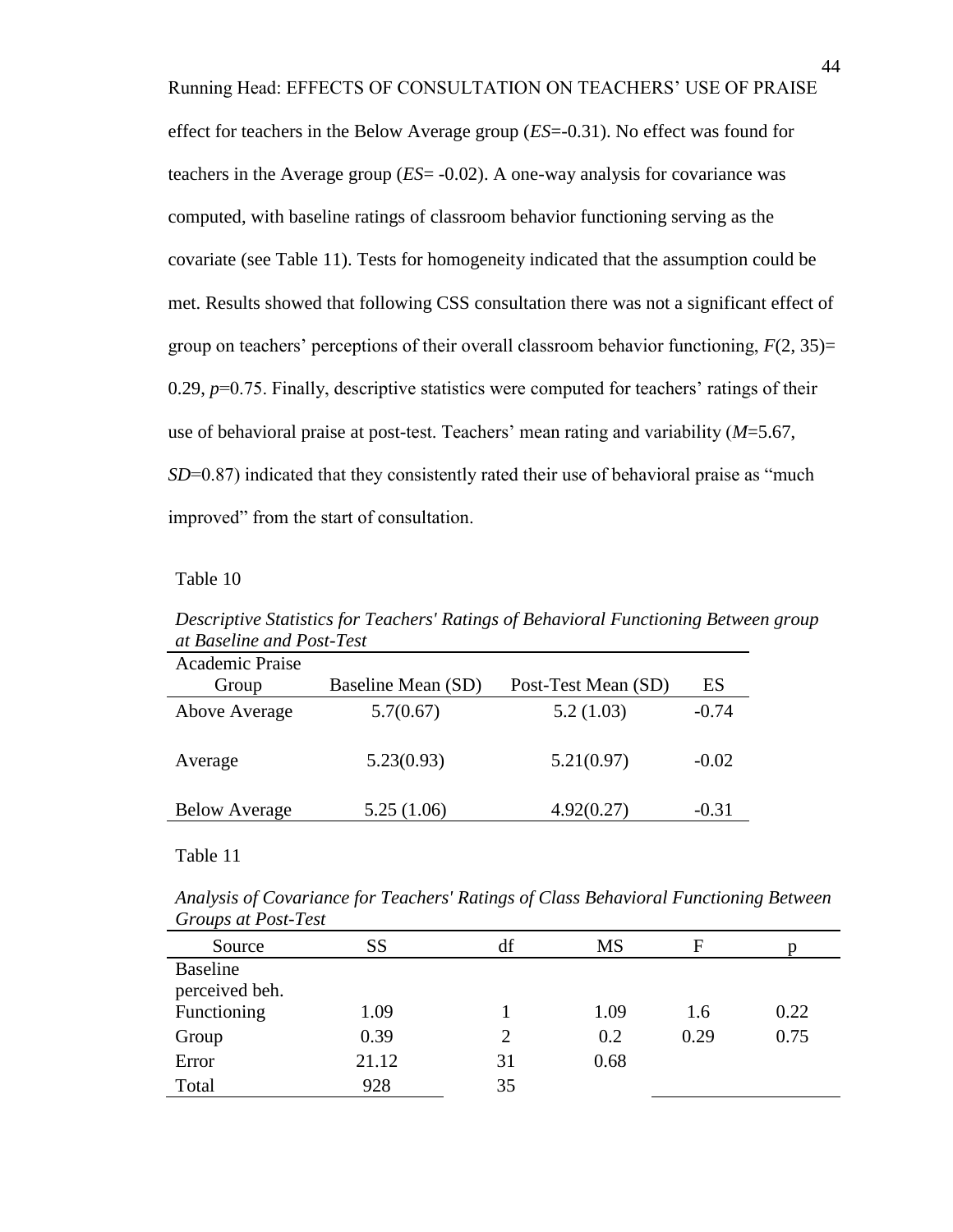effect for teachers in the Below Average group (*ES*=-0.31). No effect was found for teachers in the Average group (*ES*= -0.02). A one-way analysis for covariance was computed, with baseline ratings of classroom behavior functioning serving as the covariate (see Table 11). Tests for homogeneity indicated that the assumption could be met. Results showed that following CSS consultation there was not a significant effect of group on teachers' perceptions of their overall classroom behavior functioning, $F(2, 35)= 0.29$, $p=0.75$. Finally, descriptive statistics were computed for teachers' ratings of their use of behavioral praise at post-test. Teachers' mean rating and variability ($M=5.67$, $SD=0.87$) indicated that they consistently rated their use of behavioral praise as "much improved" from the start of consultation.

Table 10

*Descriptive Statistics for Teachers' Ratings of Behavioral Functioning Between group at Baseline and Post-Test*

| Academic Praise Group | Baseline Mean (SD) | Post-Test Mean (SD) | ES |
|---|---|---|---|
| Above Average | 5.7(0.67) | 5.2 (1.03) | -0.74 |
| Average | 5.23(0.93) | 5.21(0.97) | -0.02 |
| Below Average | 5.25 (1.06) | 4.92(0.27) | -0.31 |

Table 11

*Analysis of Covariance for Teachers' Ratings of Class Behavioral Functioning Between Groups at Post-Test*

| Source | SS | df | MS | F | p |
|---|---|---|---|---|---|
| Baseline perceived beh. Functioning | 1.09 | 1 | 1.09 | 1.6 | 0.22 |
| Group | 0.39 | 2 | 0.2 | 0.29 | 0.75 |
| Error | 21.12 | 31 | 0.68 | | |
| Total | 928 | 35 | | | |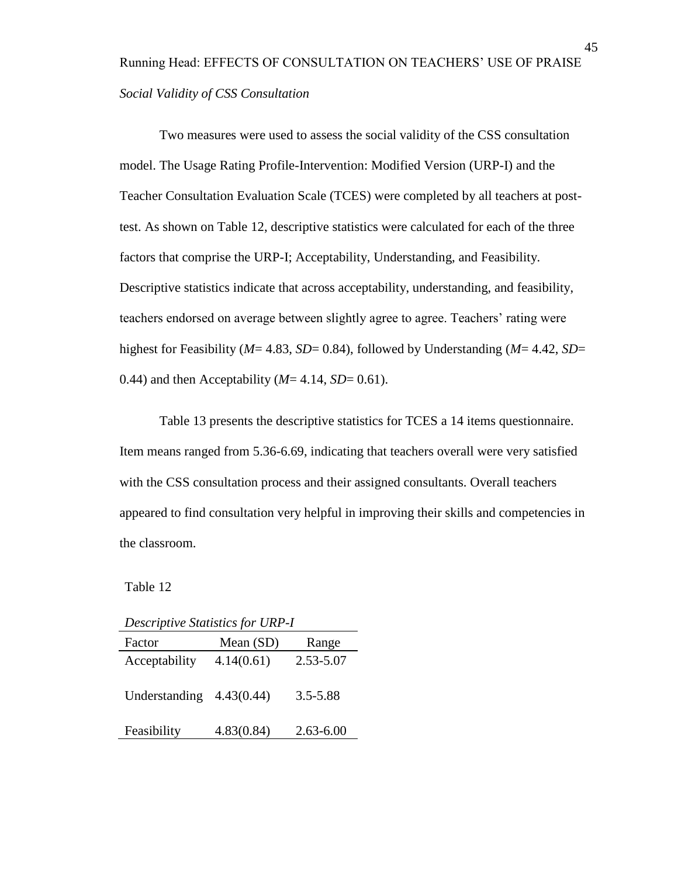*Social Validity of CSS Consultation*

Two measures were used to assess the social validity of the CSS consultation model. The Usage Rating Profile-Intervention: Modified Version (URP-I) and the Teacher Consultation Evaluation Scale (TCES) were completed by all teachers at post-test. As shown on Table 12, descriptive statistics were calculated for each of the three factors that comprise the URP-I; Acceptability, Understanding, and Feasibility. Descriptive statistics indicate that across acceptability, understanding, and feasibility, teachers endorsed on average between slightly agree to agree. Teachers' rating were highest for Feasibility ($M$= 4.83, $SD$= 0.84), followed by Understanding ($M$= 4.42, $SD$= 0.44) and then Acceptability ($M$= 4.14, $SD$= 0.61).

Table 13 presents the descriptive statistics for TCES a 14 items questionnaire. Item means ranged from 5.36-6.69, indicating that teachers overall were very satisfied with the CSS consultation process and their assigned consultants. Overall teachers appeared to find consultation very helpful in improving their skills and competencies in the classroom.

Table 12

*Descriptive Statistics for URP-I*

| Factor | Mean (SD) | Range |
|---|---|---|
| Acceptability | 4.14(0.61) | 2.53-5.07 |
| Understanding | 4.43(0.44) | 3.5-5.88 |
| Feasibility | 4.83(0.84) | 2.63-6.00 |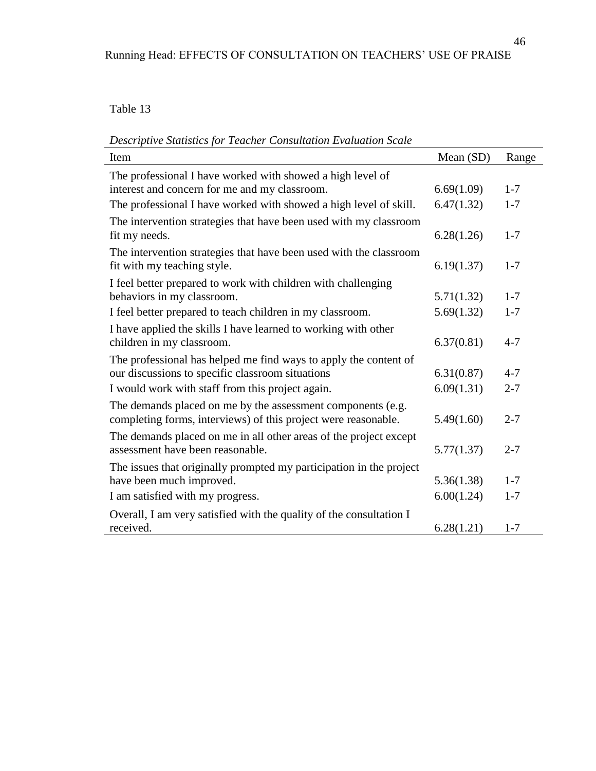Table 13

*Descriptive Statistics for Teacher Consultation Evaluation Scale*

| Item | Mean (SD) | Range |
|---|---|---|
| The professional I have worked with showed a high level of interest and concern for me and my classroom. | 6.69(1.09) | 1-7 |
| The professional I have worked with showed a high level of skill. | 6.47(1.32) | 1-7 |
| The intervention strategies that have been used with my classroom fit my needs. | 6.28(1.26) | 1-7 |
| The intervention strategies that have been used with the classroom fit with my teaching style. | 6.19(1.37) | 1-7 |
| I feel better prepared to work with children with challenging behaviors in my classroom. | 5.71(1.32) | 1-7 |
| I feel better prepared to teach children in my classroom. | 5.69(1.32) | 1-7 |
| I have applied the skills I have learned to working with other children in my classroom. | 6.37(0.81) | 4-7 |
| The professional has helped me find ways to apply the content of our discussions to specific classroom situations | 6.31(0.87) | 4-7 |
| I would work with staff from this project again. | 6.09(1.31) | 2-7 |
| The demands placed on me by the assessment components (e.g. completing forms, interviews) of this project were reasonable. | 5.49(1.60) | 2-7 |
| The demands placed on me in all other areas of the project except assessment have been reasonable. | 5.77(1.37) | 2-7 |
| The issues that originally prompted my participation in the project have been much improved. | 5.36(1.38) | 1-7 |
| I am satisfied with my progress. | 6.00(1.24) | 1-7 |
| Overall, I am very satisfied with the quality of the consultation I received. | 6.28(1.21) | 1-7 |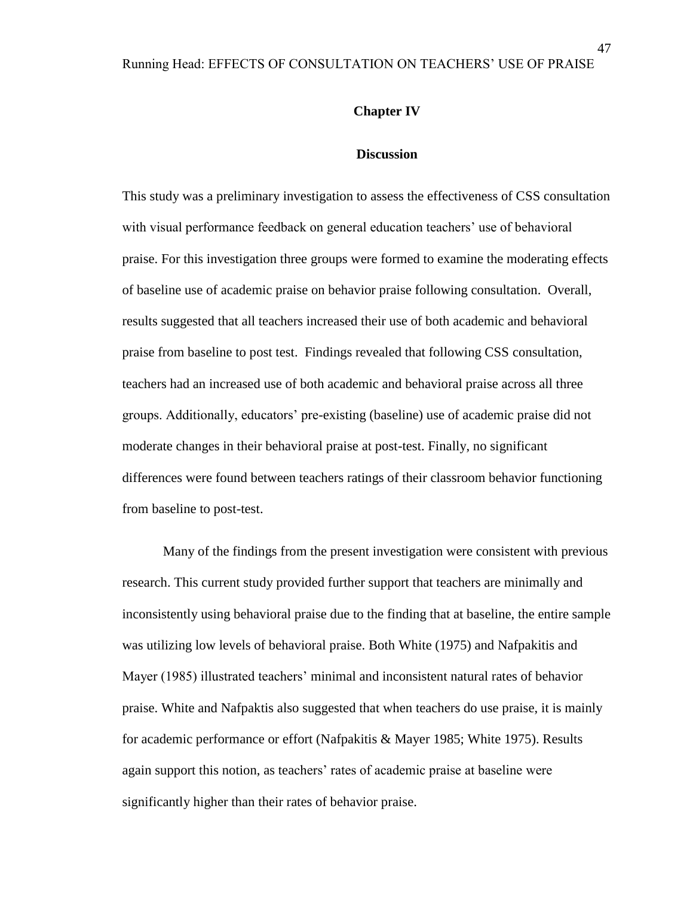# Chapter IV

## Discussion

This study was a preliminary investigation to assess the effectiveness of CSS consultation with visual performance feedback on general education teachers' use of behavioral praise. For this investigation three groups were formed to examine the moderating effects of baseline use of academic praise on behavior praise following consultation. Overall, results suggested that all teachers increased their use of both academic and behavioral praise from baseline to post test. Findings revealed that following CSS consultation, teachers had an increased use of both academic and behavioral praise across all three groups. Additionally, educators' pre-existing (baseline) use of academic praise did not moderate changes in their behavioral praise at post-test. Finally, no significant differences were found between teachers ratings of their classroom behavior functioning from baseline to post-test.

Many of the findings from the present investigation were consistent with previous research. This current study provided further support that teachers are minimally and inconsistently using behavioral praise due to the finding that at baseline, the entire sample was utilizing low levels of behavioral praise. Both White (1975) and Nafpakitis and Mayer (1985) illustrated teachers' minimal and inconsistent natural rates of behavior praise. White and Nafpaktis also suggested that when teachers do use praise, it is mainly for academic performance or effort (Nafpakitis & Mayer 1985; White 1975). Results again support this notion, as teachers' rates of academic praise at baseline were significantly higher than their rates of behavior praise.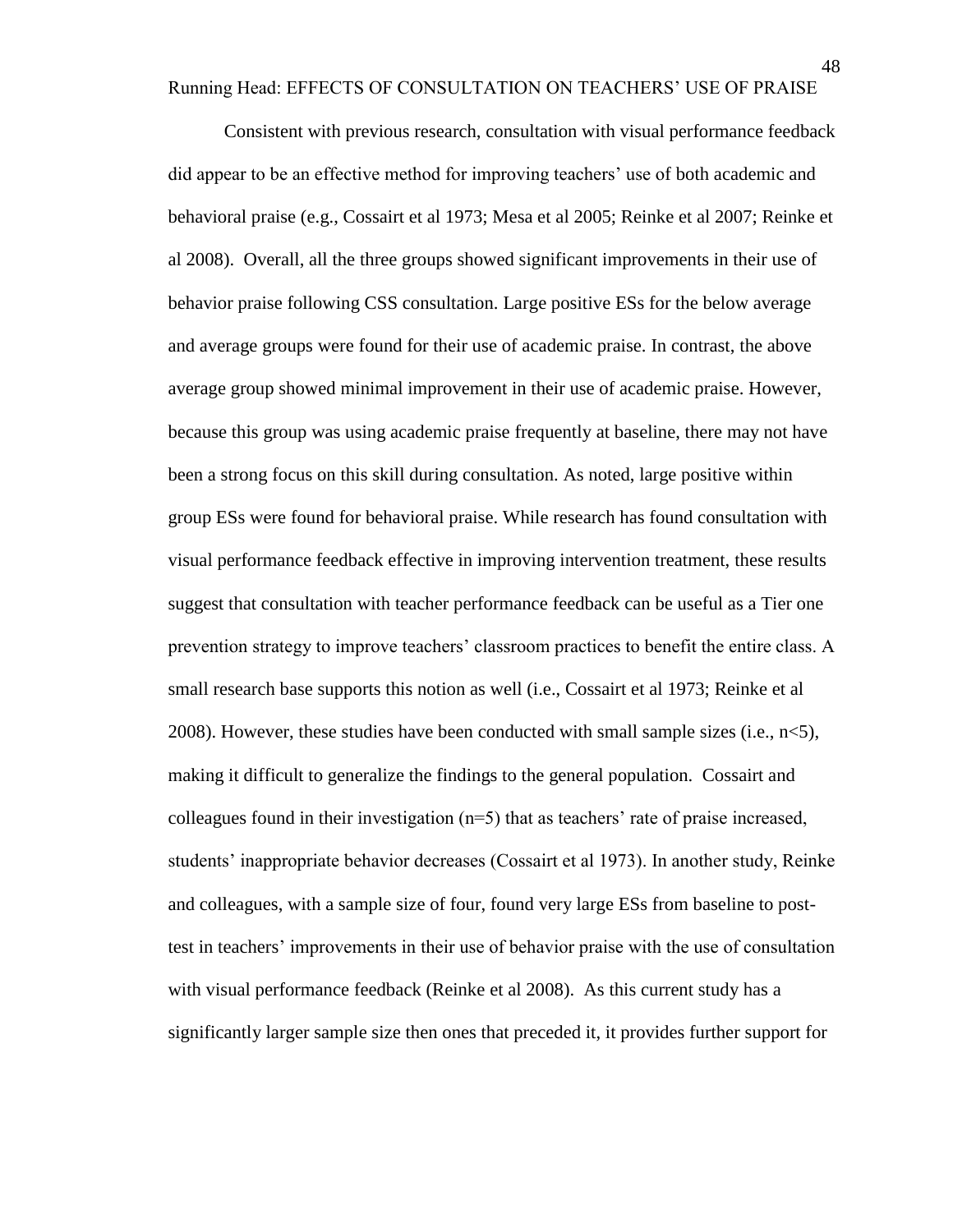Consistent with previous research, consultation with visual performance feedback did appear to be an effective method for improving teachers' use of both academic and behavioral praise (e.g., Cossairt et al 1973; Mesa et al 2005; Reinke et al 2007; Reinke et al 2008). Overall, all the three groups showed significant improvements in their use of behavior praise following CSS consultation. Large positive ESs for the below average and average groups were found for their use of academic praise. In contrast, the above average group showed minimal improvement in their use of academic praise. However, because this group was using academic praise frequently at baseline, there may not have been a strong focus on this skill during consultation. As noted, large positive within group ESs were found for behavioral praise. While research has found consultation with visual performance feedback effective in improving intervention treatment, these results suggest that consultation with teacher performance feedback can be useful as a Tier one prevention strategy to improve teachers' classroom practices to benefit the entire class. A small research base supports this notion as well (i.e., Cossairt et al 1973; Reinke et al 2008). However, these studies have been conducted with small sample sizes (i.e., $n<5$), making it difficult to generalize the findings to the general population. Cossairt and colleagues found in their investigation ($n=5$) that as teachers' rate of praise increased, students' inappropriate behavior decreases (Cossairt et al 1973). In another study, Reinke and colleagues, with a sample size of four, found very large ESs from baseline to post-test in teachers' improvements in their use of behavior praise with the use of consultation with visual performance feedback (Reinke et al 2008). As this current study has a significantly larger sample size then ones that preceded it, it provides further support for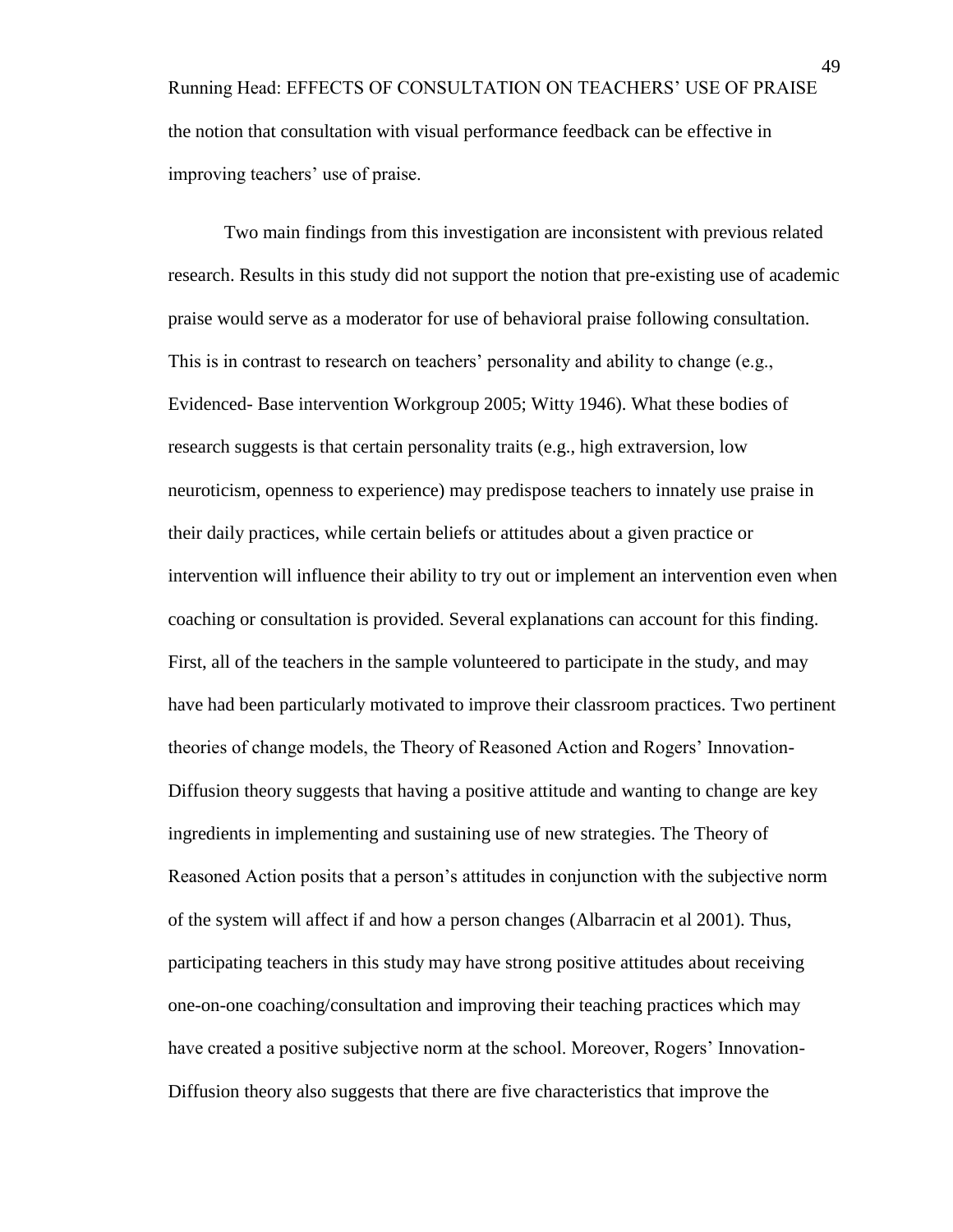the notion that consultation with visual performance feedback can be effective in improving teachers' use of praise.

Two main findings from this investigation are inconsistent with previous related research. Results in this study did not support the notion that pre-existing use of academic praise would serve as a moderator for use of behavioral praise following consultation. This is in contrast to research on teachers' personality and ability to change (e.g., Evidenced- Base intervention Workgroup 2005; Witty 1946). What these bodies of research suggests is that certain personality traits (e.g., high extraversion, low neuroticism, openness to experience) may predispose teachers to innately use praise in their daily practices, while certain beliefs or attitudes about a given practice or intervention will influence their ability to try out or implement an intervention even when coaching or consultation is provided. Several explanations can account for this finding. First, all of the teachers in the sample volunteered to participate in the study, and may have had been particularly motivated to improve their classroom practices. Two pertinent theories of change models, the Theory of Reasoned Action and Rogers' Innovation-Diffusion theory suggests that having a positive attitude and wanting to change are key ingredients in implementing and sustaining use of new strategies. The Theory of Reasoned Action posits that a person's attitudes in conjunction with the subjective norm of the system will affect if and how a person changes (Albarracin et al 2001). Thus, participating teachers in this study may have strong positive attitudes about receiving one-on-one coaching/consultation and improving their teaching practices which may have created a positive subjective norm at the school. Moreover, Rogers' Innovation-Diffusion theory also suggests that there are five characteristics that improve the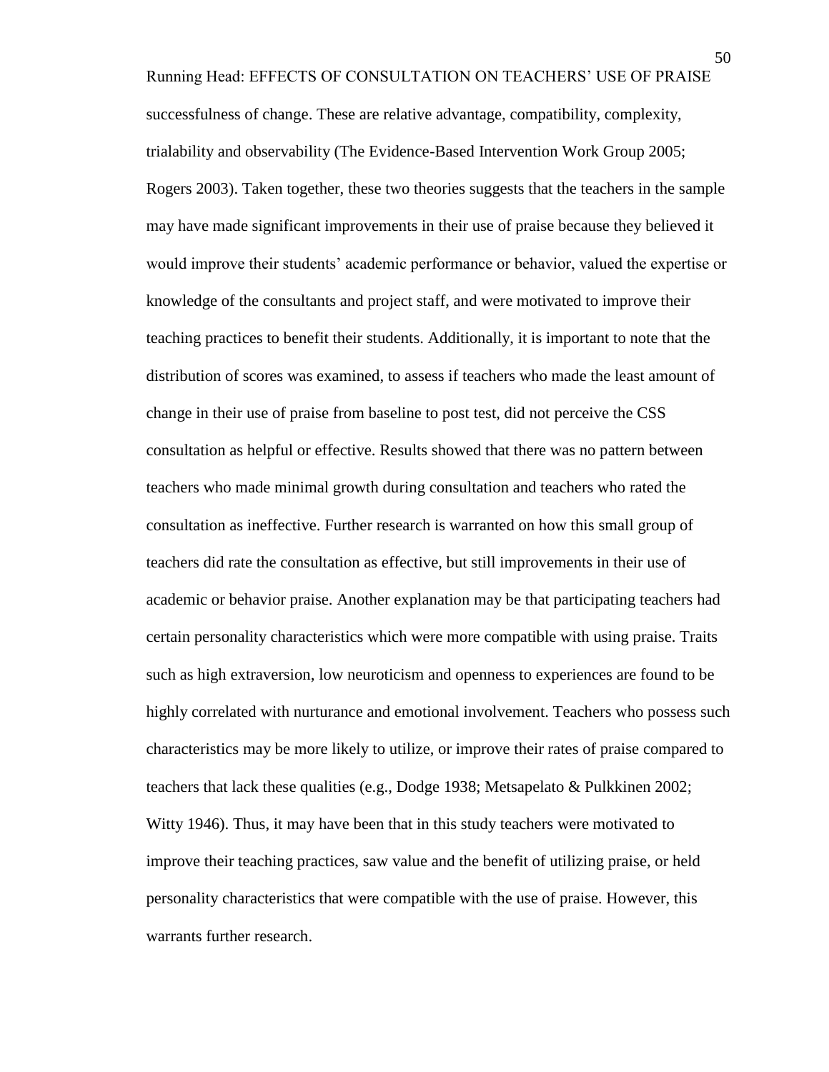successfulness of change. These are relative advantage, compatibility, complexity, trialability and observability (The Evidence-Based Intervention Work Group 2005; Rogers 2003). Taken together, these two theories suggests that the teachers in the sample may have made significant improvements in their use of praise because they believed it would improve their students' academic performance or behavior, valued the expertise or knowledge of the consultants and project staff, and were motivated to improve their teaching practices to benefit their students. Additionally, it is important to note that the distribution of scores was examined, to assess if teachers who made the least amount of change in their use of praise from baseline to post test, did not perceive the CSS consultation as helpful or effective. Results showed that there was no pattern between teachers who made minimal growth during consultation and teachers who rated the consultation as ineffective. Further research is warranted on how this small group of teachers did rate the consultation as effective, but still improvements in their use of academic or behavior praise. Another explanation may be that participating teachers had certain personality characteristics which were more compatible with using praise. Traits such as high extraversion, low neuroticism and openness to experiences are found to be highly correlated with nurturance and emotional involvement. Teachers who possess such characteristics may be more likely to utilize, or improve their rates of praise compared to teachers that lack these qualities (e.g., Dodge 1938; Metsapelato & Pulkkinen 2002; Witty 1946). Thus, it may have been that in this study teachers were motivated to improve their teaching practices, saw value and the benefit of utilizing praise, or held personality characteristics that were compatible with the use of praise. However, this warrants further research.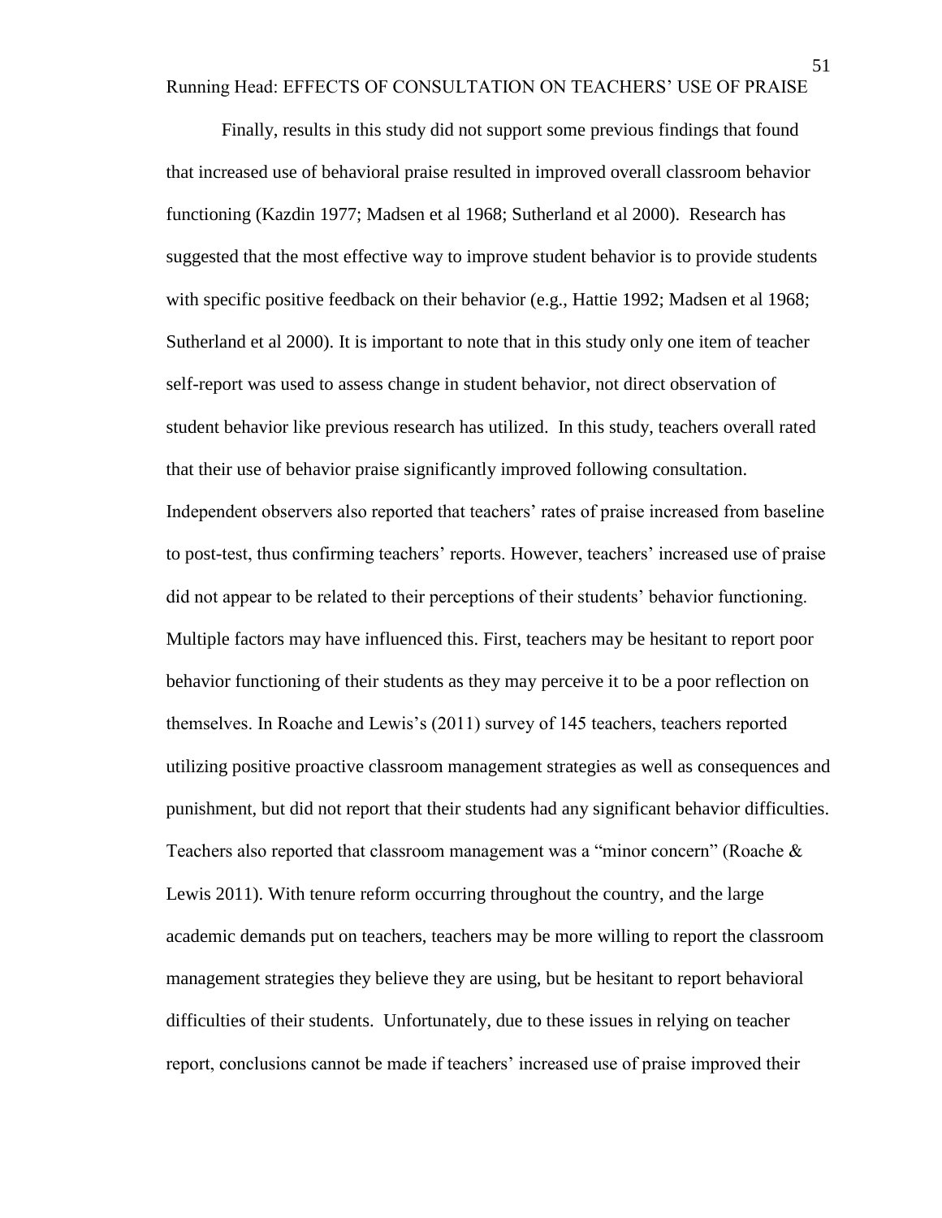Finally, results in this study did not support some previous findings that found that increased use of behavioral praise resulted in improved overall classroom behavior functioning (Kazdin 1977; Madsen et al 1968; Sutherland et al 2000). Research has suggested that the most effective way to improve student behavior is to provide students with specific positive feedback on their behavior (e.g., Hattie 1992; Madsen et al 1968; Sutherland et al 2000). It is important to note that in this study only one item of teacher self-report was used to assess change in student behavior, not direct observation of student behavior like previous research has utilized. In this study, teachers overall rated that their use of behavior praise significantly improved following consultation. Independent observers also reported that teachers' rates of praise increased from baseline to post-test, thus confirming teachers' reports. However, teachers' increased use of praise did not appear to be related to their perceptions of their students' behavior functioning. Multiple factors may have influenced this. First, teachers may be hesitant to report poor behavior functioning of their students as they may perceive it to be a poor reflection on themselves. In Roache and Lewis's (2011) survey of 145 teachers, teachers reported utilizing positive proactive classroom management strategies as well as consequences and punishment, but did not report that their students had any significant behavior difficulties. Teachers also reported that classroom management was a "minor concern" (Roache & Lewis 2011). With tenure reform occurring throughout the country, and the large academic demands put on teachers, teachers may be more willing to report the classroom management strategies they believe they are using, but be hesitant to report behavioral difficulties of their students. Unfortunately, due to these issues in relying on teacher report, conclusions cannot be made if teachers' increased use of praise improved their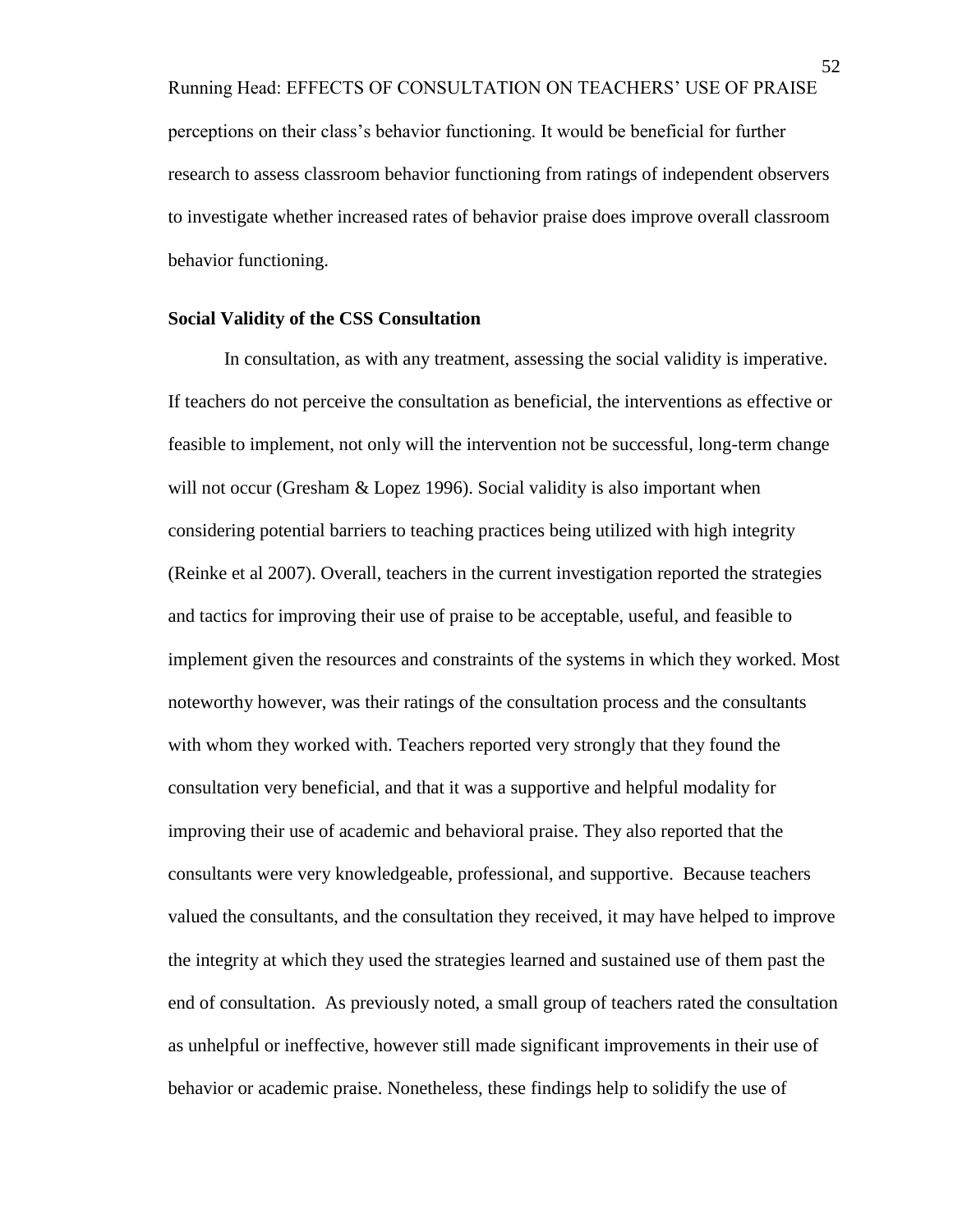perceptions on their class's behavior functioning. It would be beneficial for further research to assess classroom behavior functioning from ratings of independent observers to investigate whether increased rates of behavior praise does improve overall classroom behavior functioning.

**Social Validity of the CSS Consultation**

In consultation, as with any treatment, assessing the social validity is imperative. If teachers do not perceive the consultation as beneficial, the interventions as effective or feasible to implement, not only will the intervention not be successful, long-term change will not occur (Gresham & Lopez 1996). Social validity is also important when considering potential barriers to teaching practices being utilized with high integrity (Reinke et al 2007). Overall, teachers in the current investigation reported the strategies and tactics for improving their use of praise to be acceptable, useful, and feasible to implement given the resources and constraints of the systems in which they worked. Most noteworthy however, was their ratings of the consultation process and the consultants with whom they worked with. Teachers reported very strongly that they found the consultation very beneficial, and that it was a supportive and helpful modality for improving their use of academic and behavioral praise. They also reported that the consultants were very knowledgeable, professional, and supportive. Because teachers valued the consultants, and the consultation they received, it may have helped to improve the integrity at which they used the strategies learned and sustained use of them past the end of consultation. As previously noted, a small group of teachers rated the consultation as unhelpful or ineffective, however still made significant improvements in their use of behavior or academic praise. Nonetheless, these findings help to solidify the use of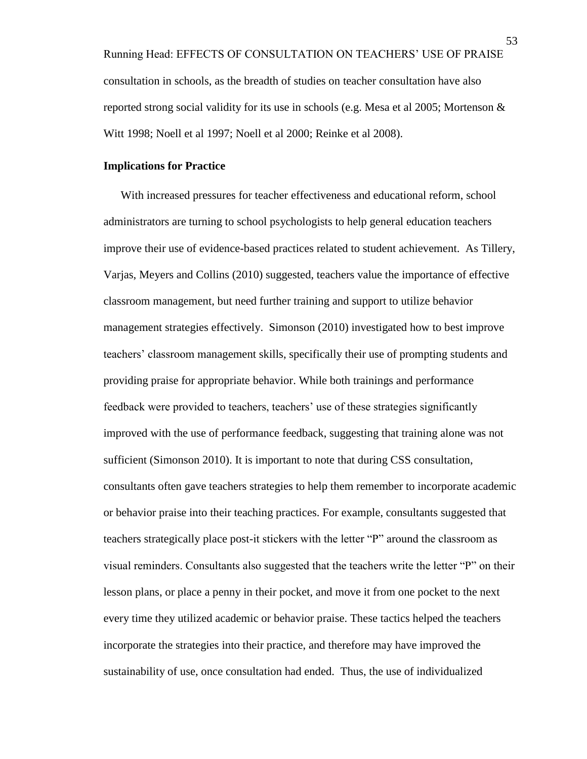consultation in schools, as the breadth of studies on teacher consultation have also reported strong social validity for its use in schools (e.g. Mesa et al 2005; Mortenson & Witt 1998; Noell et al 1997; Noell et al 2000; Reinke et al 2008).

**Implications for Practice**

With increased pressures for teacher effectiveness and educational reform, school administrators are turning to school psychologists to help general education teachers improve their use of evidence-based practices related to student achievement. As Tillery, Varjas, Meyers and Collins (2010) suggested, teachers value the importance of effective classroom management, but need further training and support to utilize behavior management strategies effectively. Simonson (2010) investigated how to best improve teachers' classroom management skills, specifically their use of prompting students and providing praise for appropriate behavior. While both trainings and performance feedback were provided to teachers, teachers' use of these strategies significantly improved with the use of performance feedback, suggesting that training alone was not sufficient (Simonson 2010). It is important to note that during CSS consultation, consultants often gave teachers strategies to help them remember to incorporate academic or behavior praise into their teaching practices. For example, consultants suggested that teachers strategically place post-it stickers with the letter "P" around the classroom as visual reminders. Consultants also suggested that the teachers write the letter "P" on their lesson plans, or place a penny in their pocket, and move it from one pocket to the next every time they utilized academic or behavior praise. These tactics helped the teachers incorporate the strategies into their practice, and therefore may have improved the sustainability of use, once consultation had ended. Thus, the use of individualized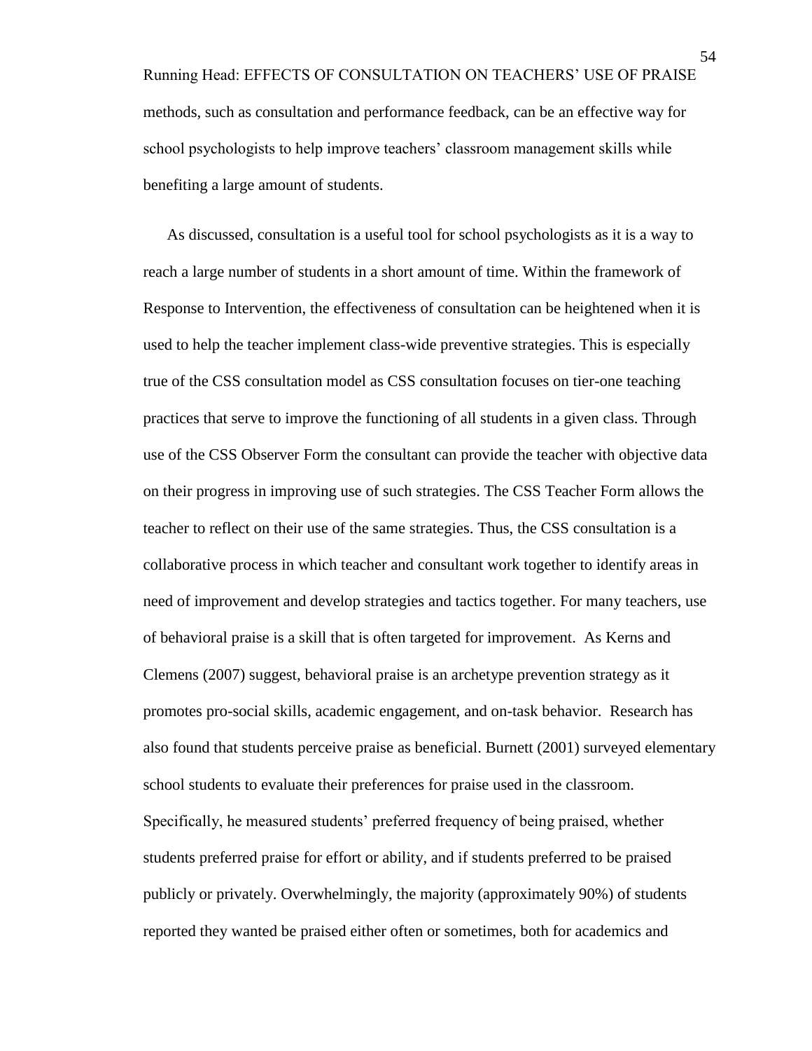methods, such as consultation and performance feedback, can be an effective way for school psychologists to help improve teachers' classroom management skills while benefiting a large amount of students.

As discussed, consultation is a useful tool for school psychologists as it is a way to reach a large number of students in a short amount of time. Within the framework of Response to Intervention, the effectiveness of consultation can be heightened when it is used to help the teacher implement class-wide preventive strategies. This is especially true of the CSS consultation model as CSS consultation focuses on tier-one teaching practices that serve to improve the functioning of all students in a given class. Through use of the CSS Observer Form the consultant can provide the teacher with objective data on their progress in improving use of such strategies. The CSS Teacher Form allows the teacher to reflect on their use of the same strategies. Thus, the CSS consultation is a collaborative process in which teacher and consultant work together to identify areas in need of improvement and develop strategies and tactics together. For many teachers, use of behavioral praise is a skill that is often targeted for improvement. As Kerns and Clemens (2007) suggest, behavioral praise is an archetype prevention strategy as it promotes pro-social skills, academic engagement, and on-task behavior. Research has also found that students perceive praise as beneficial. Burnett (2001) surveyed elementary school students to evaluate their preferences for praise used in the classroom. Specifically, he measured students' preferred frequency of being praised, whether students preferred praise for effort or ability, and if students preferred to be praised publicly or privately. Overwhelmingly, the majority (approximately 90%) of students reported they wanted be praised either often or sometimes, both for academics and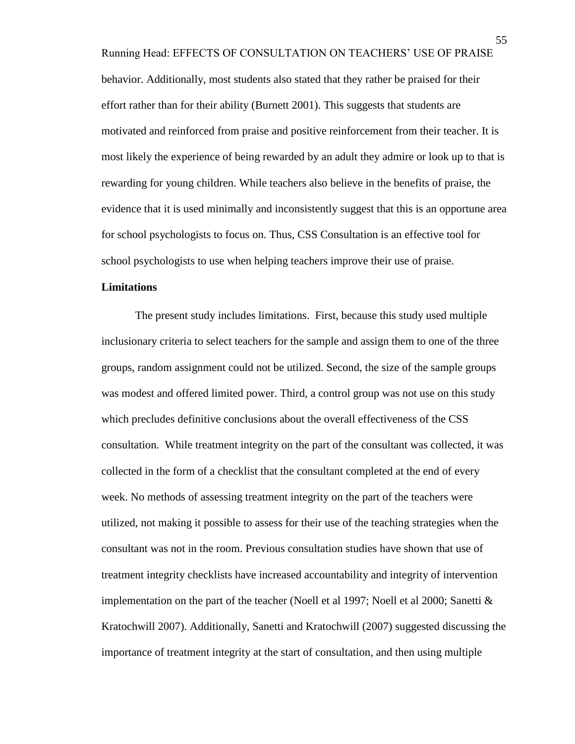behavior. Additionally, most students also stated that they rather be praised for their effort rather than for their ability (Burnett 2001). This suggests that students are motivated and reinforced from praise and positive reinforcement from their teacher. It is most likely the experience of being rewarded by an adult they admire or look up to that is rewarding for young children. While teachers also believe in the benefits of praise, the evidence that it is used minimally and inconsistently suggest that this is an opportune area for school psychologists to focus on. Thus, CSS Consultation is an effective tool for school psychologists to use when helping teachers improve their use of praise.

**Limitations**

The present study includes limitations. First, because this study used multiple inclusionary criteria to select teachers for the sample and assign them to one of the three groups, random assignment could not be utilized. Second, the size of the sample groups was modest and offered limited power. Third, a control group was not use on this study which precludes definitive conclusions about the overall effectiveness of the CSS consultation. While treatment integrity on the part of the consultant was collected, it was collected in the form of a checklist that the consultant completed at the end of every week. No methods of assessing treatment integrity on the part of the teachers were utilized, not making it possible to assess for their use of the teaching strategies when the consultant was not in the room. Previous consultation studies have shown that use of treatment integrity checklists have increased accountability and integrity of intervention implementation on the part of the teacher (Noell et al 1997; Noell et al 2000; Sanetti & Kratochwill 2007). Additionally, Sanetti and Kratochwill (2007) suggested discussing the importance of treatment integrity at the start of consultation, and then using multiple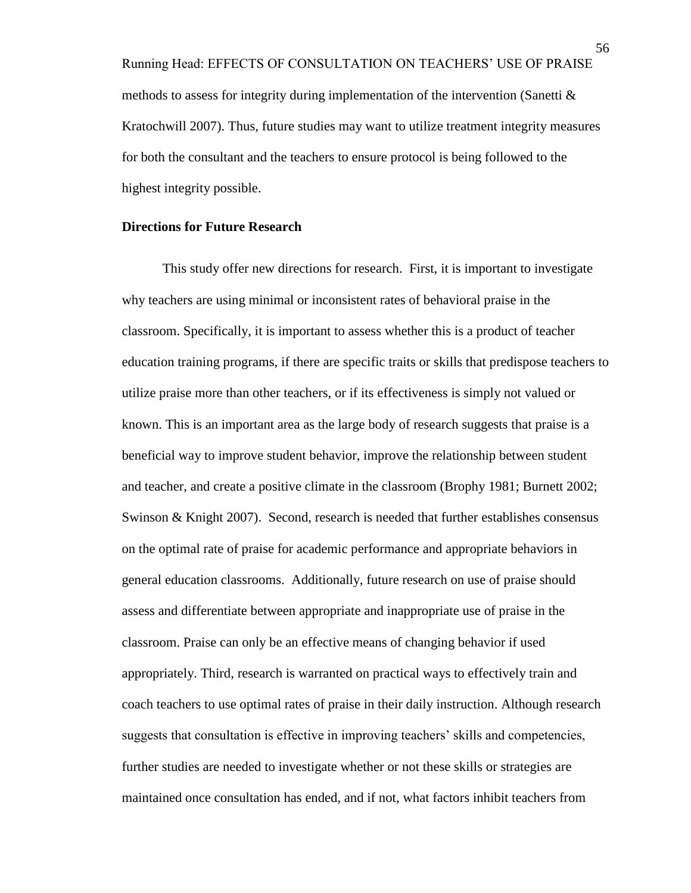methods to assess for integrity during implementation of the intervention (Sanetti & Kratochwill 2007). Thus, future studies may want to utilize treatment integrity measures for both the consultant and the teachers to ensure protocol is being followed to the highest integrity possible.

## Directions for Future Research

This study offer new directions for research. First, it is important to investigate why teachers are using minimal or inconsistent rates of behavioral praise in the classroom. Specifically, it is important to assess whether this is a product of teacher education training programs, if there are specific traits or skills that predispose teachers to utilize praise more than other teachers, or if its effectiveness is simply not valued or known. This is an important area as the large body of research suggests that praise is a beneficial way to improve student behavior, improve the relationship between student and teacher, and create a positive climate in the classroom (Brophy 1981; Burnett 2002; Swinson & Knight 2007). Second, research is needed that further establishes consensus on the optimal rate of praise for academic performance and appropriate behaviors in general education classrooms. Additionally, future research on use of praise should assess and differentiate between appropriate and inappropriate use of praise in the classroom. Praise can only be an effective means of changing behavior if used appropriately. Third, research is warranted on practical ways to effectively train and coach teachers to use optimal rates of praise in their daily instruction. Although research suggests that consultation is effective in improving teachers' skills and competencies, further studies are needed to investigate whether or not these skills or strategies are maintained once consultation has ended, and if not, what factors inhibit teachers from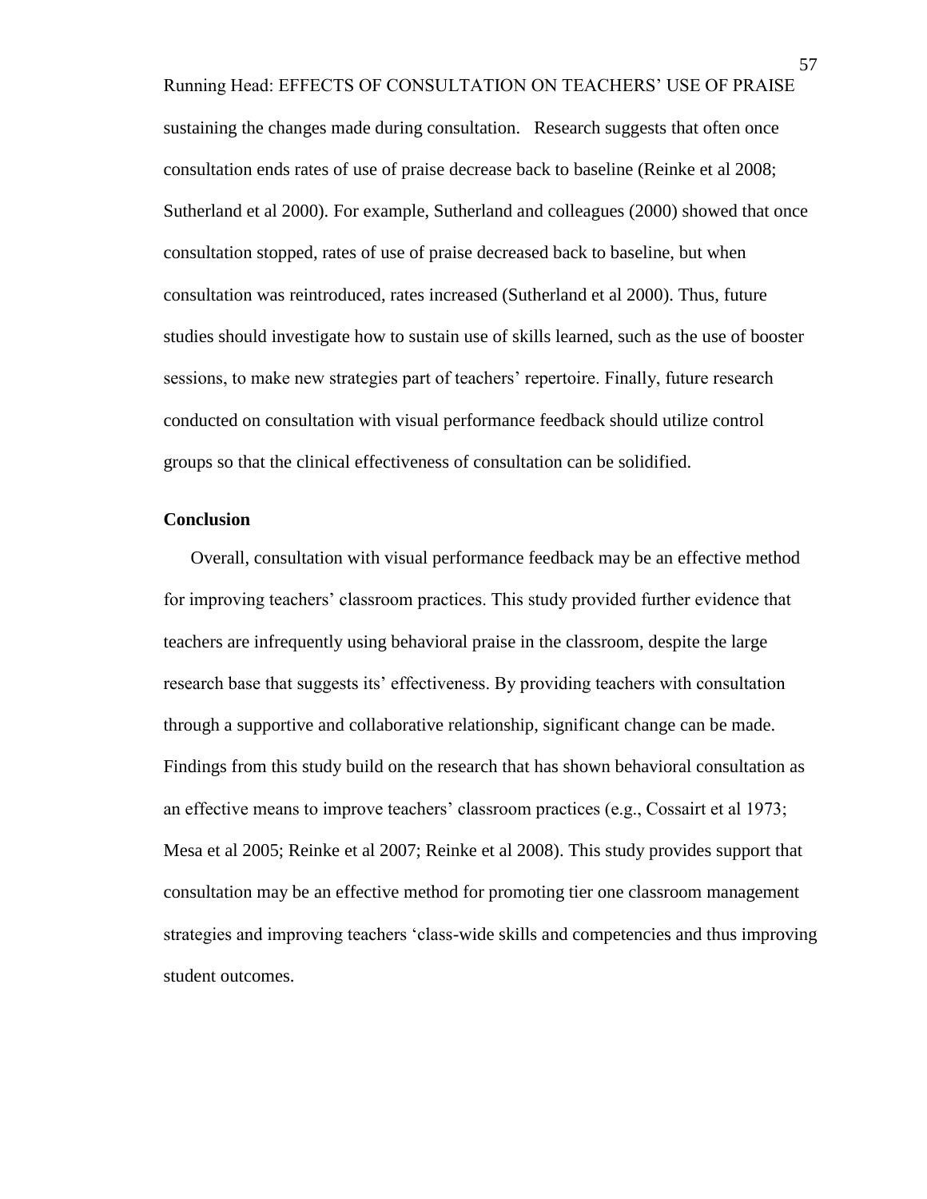sustaining the changes made during consultation. Research suggests that often once consultation ends rates of use of praise decrease back to baseline (Reinke et al 2008; Sutherland et al 2000). For example, Sutherland and colleagues (2000) showed that once consultation stopped, rates of use of praise decreased back to baseline, but when consultation was reintroduced, rates increased (Sutherland et al 2000). Thus, future studies should investigate how to sustain use of skills learned, such as the use of booster sessions, to make new strategies part of teachers' repertoire. Finally, future research conducted on consultation with visual performance feedback should utilize control groups so that the clinical effectiveness of consultation can be solidified.

**Conclusion**

Overall, consultation with visual performance feedback may be an effective method for improving teachers' classroom practices. This study provided further evidence that teachers are infrequently using behavioral praise in the classroom, despite the large research base that suggests its' effectiveness. By providing teachers with consultation through a supportive and collaborative relationship, significant change can be made. Findings from this study build on the research that has shown behavioral consultation as an effective means to improve teachers' classroom practices (e.g., Cossairt et al 1973; Mesa et al 2005; Reinke et al 2007; Reinke et al 2008). This study provides support that consultation may be an effective method for promoting tier one classroom management strategies and improving teachers 'class-wide skills and competencies and thus improving student outcomes.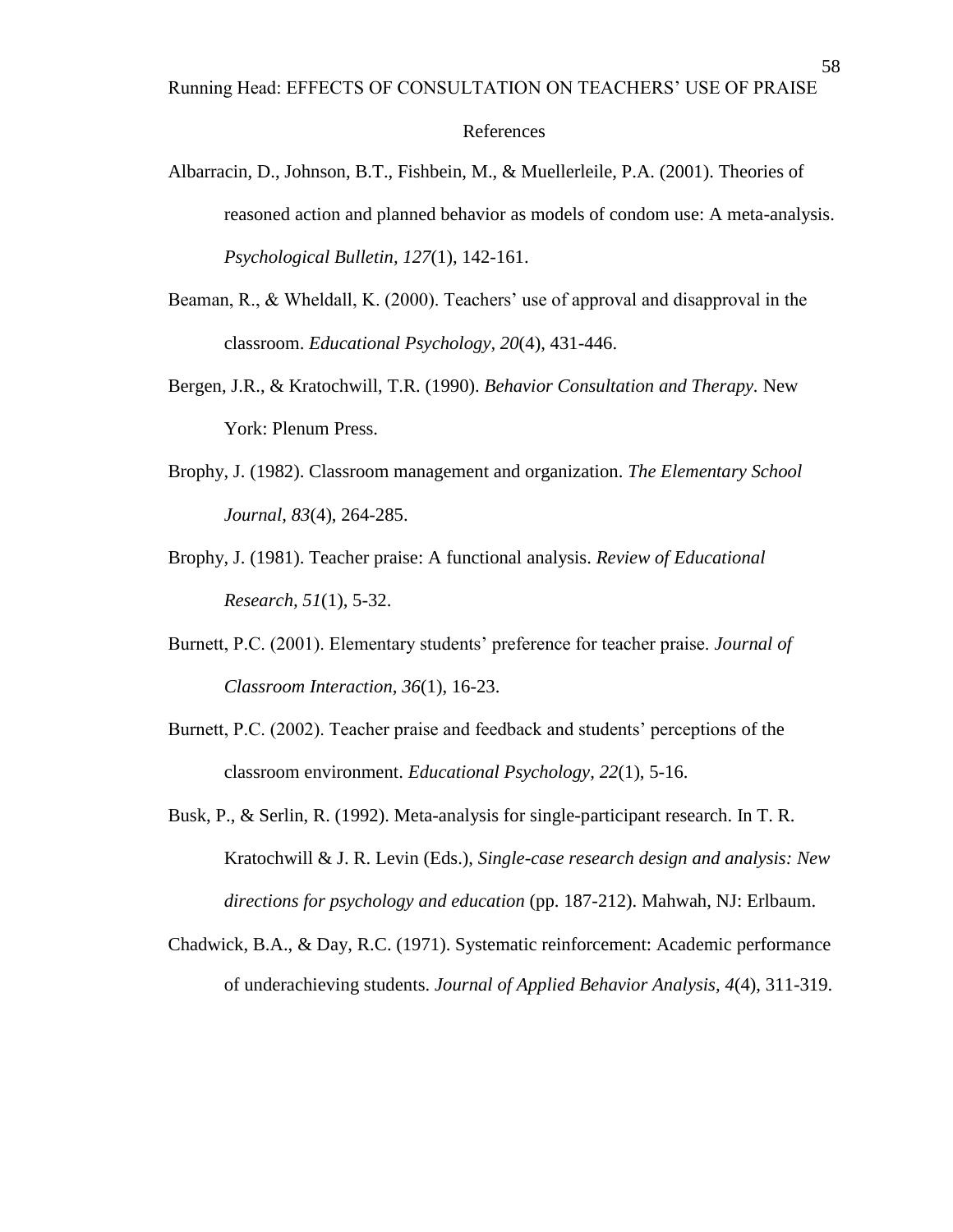# References

Albarracin, D., Johnson, B.T., Fishbein, M., & Muellerleile, P.A. (2001). Theories of reasoned action and planned behavior as models of condom use: A meta-analysis. *Psychological Bulletin, 127*(1), 142-161.

Beaman, R., & Wheldall, K. (2000). Teachers' use of approval and disapproval in the classroom. *Educational Psychology, 20*(4), 431-446.

Bergen, J.R., & Kratochwill, T.R. (1990). *Behavior Consultation and Therapy*. New York: Plenum Press.

Brophy, J. (1982). Classroom management and organization. *The Elementary School Journal, 83*(4), 264-285.

Brophy, J. (1981). Teacher praise: A functional analysis. *Review of Educational Research, 51*(1), 5-32.

Burnett, P.C. (2001). Elementary students' preference for teacher praise. *Journal of Classroom Interaction, 36*(1), 16-23.

Burnett, P.C. (2002). Teacher praise and feedback and students' perceptions of the classroom environment. *Educational Psychology, 22*(1), 5-16.

Busk, P., & Serlin, R. (1992). Meta-analysis for single-participant research. In T. R. Kratochwill & J. R. Levin (Eds.), *Single-case research design and analysis: New directions for psychology and education* (pp. 187-212). Mahwah, NJ: Erlbaum.

Chadwick, B.A., & Day, R.C. (1971). Systematic reinforcement: Academic performance of underachieving students. *Journal of Applied Behavior Analysis, 4*(4), 311-319.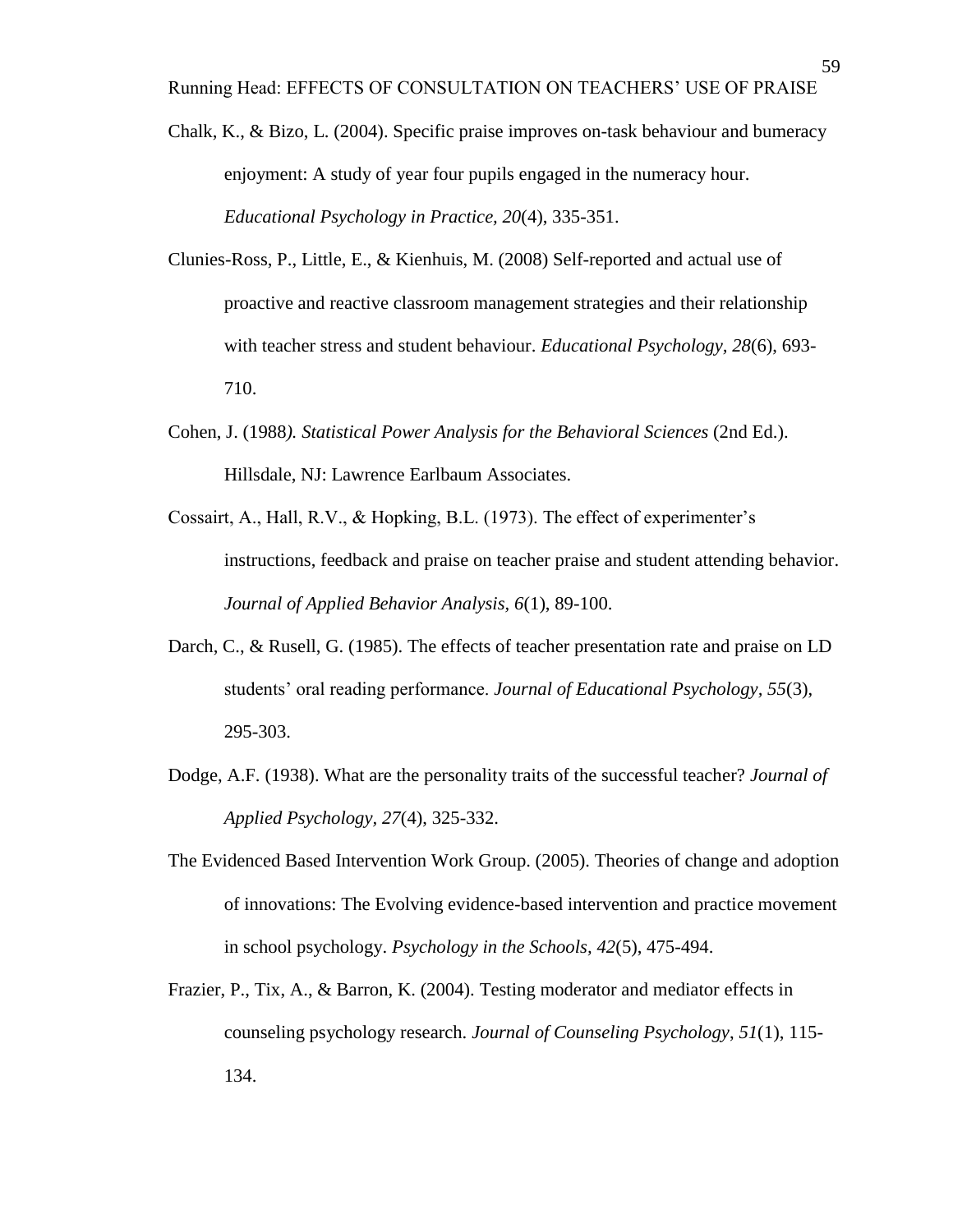Chalk, K., & Bizo, L. (2004). Specific praise improves on-task behaviour and bumeracy enjoyment: A study of year four pupils engaged in the numeracy hour. *Educational Psychology in Practice, 20*(4), 335-351.

Clunies-Ross, P., Little, E., & Kienhuis, M. (2008) Self-reported and actual use of proactive and reactive classroom management strategies and their relationship with teacher stress and student behaviour. *Educational Psychology, 28*(6), 693-710.

Cohen, J. (1988*). Statistical Power Analysis for the Behavioral Sciences* (2nd Ed.). Hillsdale, NJ: Lawrence Earlbaum Associates.

Cossairt, A., Hall, R.V., & Hopking, B.L. (1973). The effect of experimenter's instructions, feedback and praise on teacher praise and student attending behavior. *Journal of Applied Behavior Analysis, 6*(1), 89-100.

Darch, C., & Rusell, G. (1985). The effects of teacher presentation rate and praise on LD students' oral reading performance. *Journal of Educational Psychology, 55*(3), 295-303.

Dodge, A.F. (1938). What are the personality traits of the successful teacher? *Journal of Applied Psychology, 27*(4), 325-332.

The Evidenced Based Intervention Work Group. (2005). Theories of change and adoption of innovations: The Evolving evidence-based intervention and practice movement in school psychology. *Psychology in the Schools, 42*(5), 475-494.

Frazier, P., Tix, A., & Barron, K. (2004). Testing moderator and mediator effects in counseling psychology research. *Journal of Counseling Psychology*, *51*(1), 115-134.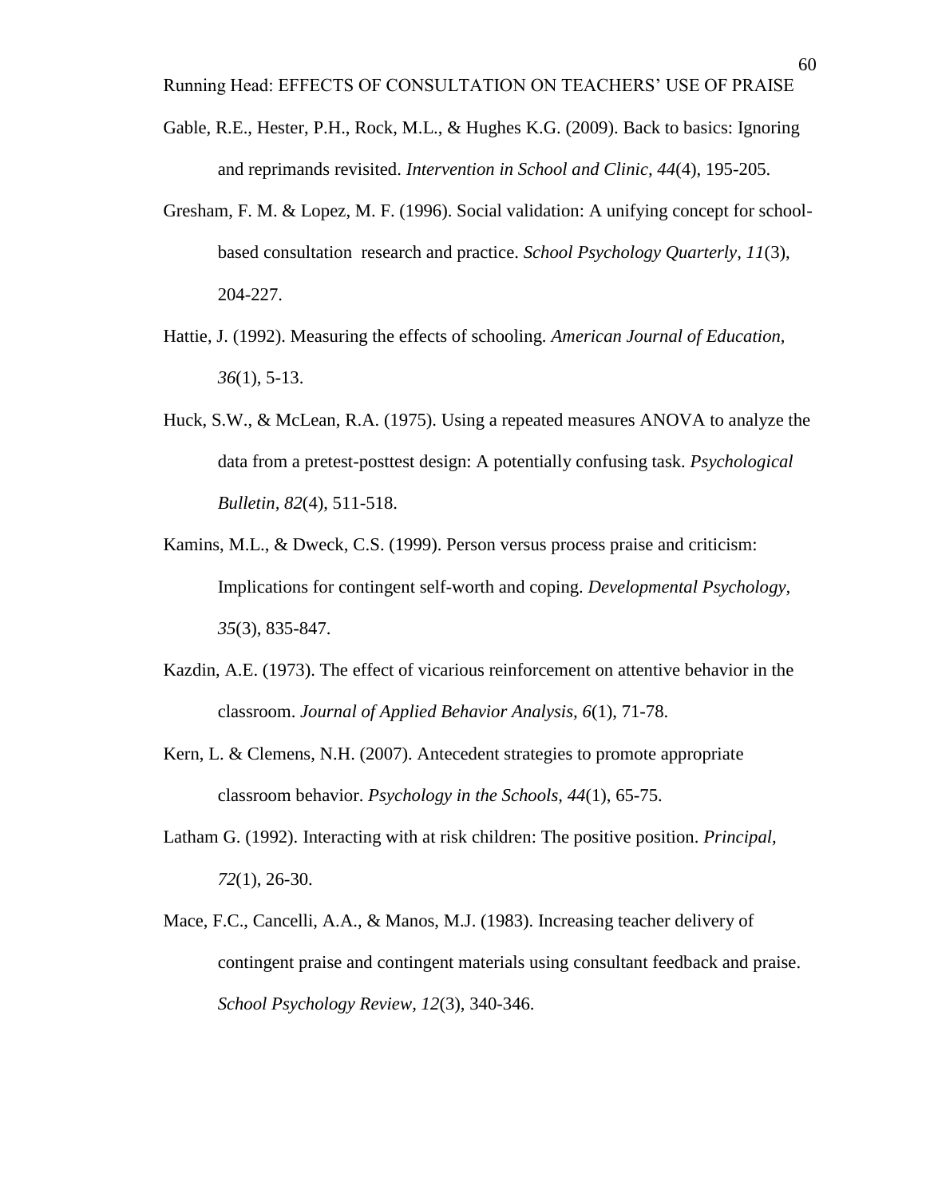Gable, R.E., Hester, P.H., Rock, M.L., & Hughes K.G. (2009). Back to basics: Ignoring and reprimands revisited. *Intervention in School and Clinic, 44*(4), 195-205.

Gresham, F. M. & Lopez, M. F. (1996). Social validation: A unifying concept for school-based consultation research and practice. *School Psychology Quarterly, 11*(3), 204-227.

Hattie, J. (1992). Measuring the effects of schooling. *American Journal of Education, 36*(1), 5-13.

Huck, S.W., & McLean, R.A. (1975). Using a repeated measures ANOVA to analyze the data from a pretest-posttest design: A potentially confusing task. *Psychological Bulletin, 82*(4), 511-518.

Kamins, M.L., & Dweck, C.S. (1999). Person versus process praise and criticism: Implications for contingent self-worth and coping. *Developmental Psychology, 35*(3), 835-847.

Kazdin, A.E. (1973). The effect of vicarious reinforcement on attentive behavior in the classroom. *Journal of Applied Behavior Analysis, 6*(1), 71-78.

Kern, L. & Clemens, N.H. (2007). Antecedent strategies to promote appropriate classroom behavior. *Psychology in the Schools, 44*(1), 65-75.

Latham G. (1992). Interacting with at risk children: The positive position. *Principal, 72*(1), 26-30.

Mace, F.C., Cancelli, A.A., & Manos, M.J. (1983). Increasing teacher delivery of contingent praise and contingent materials using consultant feedback and praise. *School Psychology Review, 12*(3), 340-346.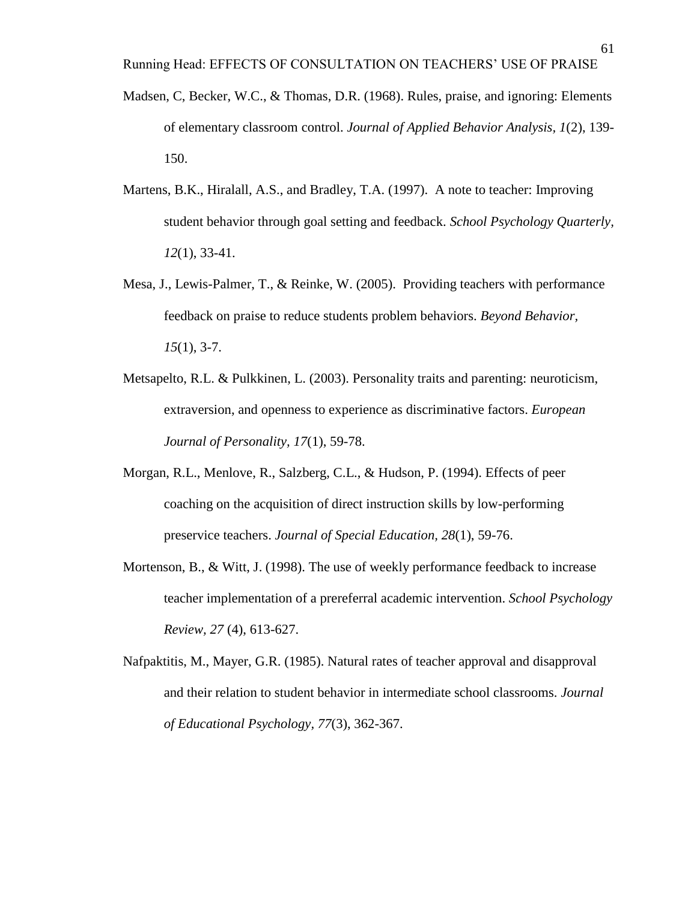Madsen, C, Becker, W.C., & Thomas, D.R. (1968). Rules, praise, and ignoring: Elements of elementary classroom control. *Journal of Applied Behavior Analysis, 1*(2), 139-150.

Martens, B.K., Hiralall, A.S., and Bradley, T.A. (1997). A note to teacher: Improving student behavior through goal setting and feedback. *School Psychology Quarterly, 12*(1), 33-41.

Mesa, J., Lewis-Palmer, T., & Reinke, W. (2005). Providing teachers with performance feedback on praise to reduce students problem behaviors. *Beyond Behavior, 15*(1), 3-7.

Metsapelto, R.L. & Pulkkinen, L. (2003). Personality traits and parenting: neuroticism, extraversion, and openness to experience as discriminative factors. *European Journal of Personality, 17*(1), 59-78.

Morgan, R.L., Menlove, R., Salzberg, C.L., & Hudson, P. (1994). Effects of peer coaching on the acquisition of direct instruction skills by low-performing preservice teachers. *Journal of Special Education, 28*(1), 59-76.

Mortenson, B., & Witt, J. (1998). The use of weekly performance feedback to increase teacher implementation of a prereferral academic intervention. *School Psychology Review, 27* (4), 613-627.

Nafpaktitis, M., Mayer, G.R. (1985). Natural rates of teacher approval and disapproval and their relation to student behavior in intermediate school classrooms. *Journal of Educational Psychology, 77*(3), 362-367.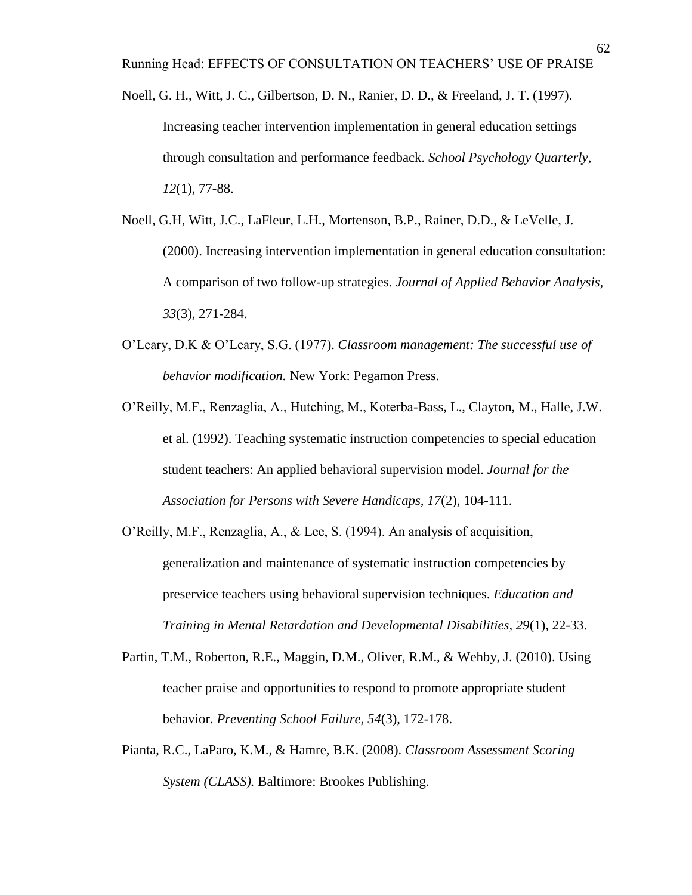Noell, G. H., Witt, J. C., Gilbertson, D. N., Ranier, D. D., & Freeland, J. T. (1997). Increasing teacher intervention implementation in general education settings through consultation and performance feedback. *School Psychology Quarterly*, *12*(1), 77-88.

Noell, G.H, Witt, J.C., LaFleur, L.H., Mortenson, B.P., Rainer, D.D., & LeVelle, J. (2000). Increasing intervention implementation in general education consultation: A comparison of two follow-up strategies. *Journal of Applied Behavior Analysis, 33*(3), 271-284.

O'Leary, D.K & O'Leary, S.G. (1977). *Classroom management: The successful use of behavior modification.* New York: Pegamon Press.

O'Reilly, M.F., Renzaglia, A., Hutching, M., Koterba-Bass, L., Clayton, M., Halle, J.W. et al. (1992). Teaching systematic instruction competencies to special education student teachers: An applied behavioral supervision model. *Journal for the Association for Persons with Severe Handicaps, 17*(2), 104-111.

O'Reilly, M.F., Renzaglia, A., & Lee, S. (1994). An analysis of acquisition, generalization and maintenance of systematic instruction competencies by preservice teachers using behavioral supervision techniques. *Education and Training in Mental Retardation and Developmental Disabilities, 29*(1), 22-33.

Partin, T.M., Roberton, R.E., Maggin, D.M., Oliver, R.M., & Wehby, J. (2010). Using teacher praise and opportunities to respond to promote appropriate student behavior. *Preventing School Failure, 54*(3), 172-178.

Pianta, R.C., LaParo, K.M., & Hamre, B.K. (2008). *Classroom Assessment Scoring System (CLASS).* Baltimore: Brookes Publishing.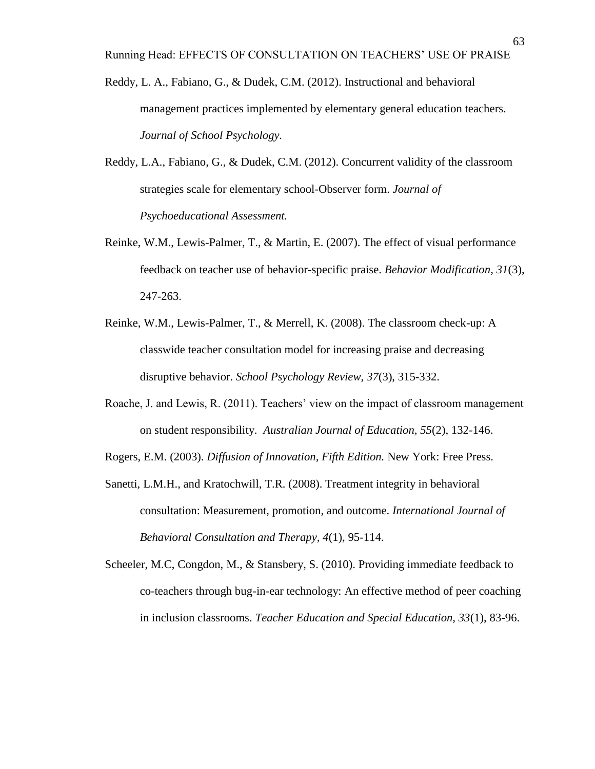Reddy, L. A., Fabiano, G., & Dudek, C.M. (2012). Instructional and behavioral management practices implemented by elementary general education teachers. *Journal of School Psychology*.

Reddy, L.A., Fabiano, G., & Dudek, C.M. (2012). Concurrent validity of the classroom strategies scale for elementary school-Observer form. *Journal of Psychoeducational Assessment.*

Reinke, W.M., Lewis-Palmer, T., & Martin, E. (2007). The effect of visual performance feedback on teacher use of behavior-specific praise. *Behavior Modification, 31*(3), 247-263.

Reinke, W.M., Lewis-Palmer, T., & Merrell, K. (2008). The classroom check-up: A classwide teacher consultation model for increasing praise and decreasing disruptive behavior. *School Psychology Review, 37*(3), 315-332.

Roache, J. and Lewis, R. (2011). Teachers' view on the impact of classroom management on student responsibility. *Australian Journal of Education, 55*(2), 132-146.

Rogers, E.M. (2003). *Diffusion of Innovation, Fifth Edition.* New York: Free Press.

Sanetti, L.M.H., and Kratochwill, T.R. (2008). Treatment integrity in behavioral consultation: Measurement, promotion, and outcome. *International Journal of Behavioral Consultation and Therapy, 4*(1), 95-114.

Scheeler, M.C, Congdon, M., & Stansbery, S. (2010). Providing immediate feedback to co-teachers through bug-in-ear technology: An effective method of peer coaching in inclusion classrooms. *Teacher Education and Special Education, 33*(1), 83-96.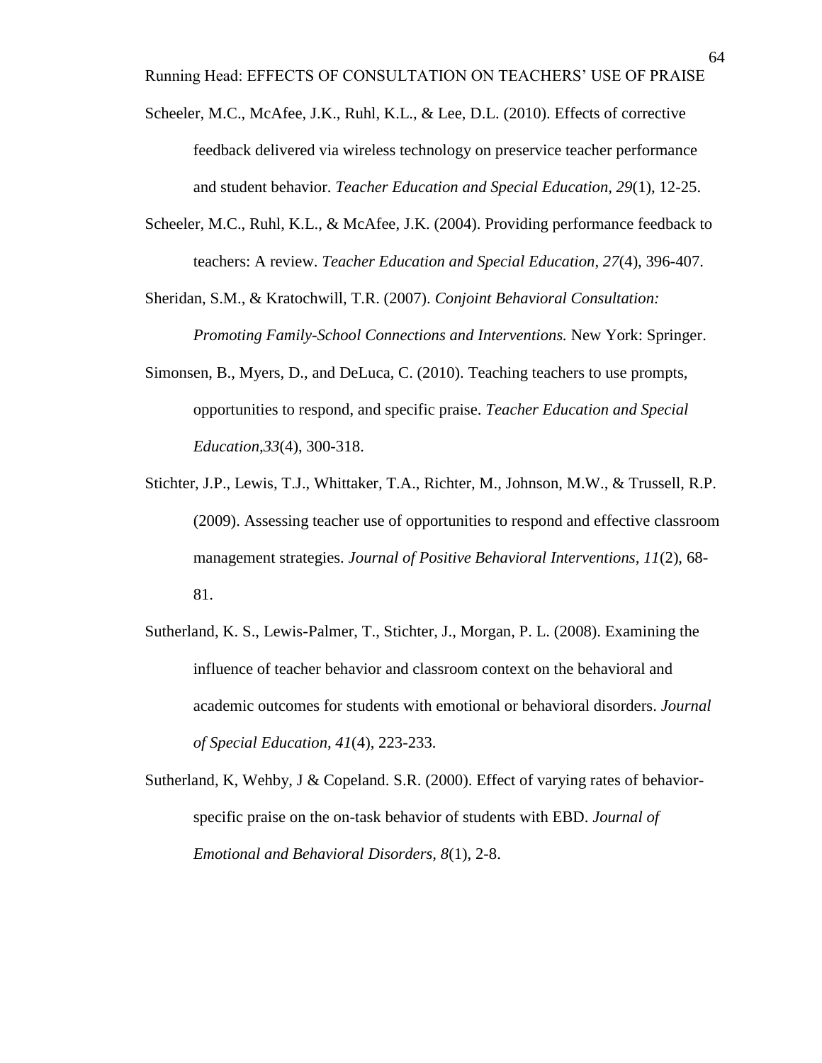Scheeler, M.C., McAfee, J.K., Ruhl, K.L., & Lee, D.L. (2010). Effects of corrective feedback delivered via wireless technology on preservice teacher performance and student behavior. *Teacher Education and Special Education, 29*(1), 12-25.

Scheeler, M.C., Ruhl, K.L., & McAfee, J.K. (2004). Providing performance feedback to teachers: A review. *Teacher Education and Special Education*, *27*(4), 396-407.

Sheridan, S.M., & Kratochwill, T.R. (2007). *Conjoint Behavioral Consultation: Promoting Family-School Connections and Interventions.* New York: Springer.

Simonsen, B., Myers, D., and DeLuca, C. (2010). Teaching teachers to use prompts, opportunities to respond, and specific praise. *Teacher Education and Special Education,33*(4), 300-318.

Stichter, J.P., Lewis, T.J., Whittaker, T.A., Richter, M., Johnson, M.W., & Trussell, R.P. (2009). Assessing teacher use of opportunities to respond and effective classroom management strategies. *Journal of Positive Behavioral Interventions, 11*(2), 68-81.

Sutherland, K. S., Lewis-Palmer, T., Stichter, J., Morgan, P. L. (2008). Examining the influence of teacher behavior and classroom context on the behavioral and academic outcomes for students with emotional or behavioral disorders. *Journal of Special Education, 41*(4), 223-233.

Sutherland, K, Wehby, J & Copeland. S.R. (2000). Effect of varying rates of behavior-specific praise on the on-task behavior of students with EBD. *Journal of Emotional and Behavioral Disorders, 8*(1), 2-8.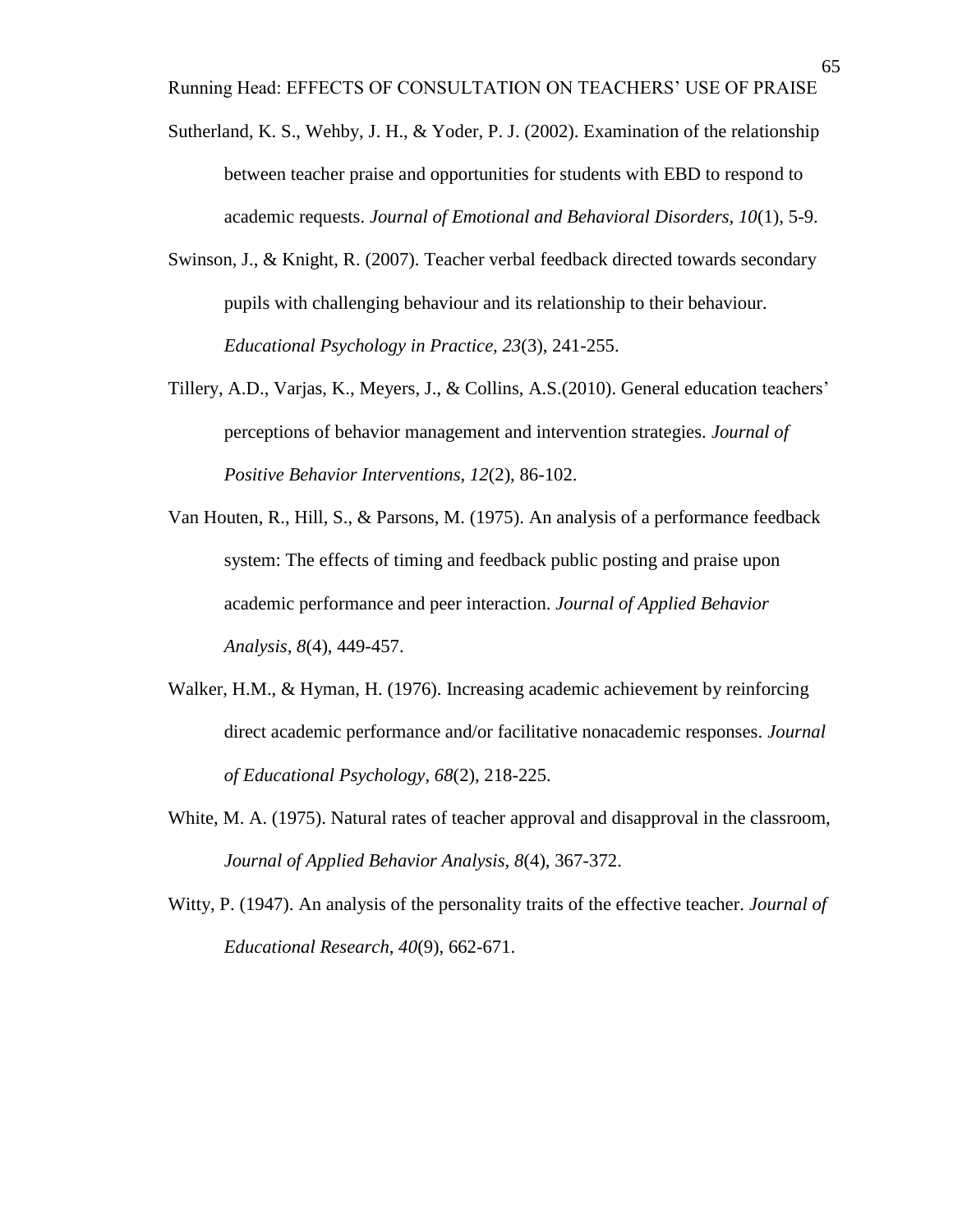Sutherland, K. S., Wehby, J. H., & Yoder, P. J. (2002). Examination of the relationship between teacher praise and opportunities for students with EBD to respond to academic requests. *Journal of Emotional and Behavioral Disorders, 10*(1), 5-9.

Swinson, J., & Knight, R. (2007). Teacher verbal feedback directed towards secondary pupils with challenging behaviour and its relationship to their behaviour. *Educational Psychology in Practice, 23*(3), 241-255.

Tillery, A.D., Varjas, K., Meyers, J., & Collins, A.S.(2010). General education teachers' perceptions of behavior management and intervention strategies. *Journal of Positive Behavior Interventions, 12*(2), 86-102.

Van Houten, R., Hill, S., & Parsons, M. (1975). An analysis of a performance feedback system: The effects of timing and feedback public posting and praise upon academic performance and peer interaction. *Journal of Applied Behavior Analysis, 8*(4), 449-457.

Walker, H.M., & Hyman, H. (1976). Increasing academic achievement by reinforcing direct academic performance and/or facilitative nonacademic responses. *Journal of Educational Psychology, 68*(2), 218-225.

White, M. A. (1975). Natural rates of teacher approval and disapproval in the classroom, *Journal of Applied Behavior Analysis, 8*(4), 367-372.

Witty, P. (1947). An analysis of the personality traits of the effective teacher. *Journal of Educational Research, 40*(9), 662-671.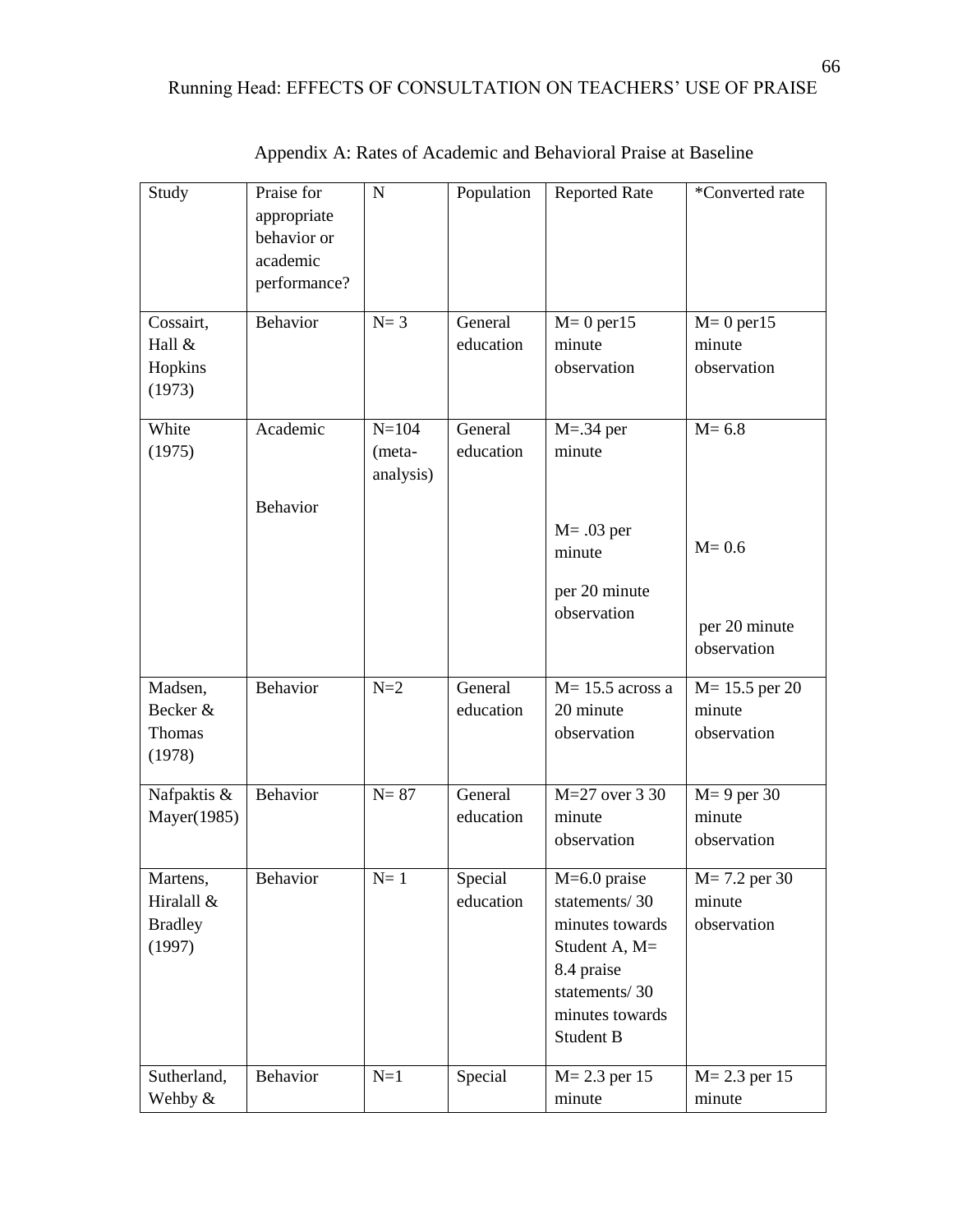## Appendix A: Rates of Academic and Behavioral Praise at Baseline

| Study | Praise for appropriate behavior or academic performance? | N | Population | Reported Rate | *Converted rate |
|---|---|---|---|---|---|
| Cossairt, Hall & Hopkins (1973) | Behavior | N= 3 | General education | M= 0 per15 minute observation | M= 0 per15 minute observation |
| White (1975) | Academic<br><br>Behavior | N=104 (meta-analysis) | General education | M=.34 per minute<br><br>M= .03 per minute<br><br>per 20 minute observation | M= 6.8<br><br>M= 0.6<br><br>per 20 minute observation |
| Madsen, Becker & Thomas (1978) | Behavior | N=2 | General education | M= 15.5 across a 20 minute observation | M= 15.5 per 20 minute observation |
| Nafpaktis & Mayer(1985) | Behavior | N= 87 | General education | M=27 over 3 30 minute observation | M= 9 per 30 minute observation |
| Martens, Hiralall & Bradley (1997) | Behavior | N= 1 | Special education | M=6.0 praise statements/ 30 minutes towards Student A, M= 8.4 praise statements/ 30 minutes towards Student B | M= 7.2 per 30 minute observation |
| Sutherland, Wehby & | Behavior | N=1 | Special | M= 2.3 per 15 minute | M= 2.3 per 15 minute |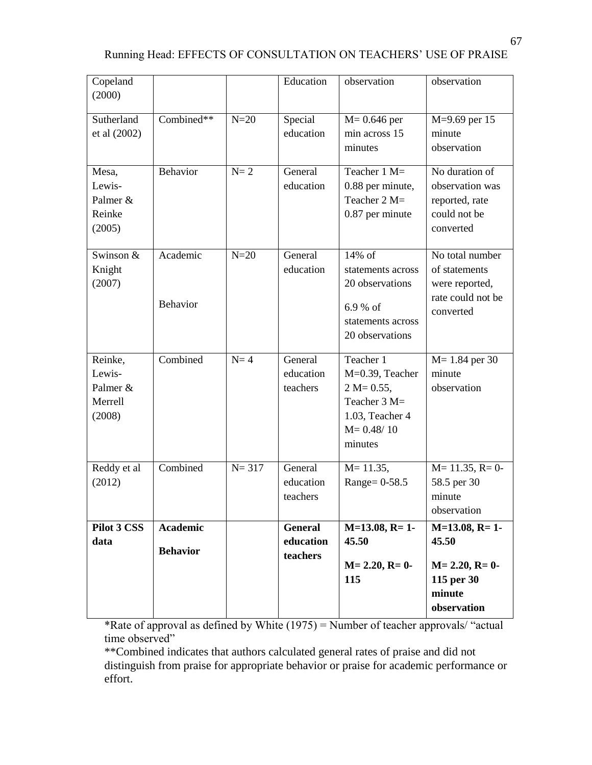| | | | | | |
|---|---|---|---|---|---|
| Copeland (2000) | | | Education | observation | observation |
| Sutherland et al (2002) | Combined** | N=20 | Special education | M= 0.646 per min across 15 minutes | M=9.69 per 15 minute observation |
| Mesa, Lewis-Palmer & Reinke (2005) | Behavior | N= 2 | General education | Teacher 1 M= 0.88 per minute, Teacher 2 M= 0.87 per minute | No duration of observation was reported, rate could not be converted |
| Swinson & Knight (2007) | Academic<br><br>Behavior | N=20 | General education | 14% of statements across 20 observations<br><br>6.9 % of statements across 20 observations | No total number of statements were reported, rate could not be converted |
| Reinke, Lewis-Palmer & Merrell (2008) | Combined | N= 4 | General education teachers | Teacher 1 M=0.39, Teacher 2 M= 0.55, Teacher 3 M= 1.03, Teacher 4 M= 0.48/ 10 minutes | M= 1.84 per 30 minute observation |
| Reddy et al (2012) | Combined | N= 317 | General education teachers | M= 11.35, Range= 0-58.5 | M= 11.35, R= 0-58.5 per 30 minute observation |
| **Pilot 3 CSS data** | **Academic**<br><br>**Behavior** | | **General education teachers** | **M=13.08, R= 1-45.50**<br><br>**M= 2.20, R= 0-115** | **M=13.08, R= 1-45.50**<br><br>**M= 2.20, R= 0-115 per 30 minute observation** |

*Rate of approval as defined by White (1975) = Number of teacher approvals/ "actual time observed"

**Combined indicates that authors calculated general rates of praise and did not distinguish from praise for appropriate behavior or praise for academic performance or effort.